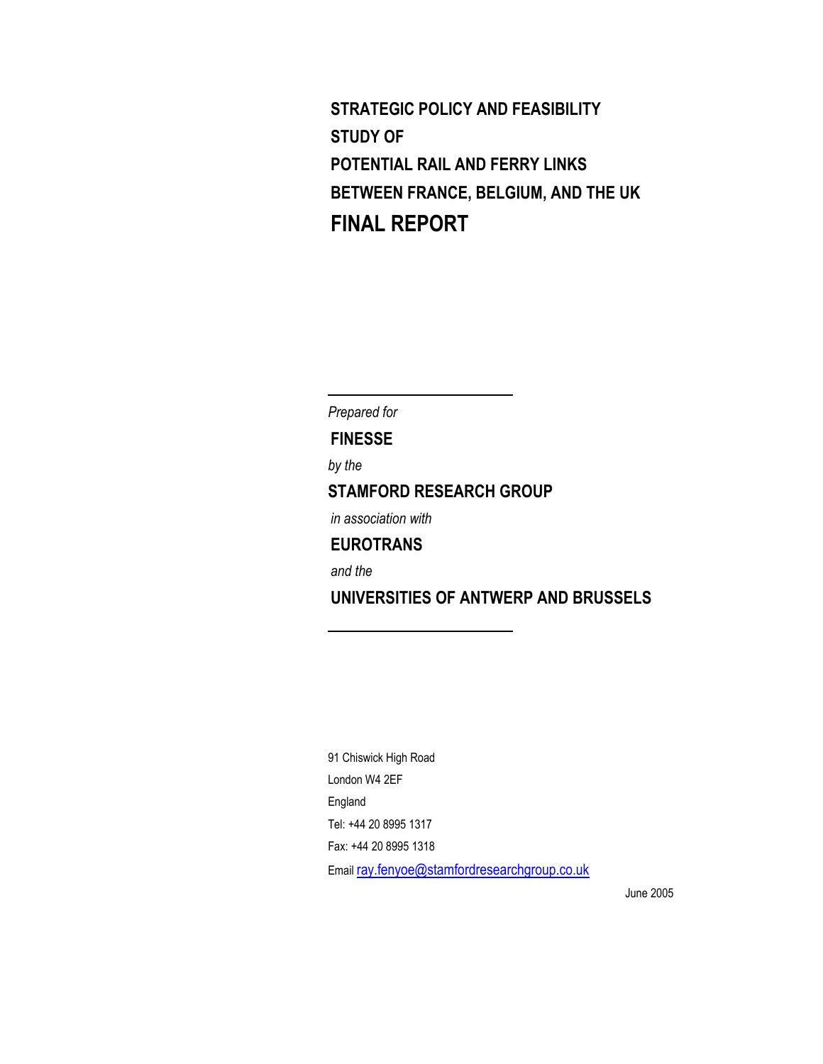# STRATEGIC POLICY AND FEASIBILITY STUDY OF POTENTIAL RAIL AND FERRY LINKS BETWEEN FRANCE, BELGIUM, AND THE UK

# FINAL REPORT

---

*Prepared for*

**FINESSE**

*by the*

**STAMFORD RESEARCH GROUP**

*in association with*

**EUROTRANS**

*and the*

**UNIVERSITIES OF ANTWERP AND BRUSSELS**

---

91 Chiswick High Road

London W4 2EF

England

Tel: +44 20 8995 1317

Fax: +44 20 8995 1318

Email ray.fenyoe@stamfordresearchgroup.co.uk

June 2005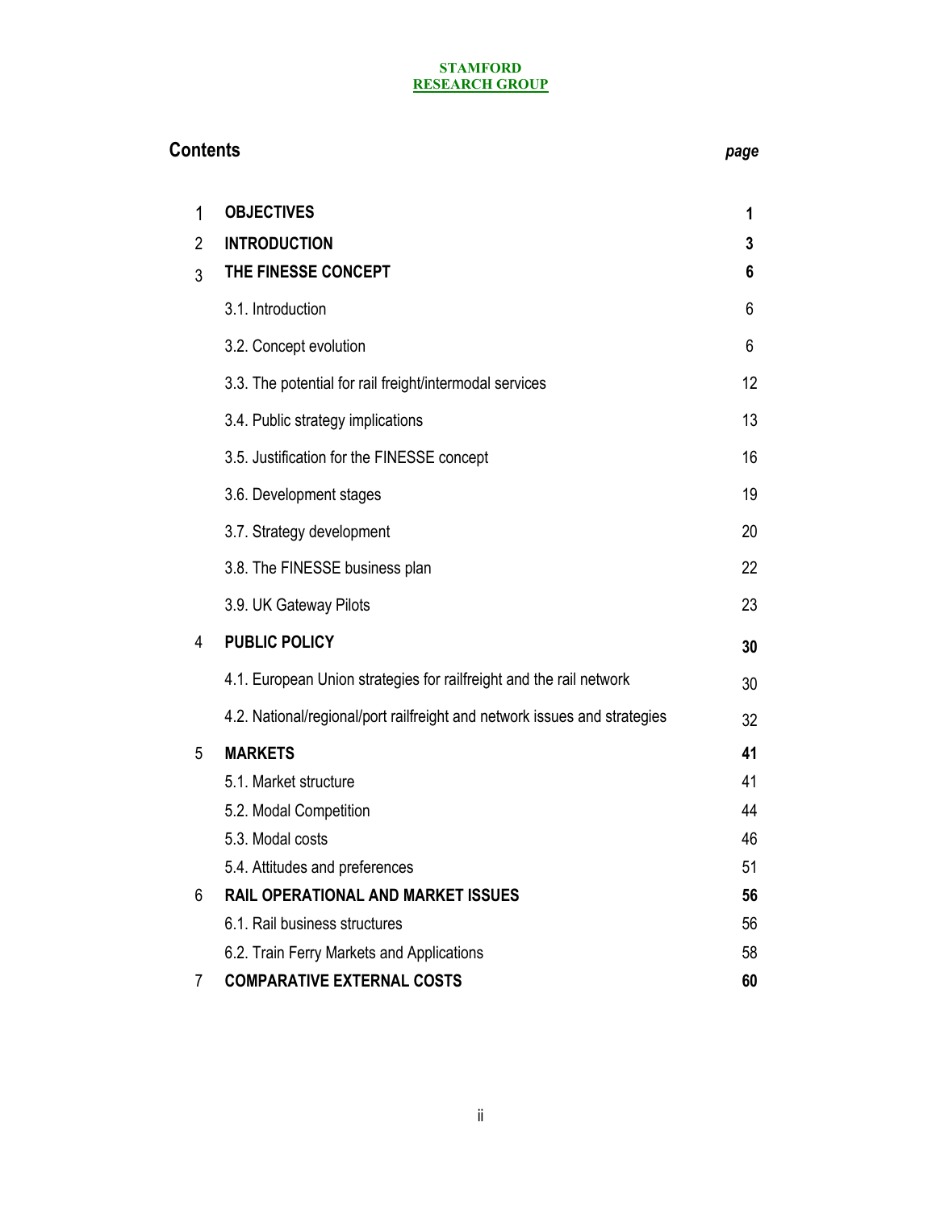**STAMFORD**
**RESEARCH GROUP**

## Contents

| | | *page* |
|---|---|---|
| 1 | **OBJECTIVES** | **1** |
| 2 | **INTRODUCTION** | **3** |
| 3 | **THE FINESSE CONCEPT** | **6** |
| | 3.1. Introduction | 6 |
| | 3.2. Concept evolution | 6 |
| | 3.3. The potential for rail freight/intermodal services | 12 |
| | 3.4. Public strategy implications | 13 |
| | 3.5. Justification for the FINESSE concept | 16 |
| | 3.6. Development stages | 19 |
| | 3.7. Strategy development | 20 |
| | 3.8. The FINESSE business plan | 22 |
| | 3.9. UK Gateway Pilots | 23 |
| 4 | **PUBLIC POLICY** | **30** |
| | 4.1. European Union strategies for railfreight and the rail network | 30 |
| | 4.2. National/regional/port railfreight and network issues and strategies | 32 |
| 5 | **MARKETS** | **41** |
| | 5.1. Market structure | 41 |
| | 5.2. Modal Competition | 44 |
| | 5.3. Modal costs | 46 |
| | 5.4. Attitudes and preferences | 51 |
| 6 | **RAIL OPERATIONAL AND MARKET ISSUES** | **56** |
| | 6.1. Rail business structures | 56 |
| | 6.2. Train Ferry Markets and Applications | 58 |
| 7 | **COMPARATIVE EXTERNAL COSTS** | **60** |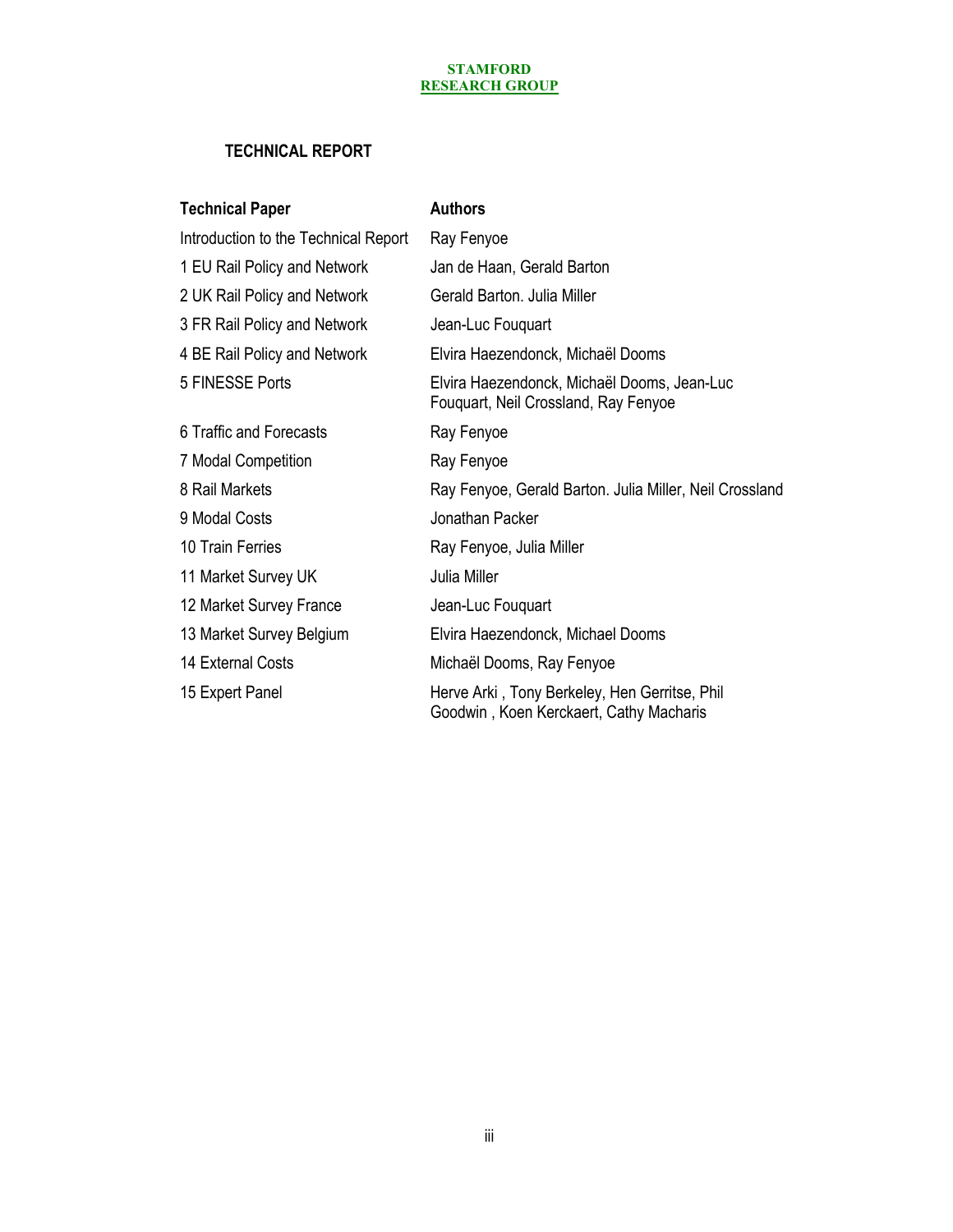**STAMFORD**
**RESEARCH GROUP**

## TECHNICAL REPORT

| Technical Paper | Authors |
|---|---|
| Introduction to the Technical Report | Ray Fenyoe |
| 1 EU Rail Policy and Network | Jan de Haan, Gerald Barton |
| 2 UK Rail Policy and Network | Gerald Barton. Julia Miller |
| 3 FR Rail Policy and Network | Jean-Luc Fouquart |
| 4 BE Rail Policy and Network | Elvira Haezendonck, Michaël Dooms |
| 5 FINESSE Ports | Elvira Haezendonck, Michaël Dooms, Jean-Luc Fouquart, Neil Crossland, Ray Fenyoe |
| 6 Traffic and Forecasts | Ray Fenyoe |
| 7 Modal Competition | Ray Fenyoe |
| 8 Rail Markets | Ray Fenyoe, Gerald Barton. Julia Miller, Neil Crossland |
| 9 Modal Costs | Jonathan Packer |
| 10 Train Ferries | Ray Fenyoe, Julia Miller |
| 11 Market Survey UK | Julia Miller |
| 12 Market Survey France | Jean-Luc Fouquart |
| 13 Market Survey Belgium | Elvira Haezendonck, Michael Dooms |
| 14 External Costs | Michaël Dooms, Ray Fenyoe |
| 15 Expert Panel | Herve Arki , Tony Berkeley, Hen Gerritse, Phil Goodwin , Koen Kerckaert, Cathy Macharis |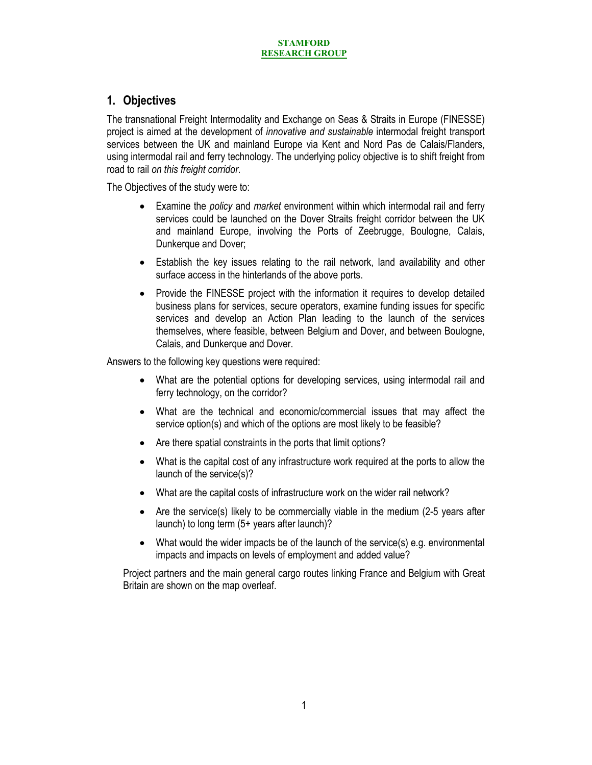## 1. Objectives

The transnational Freight Intermodality and Exchange on Seas & Straits in Europe (FINESSE) project is aimed at the development of *innovative and sustainable* intermodal freight transport services between the UK and mainland Europe via Kent and Nord Pas de Calais/Flanders, using intermodal rail and ferry technology. The underlying policy objective is to shift freight from road to rail *on this freight corridor*.

The Objectives of the study were to:

- Examine the *policy* and *market* environment within which intermodal rail and ferry services could be launched on the Dover Straits freight corridor between the UK and mainland Europe, involving the Ports of Zeebrugge, Boulogne, Calais, Dunkerque and Dover;
- Establish the key issues relating to the rail network, land availability and other surface access in the hinterlands of the above ports.
- Provide the FINESSE project with the information it requires to develop detailed business plans for services, secure operators, examine funding issues for specific services and develop an Action Plan leading to the launch of the services themselves, where feasible, between Belgium and Dover, and between Boulogne, Calais, and Dunkerque and Dover.

Answers to the following key questions were required:

- What are the potential options for developing services, using intermodal rail and ferry technology, on the corridor?
- What are the technical and economic/commercial issues that may affect the service option(s) and which of the options are most likely to be feasible?
- Are there spatial constraints in the ports that limit options?
- What is the capital cost of any infrastructure work required at the ports to allow the launch of the service(s)?
- What are the capital costs of infrastructure work on the wider rail network?
- Are the service(s) likely to be commercially viable in the medium (2-5 years after launch) to long term (5+ years after launch)?
- What would the wider impacts be of the launch of the service(s) e.g. environmental impacts and impacts on levels of employment and added value?

Project partners and the main general cargo routes linking France and Belgium with Great Britain are shown on the map overleaf.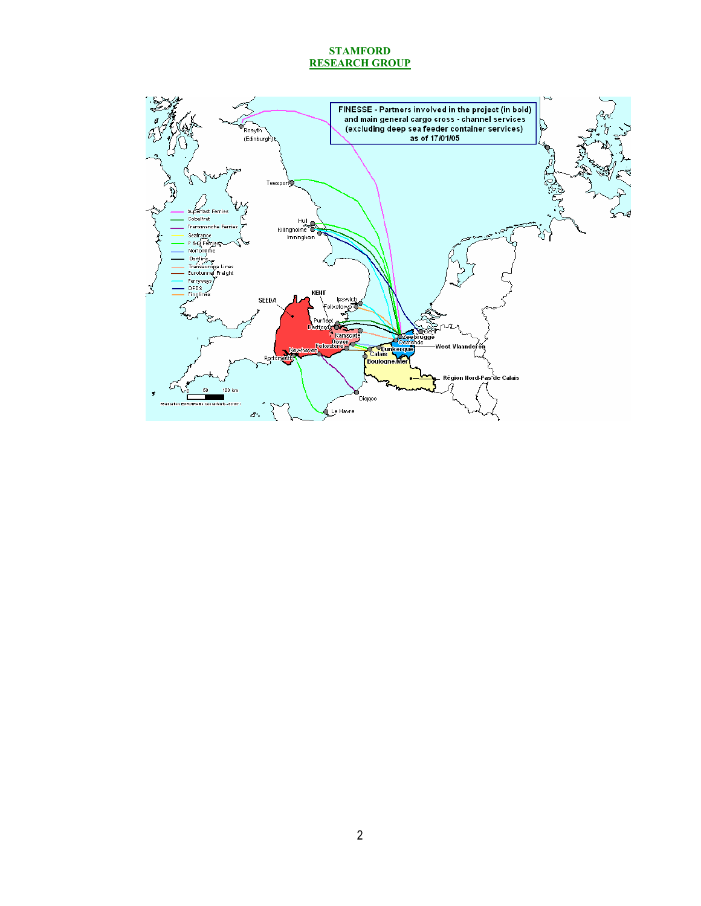FINESSE - Partners involved in the project (in bold) and main general cargo cross - channel services (excluding deep sea feeder container services) as of 17/01/05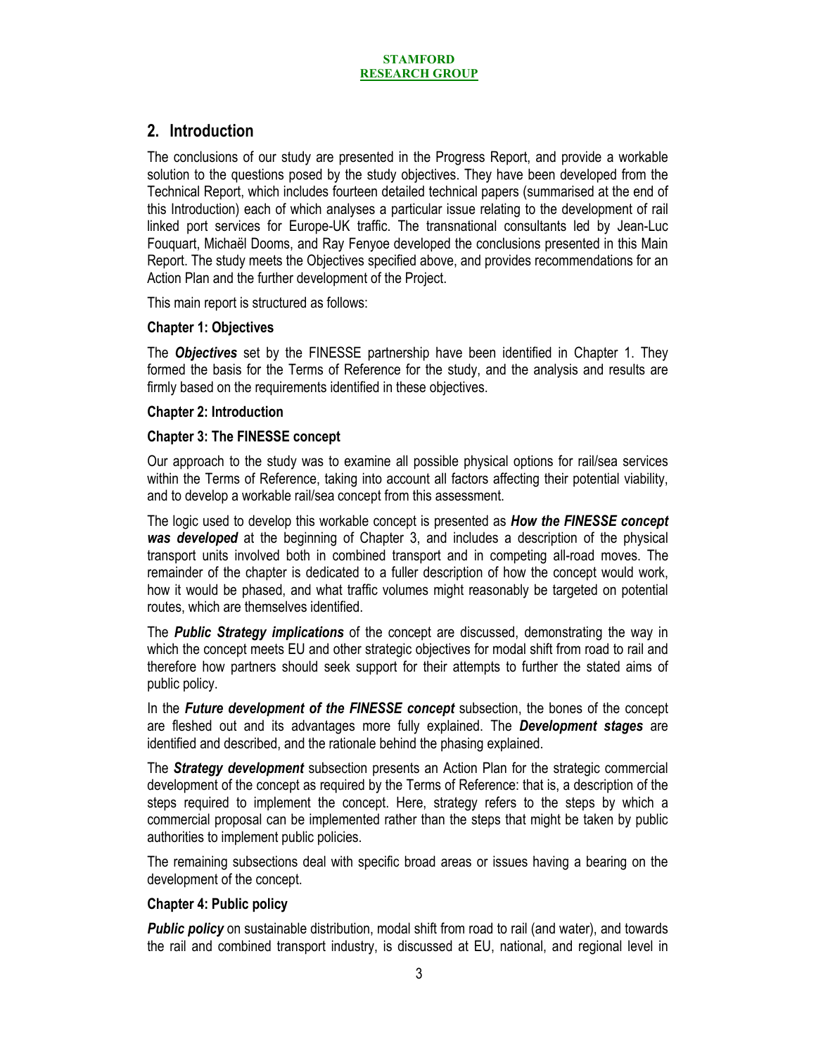## 2. Introduction

The conclusions of our study are presented in the Progress Report, and provide a workable solution to the questions posed by the study objectives. They have been developed from the Technical Report, which includes fourteen detailed technical papers (summarised at the end of this Introduction) each of which analyses a particular issue relating to the development of rail linked port services for Europe-UK traffic. The transnational consultants led by Jean-Luc Fouquart, Michaël Dooms, and Ray Fenyoe developed the conclusions presented in this Main Report. The study meets the Objectives specified above, and provides recommendations for an Action Plan and the further development of the Project.

This main report is structured as follows:

**Chapter 1: Objectives**

The ***Objectives*** set by the FINESSE partnership have been identified in Chapter 1. They formed the basis for the Terms of Reference for the study, and the analysis and results are firmly based on the requirements identified in these objectives.

**Chapter 2: Introduction**

**Chapter 3: The FINESSE concept**

Our approach to the study was to examine all possible physical options for rail/sea services within the Terms of Reference, taking into account all factors affecting their potential viability, and to develop a workable rail/sea concept from this assessment.

The logic used to develop this workable concept is presented as ***How the FINESSE concept was developed*** at the beginning of Chapter 3, and includes a description of the physical transport units involved both in combined transport and in competing all-road moves. The remainder of the chapter is dedicated to a fuller description of how the concept would work, how it would be phased, and what traffic volumes might reasonably be targeted on potential routes, which are themselves identified.

The ***Public Strategy implications*** of the concept are discussed, demonstrating the way in which the concept meets EU and other strategic objectives for modal shift from road to rail and therefore how partners should seek support for their attempts to further the stated aims of public policy.

In the ***Future development of the FINESSE concept*** subsection, the bones of the concept are fleshed out and its advantages more fully explained. The ***Development stages*** are identified and described, and the rationale behind the phasing explained.

The ***Strategy development*** subsection presents an Action Plan for the strategic commercial development of the concept as required by the Terms of Reference: that is, a description of the steps required to implement the concept. Here, strategy refers to the steps by which a commercial proposal can be implemented rather than the steps that might be taken by public authorities to implement public policies.

The remaining subsections deal with specific broad areas or issues having a bearing on the development of the concept.

**Chapter 4: Public policy**

***Public policy*** on sustainable distribution, modal shift from road to rail (and water), and towards the rail and combined transport industry, is discussed at EU, national, and regional level in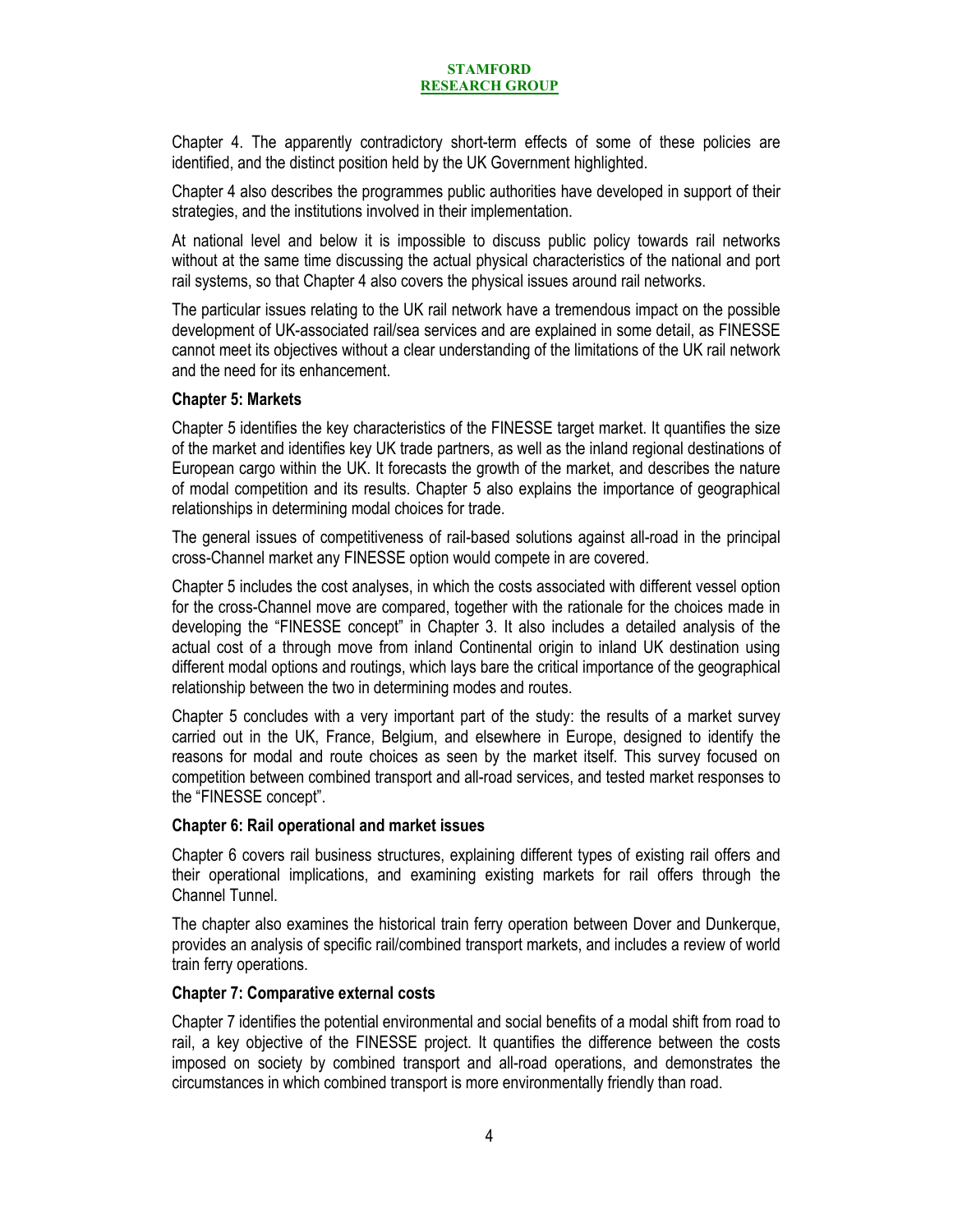Chapter 4. The apparently contradictory short-term effects of some of these policies are identified, and the distinct position held by the UK Government highlighted.

Chapter 4 also describes the programmes public authorities have developed in support of their strategies, and the institutions involved in their implementation.

At national level and below it is impossible to discuss public policy towards rail networks without at the same time discussing the actual physical characteristics of the national and port rail systems, so that Chapter 4 also covers the physical issues around rail networks.

The particular issues relating to the UK rail network have a tremendous impact on the possible development of UK-associated rail/sea services and are explained in some detail, as FINESSE cannot meet its objectives without a clear understanding of the limitations of the UK rail network and the need for its enhancement.

**Chapter 5: Markets**

Chapter 5 identifies the key characteristics of the FINESSE target market. It quantifies the size of the market and identifies key UK trade partners, as well as the inland regional destinations of European cargo within the UK. It forecasts the growth of the market, and describes the nature of modal competition and its results. Chapter 5 also explains the importance of geographical relationships in determining modal choices for trade.

The general issues of competitiveness of rail-based solutions against all-road in the principal cross-Channel market any FINESSE option would compete in are covered.

Chapter 5 includes the cost analyses, in which the costs associated with different vessel option for the cross-Channel move are compared, together with the rationale for the choices made in developing the "FINESSE concept" in Chapter 3. It also includes a detailed analysis of the actual cost of a through move from inland Continental origin to inland UK destination using different modal options and routings, which lays bare the critical importance of the geographical relationship between the two in determining modes and routes.

Chapter 5 concludes with a very important part of the study: the results of a market survey carried out in the UK, France, Belgium, and elsewhere in Europe, designed to identify the reasons for modal and route choices as seen by the market itself. This survey focused on competition between combined transport and all-road services, and tested market responses to the "FINESSE concept".

**Chapter 6: Rail operational and market issues**

Chapter 6 covers rail business structures, explaining different types of existing rail offers and their operational implications, and examining existing markets for rail offers through the Channel Tunnel.

The chapter also examines the historical train ferry operation between Dover and Dunkerque, provides an analysis of specific rail/combined transport markets, and includes a review of world train ferry operations.

**Chapter 7: Comparative external costs**

Chapter 7 identifies the potential environmental and social benefits of a modal shift from road to rail, a key objective of the FINESSE project. It quantifies the difference between the costs imposed on society by combined transport and all-road operations, and demonstrates the circumstances in which combined transport is more environmentally friendly than road.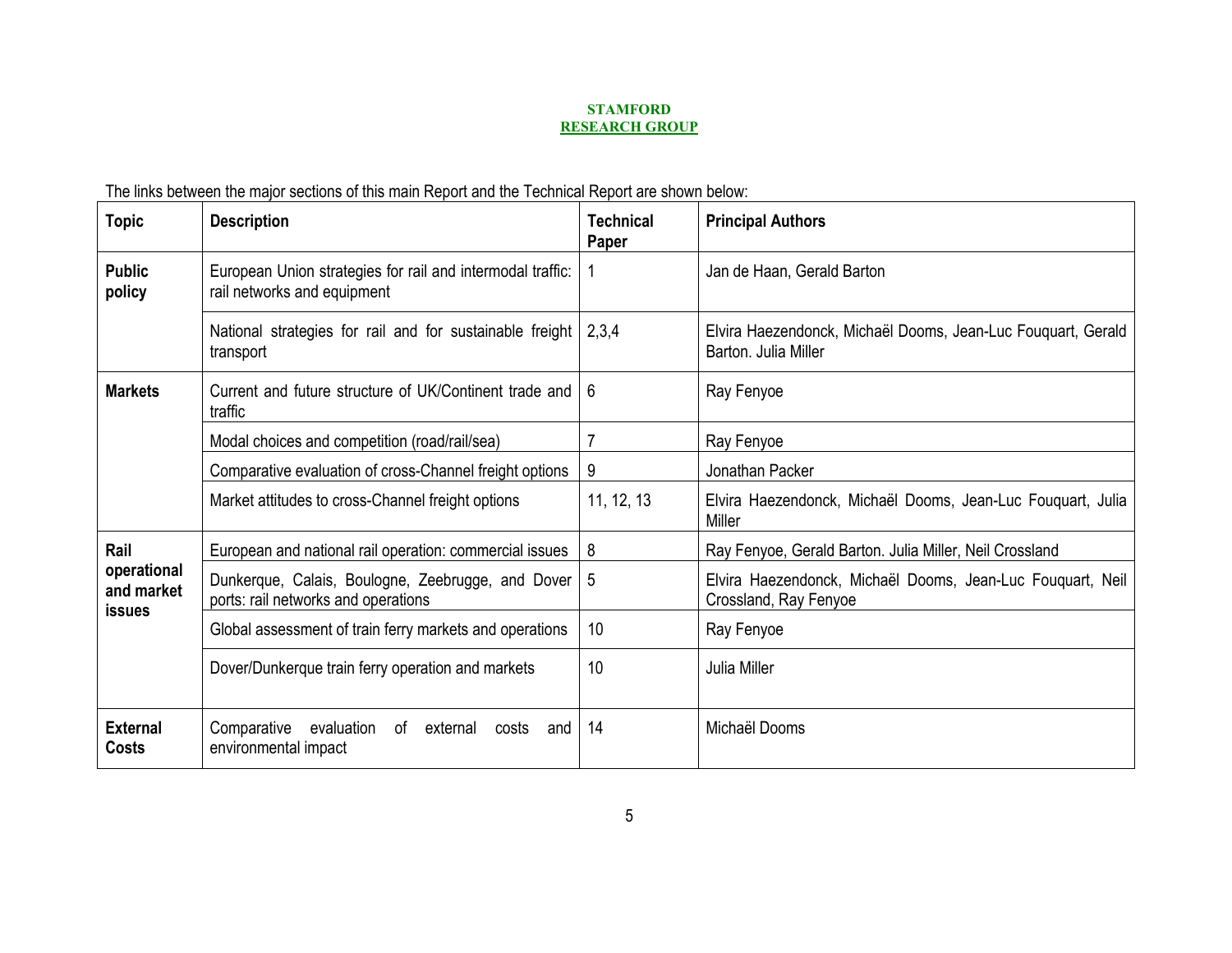The links between the major sections of this main Report and the Technical Report are shown below:

| Topic | Description | Technical Paper | Principal Authors |
|---|---|---|---|
| **Public policy** | European Union strategies for rail and intermodal traffic: rail networks and equipment | 1 | Jan de Haan, Gerald Barton |
| | National strategies for rail and for sustainable freight transport | 2,3,4 | Elvira Haezendonck, Michaël Dooms, Jean-Luc Fouquart, Gerald Barton. Julia Miller |
| **Markets** | Current and future structure of UK/Continent trade and traffic | 6 | Ray Fenyoe |
| | Modal choices and competition (road/rail/sea) | 7 | Ray Fenyoe |
| | Comparative evaluation of cross-Channel freight options | 9 | Jonathan Packer |
| | Market attitudes to cross-Channel freight options | 11, 12, 13 | Elvira Haezendonck, Michaël Dooms, Jean-Luc Fouquart, Julia Miller |
| **Rail operational and market issues** | European and national rail operation: commercial issues | 8 | Ray Fenyoe, Gerald Barton. Julia Miller, Neil Crossland |
| | Dunkerque, Calais, Boulogne, Zeebrugge, and Dover ports: rail networks and operations | 5 | Elvira Haezendonck, Michaël Dooms, Jean-Luc Fouquart, Neil Crossland, Ray Fenyoe |
| | Global assessment of train ferry markets and operations | 10 | Ray Fenyoe |
| | Dover/Dunkerque train ferry operation and markets | 10 | Julia Miller |
| **External Costs** | Comparative evaluation of external costs and environmental impact | 14 | Michaël Dooms |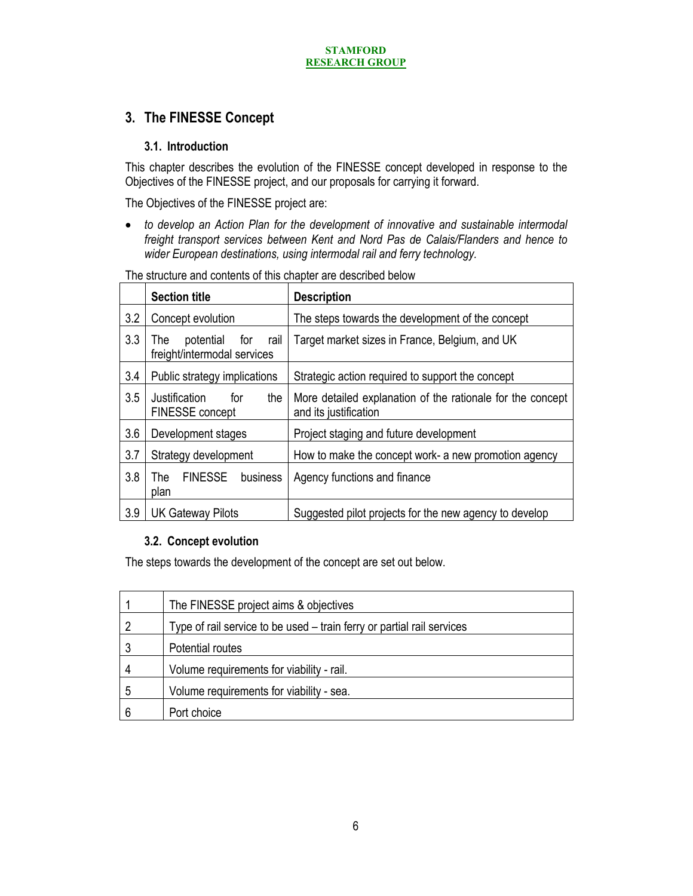## 3. The FINESSE Concept

### 3.1. Introduction

This chapter describes the evolution of the FINESSE concept developed in response to the Objectives of the FINESSE project, and our proposals for carrying it forward.

The Objectives of the FINESSE project are:

- *to develop an Action Plan for the development of innovative and sustainable intermodal freight transport services between Kent and Nord Pas de Calais/Flanders and hence to wider European destinations, using intermodal rail and ferry technology.*

The structure and contents of this chapter are described below

| | Section title | Description |
|---|---|---|
| 3.2 | Concept evolution | The steps towards the development of the concept |
| 3.3 | The potential for rail freight/intermodal services | Target market sizes in France, Belgium, and UK |
| 3.4 | Public strategy implications | Strategic action required to support the concept |
| 3.5 | Justification for the FINESSE concept | More detailed explanation of the rationale for the concept and its justification |
| 3.6 | Development stages | Project staging and future development |
| 3.7 | Strategy development | How to make the concept work- a new promotion agency |
| 3.8 | The FINESSE business plan | Agency functions and finance |
| 3.9 | UK Gateway Pilots | Suggested pilot projects for the new agency to develop |

### 3.2. Concept evolution

The steps towards the development of the concept are set out below.

| | |
|---|---|
| 1 | The FINESSE project aims & objectives |
| 2 | Type of rail service to be used – train ferry or partial rail services |
| 3 | Potential routes |
| 4 | Volume requirements for viability - rail. |
| 5 | Volume requirements for viability - sea. |
| 6 | Port choice |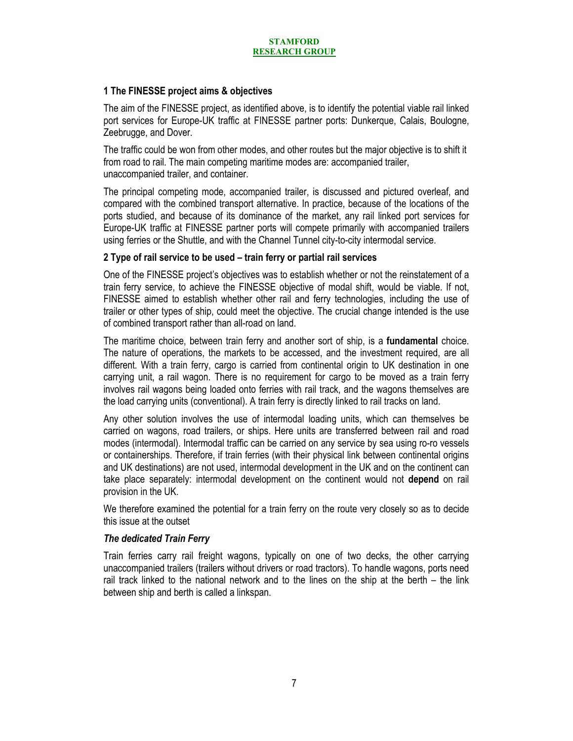## 1 The FINESSE project aims & objectives

The aim of the FINESSE project, as identified above, is to identify the potential viable rail linked port services for Europe-UK traffic at FINESSE partner ports: Dunkerque, Calais, Boulogne, Zeebrugge, and Dover.

The traffic could be won from other modes, and other routes but the major objective is to shift it from road to rail. The main competing maritime modes are: accompanied trailer, unaccompanied trailer, and container.

The principal competing mode, accompanied trailer, is discussed and pictured overleaf, and compared with the combined transport alternative. In practice, because of the locations of the ports studied, and because of its dominance of the market, any rail linked port services for Europe-UK traffic at FINESSE partner ports will compete primarily with accompanied trailers using ferries or the Shuttle, and with the Channel Tunnel city-to-city intermodal service.

## 2 Type of rail service to be used – train ferry or partial rail services

One of the FINESSE project's objectives was to establish whether or not the reinstatement of a train ferry service, to achieve the FINESSE objective of modal shift, would be viable. If not, FINESSE aimed to establish whether other rail and ferry technologies, including the use of trailer or other types of ship, could meet the objective. The crucial change intended is the use of combined transport rather than all-road on land.

The maritime choice, between train ferry and another sort of ship, is a **fundamental** choice. The nature of operations, the markets to be accessed, and the investment required, are all different. With a train ferry, cargo is carried from continental origin to UK destination in one carrying unit, a rail wagon. There is no requirement for cargo to be moved as a train ferry involves rail wagons being loaded onto ferries with rail track, and the wagons themselves are the load carrying units (conventional). A train ferry is directly linked to rail tracks on land.

Any other solution involves the use of intermodal loading units, which can themselves be carried on wagons, road trailers, or ships. Here units are transferred between rail and road modes (intermodal). Intermodal traffic can be carried on any service by sea using ro-ro vessels or containerships. Therefore, if train ferries (with their physical link between continental origins and UK destinations) are not used, intermodal development in the UK and on the continent can take place separately: intermodal development on the continent would not **depend** on rail provision in the UK.

We therefore examined the potential for a train ferry on the route very closely so as to decide this issue at the outset

### *The dedicated Train Ferry*

Train ferries carry rail freight wagons, typically on one of two decks, the other carrying unaccompanied trailers (trailers without drivers or road tractors). To handle wagons, ports need rail track linked to the national network and to the lines on the ship at the berth – the link between ship and berth is called a linkspan.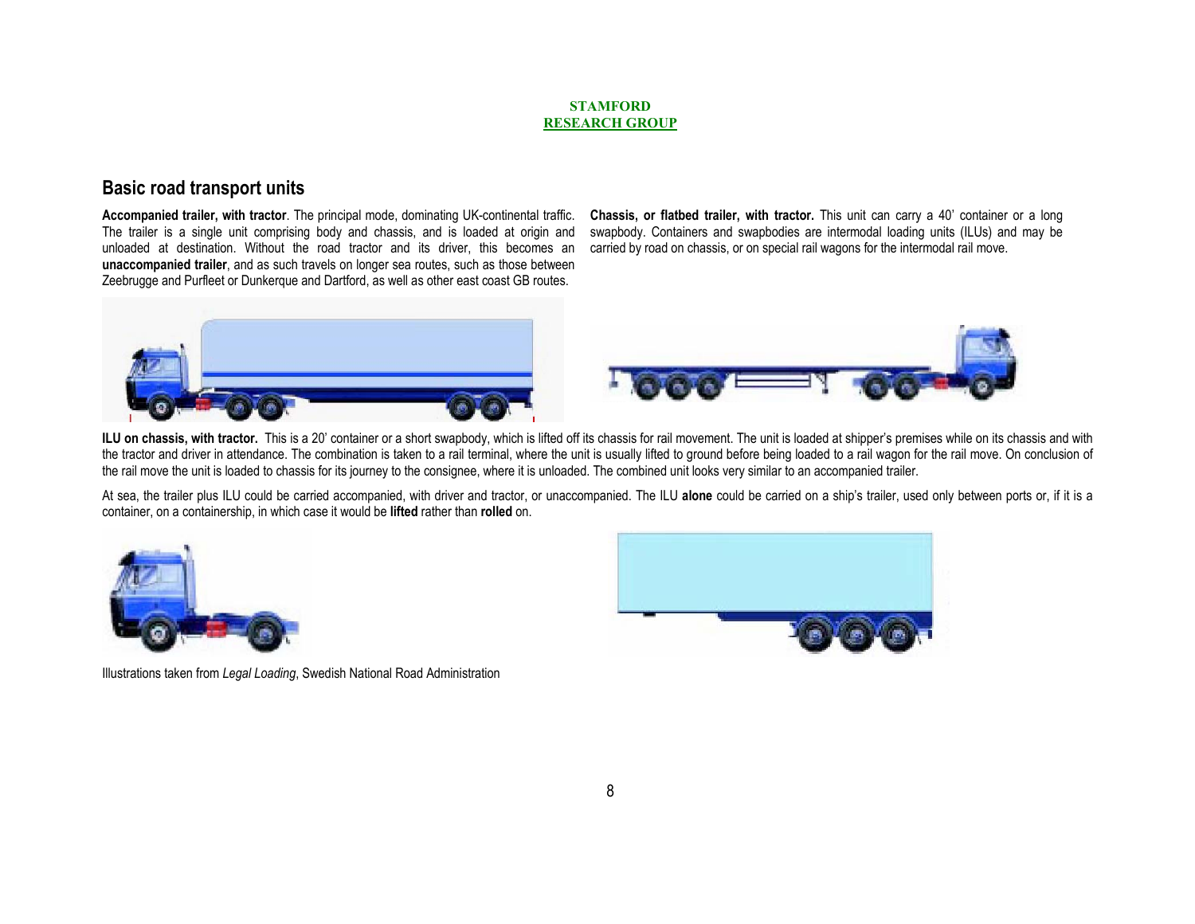## Basic road transport units

**Accompanied trailer, with tractor**. The principal mode, dominating UK-continental traffic. The trailer is a single unit comprising body and chassis, and is loaded at origin and unloaded at destination. Without the road tractor and its driver, this becomes an **unaccompanied trailer**, and as such travels on longer sea routes, such as those between Zeebrugge and Purfleet or Dunkerque and Dartford, as well as other east coast GB routes.

**Chassis, or flatbed trailer, with tractor.** This unit can carry a 40' container or a long swapbody. Containers and swapbodies are intermodal loading units (ILUs) and may be carried by road on chassis, or on special rail wagons for the intermodal rail move.

**ILU on chassis, with tractor.** This is a 20' container or a short swapbody, which is lifted off its chassis for rail movement. The unit is loaded at shipper's premises while on its chassis and with the tractor and driver in attendance. The combination is taken to a rail terminal, where the unit is usually lifted to ground before being loaded to a rail wagon for the rail move. On conclusion of the rail move the unit is loaded to chassis for its journey to the consignee, where it is unloaded. The combined unit looks very similar to an accompanied trailer.

At sea, the trailer plus ILU could be carried accompanied, with driver and tractor, or unaccompanied. The ILU **alone** could be carried on a ship's trailer, used only between ports or, if it is a container, on a containership, in which case it would be **lifted** rather than **rolled** on.

Illustrations taken from *Legal Loading*, Swedish National Road Administration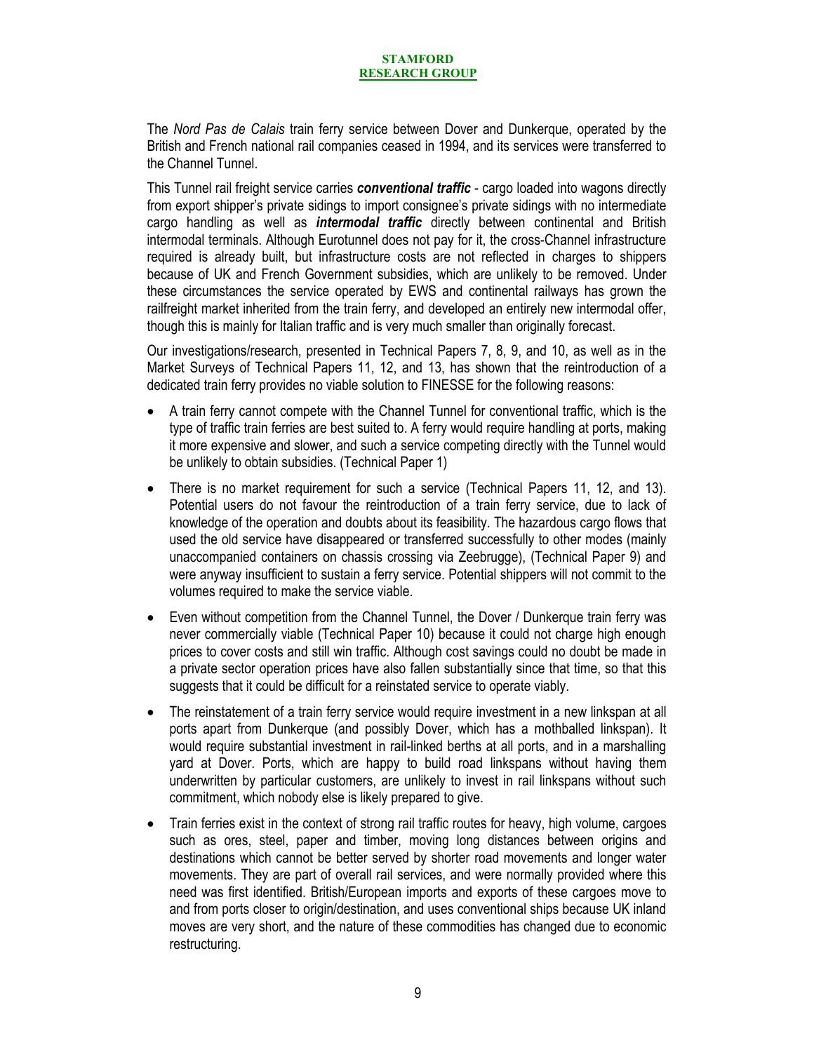The *Nord Pas de Calais* train ferry service between Dover and Dunkerque, operated by the British and French national rail companies ceased in 1994, and its services were transferred to the Channel Tunnel.

This Tunnel rail freight service carries ***conventional traffic*** - cargo loaded into wagons directly from export shipper's private sidings to import consignee's private sidings with no intermediate cargo handling as well as ***intermodal traffic*** directly between continental and British intermodal terminals. Although Eurotunnel does not pay for it, the cross-Channel infrastructure required is already built, but infrastructure costs are not reflected in charges to shippers because of UK and French Government subsidies, which are unlikely to be removed. Under these circumstances the service operated by EWS and continental railways has grown the railfreight market inherited from the train ferry, and developed an entirely new intermodal offer, though this is mainly for Italian traffic and is very much smaller than originally forecast.

Our investigations/research, presented in Technical Papers 7, 8, 9, and 10, as well as in the Market Surveys of Technical Papers 11, 12, and 13, has shown that the reintroduction of a dedicated train ferry provides no viable solution to FINESSE for the following reasons:

- A train ferry cannot compete with the Channel Tunnel for conventional traffic, which is the type of traffic train ferries are best suited to. A ferry would require handling at ports, making it more expensive and slower, and such a service competing directly with the Tunnel would be unlikely to obtain subsidies. (Technical Paper 1)
- There is no market requirement for such a service (Technical Papers 11, 12, and 13). Potential users do not favour the reintroduction of a train ferry service, due to lack of knowledge of the operation and doubts about its feasibility. The hazardous cargo flows that used the old service have disappeared or transferred successfully to other modes (mainly unaccompanied containers on chassis crossing via Zeebrugge), (Technical Paper 9) and were anyway insufficient to sustain a ferry service. Potential shippers will not commit to the volumes required to make the service viable.
- Even without competition from the Channel Tunnel, the Dover / Dunkerque train ferry was never commercially viable (Technical Paper 10) because it could not charge high enough prices to cover costs and still win traffic. Although cost savings could no doubt be made in a private sector operation prices have also fallen substantially since that time, so that this suggests that it could be difficult for a reinstated service to operate viably.
- The reinstatement of a train ferry service would require investment in a new linkspan at all ports apart from Dunkerque (and possibly Dover, which has a mothballed linkspan). It would require substantial investment in rail-linked berths at all ports, and in a marshalling yard at Dover. Ports, which are happy to build road linkspans without having them underwritten by particular customers, are unlikely to invest in rail linkspans without such commitment, which nobody else is likely prepared to give.
- Train ferries exist in the context of strong rail traffic routes for heavy, high volume, cargoes such as ores, steel, paper and timber, moving long distances between origins and destinations which cannot be better served by shorter road movements and longer water movements. They are part of overall rail services, and were normally provided where this need was first identified. British/European imports and exports of these cargoes move to and from ports closer to origin/destination, and uses conventional ships because UK inland moves are very short, and the nature of these commodities has changed due to economic restructuring.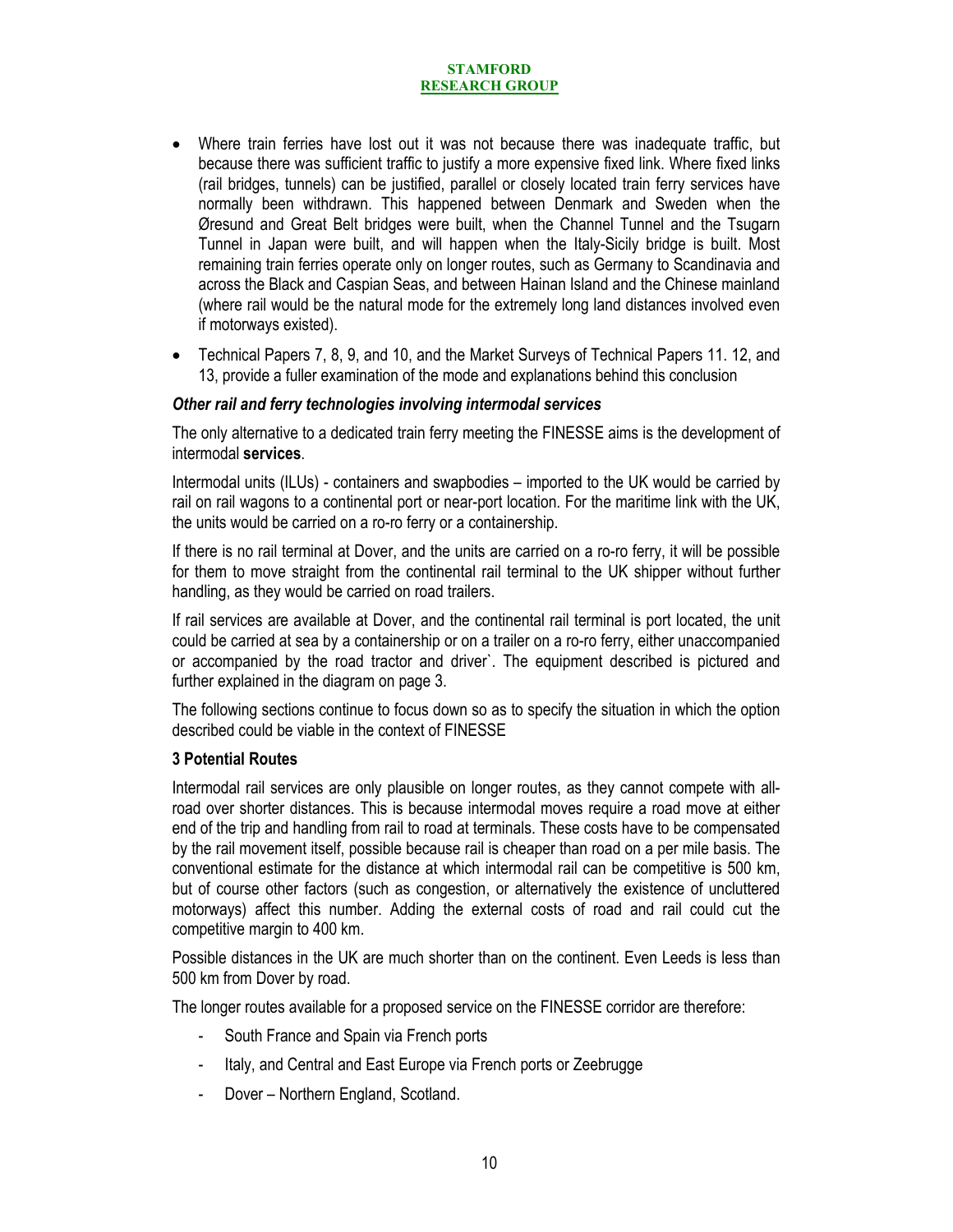- Where train ferries have lost out it was not because there was inadequate traffic, but because there was sufficient traffic to justify a more expensive fixed link. Where fixed links (rail bridges, tunnels) can be justified, parallel or closely located train ferry services have normally been withdrawn. This happened between Denmark and Sweden when the Øresund and Great Belt bridges were built, when the Channel Tunnel and the Tsugarn Tunnel in Japan were built, and will happen when the Italy-Sicily bridge is built. Most remaining train ferries operate only on longer routes, such as Germany to Scandinavia and across the Black and Caspian Seas, and between Hainan Island and the Chinese mainland (where rail would be the natural mode for the extremely long land distances involved even if motorways existed).
- Technical Papers 7, 8, 9, and 10, and the Market Surveys of Technical Papers 11. 12, and 13, provide a fuller examination of the mode and explanations behind this conclusion

### *Other rail and ferry technologies involving intermodal services*

The only alternative to a dedicated train ferry meeting the FINESSE aims is the development of intermodal **services**.

Intermodal units (ILUs) - containers and swapbodies – imported to the UK would be carried by rail on rail wagons to a continental port or near-port location. For the maritime link with the UK, the units would be carried on a ro-ro ferry or a containership.

If there is no rail terminal at Dover, and the units are carried on a ro-ro ferry, it will be possible for them to move straight from the continental rail terminal to the UK shipper without further handling, as they would be carried on road trailers.

If rail services are available at Dover, and the continental rail terminal is port located, the unit could be carried at sea by a containership or on a trailer on a ro-ro ferry, either unaccompanied or accompanied by the road tractor and driver`. The equipment described is pictured and further explained in the diagram on page 3.

The following sections continue to focus down so as to specify the situation in which the option described could be viable in the context of FINESSE

### 3 Potential Routes

Intermodal rail services are only plausible on longer routes, as they cannot compete with all-road over shorter distances. This is because intermodal moves require a road move at either end of the trip and handling from rail to road at terminals. These costs have to be compensated by the rail movement itself, possible because rail is cheaper than road on a per mile basis. The conventional estimate for the distance at which intermodal rail can be competitive is 500 km, but of course other factors (such as congestion, or alternatively the existence of uncluttered motorways) affect this number. Adding the external costs of road and rail could cut the competitive margin to 400 km.

Possible distances in the UK are much shorter than on the continent. Even Leeds is less than 500 km from Dover by road.

The longer routes available for a proposed service on the FINESSE corridor are therefore:

- South France and Spain via French ports
- Italy, and Central and East Europe via French ports or Zeebrugge
- Dover – Northern England, Scotland.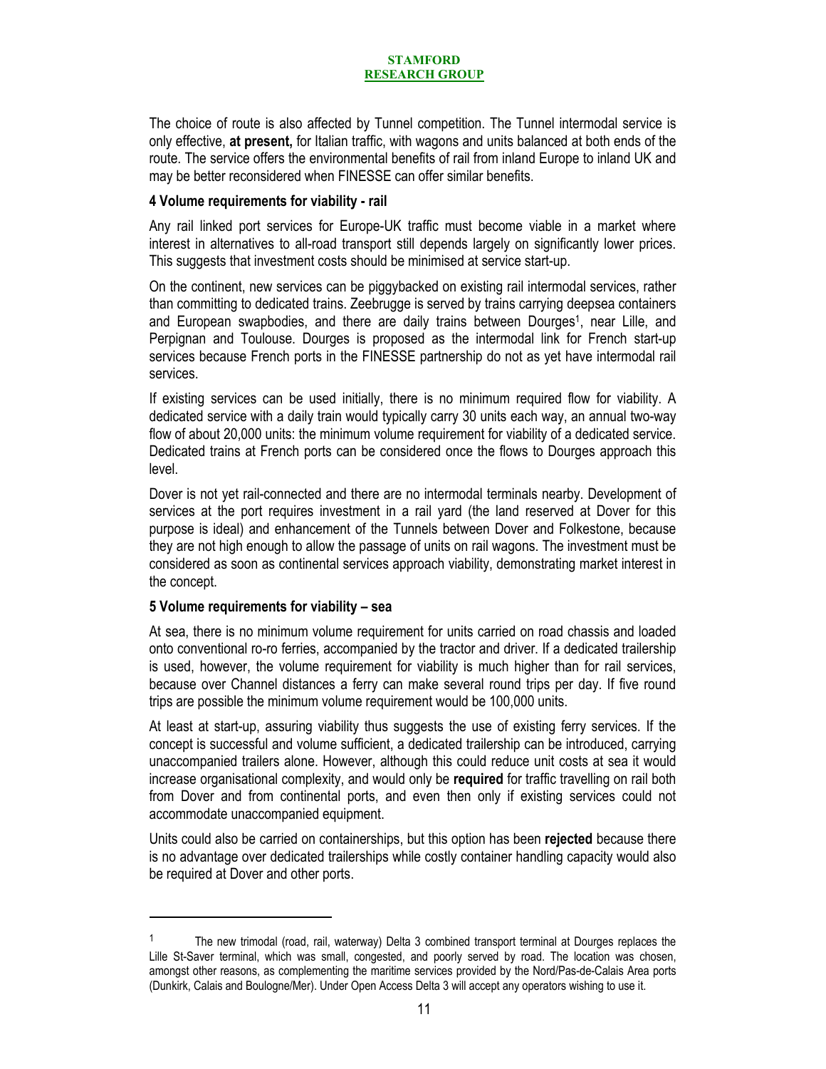The choice of route is also affected by Tunnel competition. The Tunnel intermodal service is only effective, **at present,** for Italian traffic, with wagons and units balanced at both ends of the route. The service offers the environmental benefits of rail from inland Europe to inland UK and may be better reconsidered when FINESSE can offer similar benefits.

### 4 Volume requirements for viability - rail

Any rail linked port services for Europe-UK traffic must become viable in a market where interest in alternatives to all-road transport still depends largely on significantly lower prices. This suggests that investment costs should be minimised at service start-up.

On the continent, new services can be piggybacked on existing rail intermodal services, rather than committing to dedicated trains. Zeebrugge is served by trains carrying deepsea containers and European swapbodies, and there are daily trains between Dourges[1], near Lille, and Perpignan and Toulouse. Dourges is proposed as the intermodal link for French start-up services because French ports in the FINESSE partnership do not as yet have intermodal rail services.

If existing services can be used initially, there is no minimum required flow for viability. A dedicated service with a daily train would typically carry 30 units each way, an annual two-way flow of about 20,000 units: the minimum volume requirement for viability of a dedicated service. Dedicated trains at French ports can be considered once the flows to Dourges approach this level.

Dover is not yet rail-connected and there are no intermodal terminals nearby. Development of services at the port requires investment in a rail yard (the land reserved at Dover for this purpose is ideal) and enhancement of the Tunnels between Dover and Folkestone, because they are not high enough to allow the passage of units on rail wagons. The investment must be considered as soon as continental services approach viability, demonstrating market interest in the concept.

### 5 Volume requirements for viability – sea

At sea, there is no minimum volume requirement for units carried on road chassis and loaded onto conventional ro-ro ferries, accompanied by the tractor and driver. If a dedicated trailership is used, however, the volume requirement for viability is much higher than for rail services, because over Channel distances a ferry can make several round trips per day. If five round trips are possible the minimum volume requirement would be 100,000 units.

At least at start-up, assuring viability thus suggests the use of existing ferry services. If the concept is successful and volume sufficient, a dedicated trailership can be introduced, carrying unaccompanied trailers alone. However, although this could reduce unit costs at sea it would increase organisational complexity, and would only be **required** for traffic travelling on rail both from Dover and from continental ports, and even then only if existing services could not accommodate unaccompanied equipment.

Units could also be carried on containerships, but this option has been **rejected** because there is no advantage over dedicated trailerships while costly container handling capacity would also be required at Dover and other ports.

---

[1] The new trimodal (road, rail, waterway) Delta 3 combined transport terminal at Dourges replaces the Lille St-Saver terminal, which was small, congested, and poorly served by road. The location was chosen, amongst other reasons, as complementing the maritime services provided by the Nord/Pas-de-Calais Area ports (Dunkirk, Calais and Boulogne/Mer). Under Open Access Delta 3 will accept any operators wishing to use it.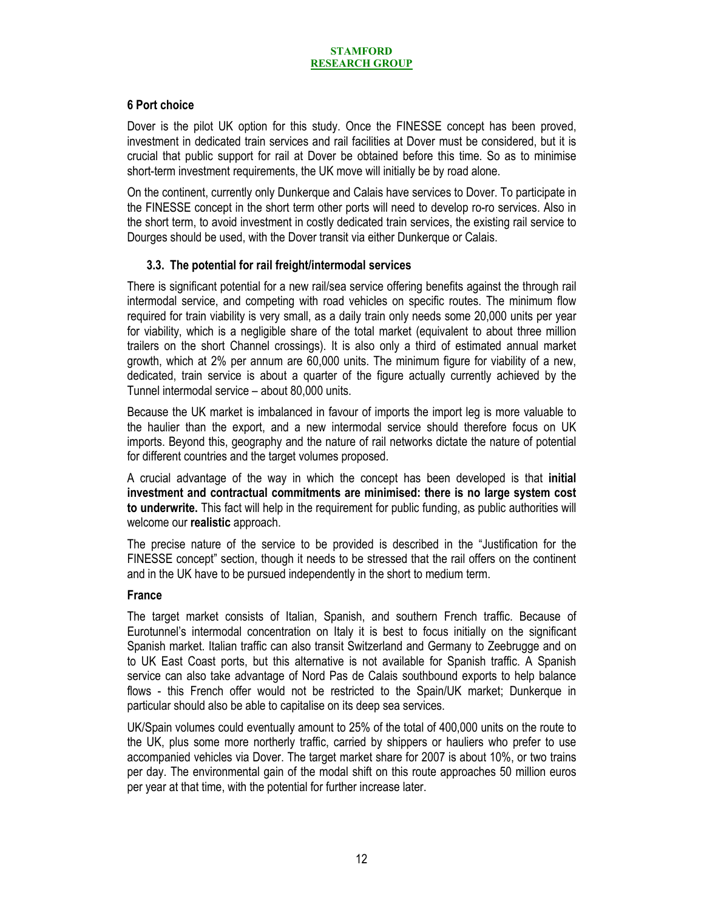### 6 Port choice

Dover is the pilot UK option for this study. Once the FINESSE concept has been proved, investment in dedicated train services and rail facilities at Dover must be considered, but it is crucial that public support for rail at Dover be obtained before this time. So as to minimise short-term investment requirements, the UK move will initially be by road alone.

On the continent, currently only Dunkerque and Calais have services to Dover. To participate in the FINESSE concept in the short term other ports will need to develop ro-ro services. Also in the short term, to avoid investment in costly dedicated train services, the existing rail service to Dourges should be used, with the Dover transit via either Dunkerque or Calais.

### 3.3. The potential for rail freight/intermodal services

There is significant potential for a new rail/sea service offering benefits against the through rail intermodal service, and competing with road vehicles on specific routes. The minimum flow required for train viability is very small, as a daily train only needs some 20,000 units per year for viability, which is a negligible share of the total market (equivalent to about three million trailers on the short Channel crossings). It is also only a third of estimated annual market growth, which at 2% per annum are 60,000 units. The minimum figure for viability of a new, dedicated, train service is about a quarter of the figure actually currently achieved by the Tunnel intermodal service – about 80,000 units.

Because the UK market is imbalanced in favour of imports the import leg is more valuable to the haulier than the export, and a new intermodal service should therefore focus on UK imports. Beyond this, geography and the nature of rail networks dictate the nature of potential for different countries and the target volumes proposed.

A crucial advantage of the way in which the concept has been developed is that **initial investment and contractual commitments are minimised: there is no large system cost to underwrite.** This fact will help in the requirement for public funding, as public authorities will welcome our **realistic** approach.

The precise nature of the service to be provided is described in the "Justification for the FINESSE concept" section, though it needs to be stressed that the rail offers on the continent and in the UK have to be pursued independently in the short to medium term.

#### France

The target market consists of Italian, Spanish, and southern French traffic. Because of Eurotunnel's intermodal concentration on Italy it is best to focus initially on the significant Spanish market. Italian traffic can also transit Switzerland and Germany to Zeebrugge and on to UK East Coast ports, but this alternative is not available for Spanish traffic. A Spanish service can also take advantage of Nord Pas de Calais southbound exports to help balance flows - this French offer would not be restricted to the Spain/UK market; Dunkerque in particular should also be able to capitalise on its deep sea services.

UK/Spain volumes could eventually amount to 25% of the total of 400,000 units on the route to the UK, plus some more northerly traffic, carried by shippers or hauliers who prefer to use accompanied vehicles via Dover. The target market share for 2007 is about 10%, or two trains per day. The environmental gain of the modal shift on this route approaches 50 million euros per year at that time, with the potential for further increase later.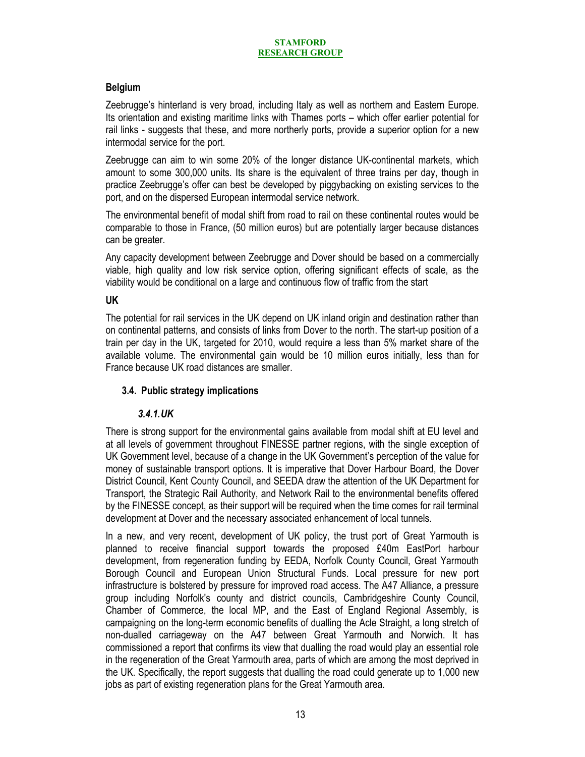**Belgium**

Zeebrugge's hinterland is very broad, including Italy as well as northern and Eastern Europe. Its orientation and existing maritime links with Thames ports – which offer earlier potential for rail links - suggests that these, and more northerly ports, provide a superior option for a new intermodal service for the port.

Zeebrugge can aim to win some 20% of the longer distance UK-continental markets, which amount to some 300,000 units. Its share is the equivalent of three trains per day, though in practice Zeebrugge's offer can best be developed by piggybacking on existing services to the port, and on the dispersed European intermodal service network.

The environmental benefit of modal shift from road to rail on these continental routes would be comparable to those in France, (50 million euros) but are potentially larger because distances can be greater.

Any capacity development between Zeebrugge and Dover should be based on a commercially viable, high quality and low risk service option, offering significant effects of scale, as the viability would be conditional on a large and continuous flow of traffic from the start

**UK**

The potential for rail services in the UK depend on UK inland origin and destination rather than on continental patterns, and consists of links from Dover to the north. The start-up position of a train per day in the UK, targeted for 2010, would require a less than 5% market share of the available volume. The environmental gain would be 10 million euros initially, less than for France because UK road distances are smaller.

## 3.4. Public strategy implications

### *3.4.1. UK*

There is strong support for the environmental gains available from modal shift at EU level and at all levels of government throughout FINESSE partner regions, with the single exception of UK Government level, because of a change in the UK Government's perception of the value for money of sustainable transport options. It is imperative that Dover Harbour Board, the Dover District Council, Kent County Council, and SEEDA draw the attention of the UK Department for Transport, the Strategic Rail Authority, and Network Rail to the environmental benefits offered by the FINESSE concept, as their support will be required when the time comes for rail terminal development at Dover and the necessary associated enhancement of local tunnels.

In a new, and very recent, development of UK policy, the trust port of Great Yarmouth is planned to receive financial support towards the proposed £40m EastPort harbour development, from regeneration funding by EEDA, Norfolk County Council, Great Yarmouth Borough Council and European Union Structural Funds. Local pressure for new port infrastructure is bolstered by pressure for improved road access. The A47 Alliance, a pressure group including Norfolk's county and district councils, Cambridgeshire County Council, Chamber of Commerce, the local MP, and the East of England Regional Assembly, is campaigning on the long-term economic benefits of dualling the Acle Straight, a long stretch of non-dualled carriageway on the A47 between Great Yarmouth and Norwich. It has commissioned a report that confirms its view that dualling the road would play an essential role in the regeneration of the Great Yarmouth area, parts of which are among the most deprived in the UK. Specifically, the report suggests that dualling the road could generate up to 1,000 new jobs as part of existing regeneration plans for the Great Yarmouth area.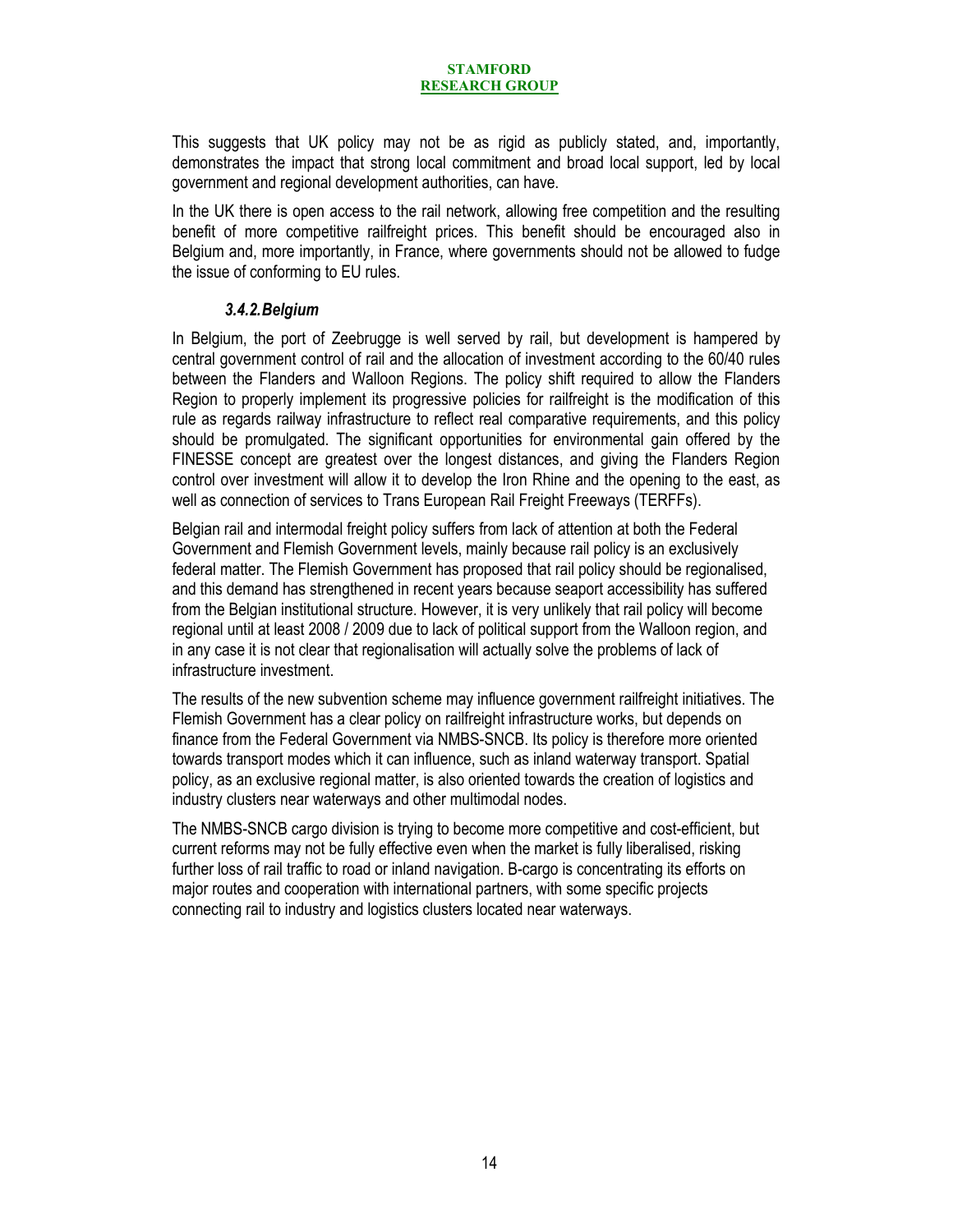This suggests that UK policy may not be as rigid as publicly stated, and, importantly, demonstrates the impact that strong local commitment and broad local support, led by local government and regional development authorities, can have.

In the UK there is open access to the rail network, allowing free competition and the resulting benefit of more competitive railfreight prices. This benefit should be encouraged also in Belgium and, more importantly, in France, where governments should not be allowed to fudge the issue of conforming to EU rules.

### *3.4.2. Belgium*

In Belgium, the port of Zeebrugge is well served by rail, but development is hampered by central government control of rail and the allocation of investment according to the 60/40 rules between the Flanders and Walloon Regions. The policy shift required to allow the Flanders Region to properly implement its progressive policies for railfreight is the modification of this rule as regards railway infrastructure to reflect real comparative requirements, and this policy should be promulgated. The significant opportunities for environmental gain offered by the FINESSE concept are greatest over the longest distances, and giving the Flanders Region control over investment will allow it to develop the Iron Rhine and the opening to the east, as well as connection of services to Trans European Rail Freight Freeways (TERFFs).

Belgian rail and intermodal freight policy suffers from lack of attention at both the Federal Government and Flemish Government levels, mainly because rail policy is an exclusively federal matter. The Flemish Government has proposed that rail policy should be regionalised, and this demand has strengthened in recent years because seaport accessibility has suffered from the Belgian institutional structure. However, it is very unlikely that rail policy will become regional until at least 2008 / 2009 due to lack of political support from the Walloon region, and in any case it is not clear that regionalisation will actually solve the problems of lack of infrastructure investment.

The results of the new subvention scheme may influence government railfreight initiatives. The Flemish Government has a clear policy on railfreight infrastructure works, but depends on finance from the Federal Government via NMBS-SNCB. Its policy is therefore more oriented towards transport modes which it can influence, such as inland waterway transport. Spatial policy, as an exclusive regional matter, is also oriented towards the creation of logistics and industry clusters near waterways and other multimodal nodes.

The NMBS-SNCB cargo division is trying to become more competitive and cost-efficient, but current reforms may not be fully effective even when the market is fully liberalised, risking further loss of rail traffic to road or inland navigation. B-cargo is concentrating its efforts on major routes and cooperation with international partners, with some specific projects connecting rail to industry and logistics clusters located near waterways.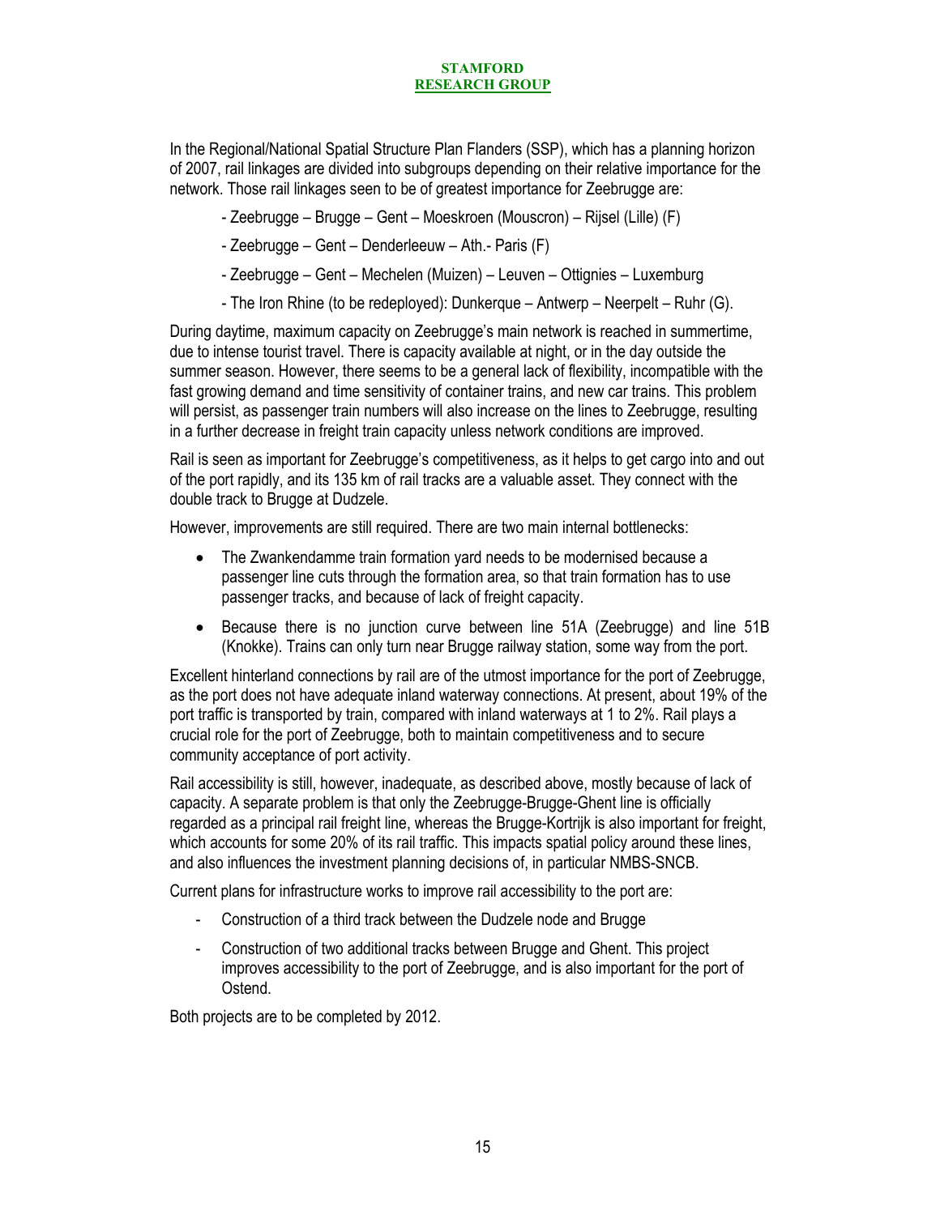In the Regional/National Spatial Structure Plan Flanders (SSP), which has a planning horizon of 2007, rail linkages are divided into subgroups depending on their relative importance for the network. Those rail linkages seen to be of greatest importance for Zeebrugge are:

- Zeebrugge – Brugge – Gent – Moeskroen (Mouscron) – Rijsel (Lille) (F)
- Zeebrugge – Gent – Denderleeuw – Ath.- Paris (F)
- Zeebrugge – Gent – Mechelen (Muizen) – Leuven – Ottignies – Luxemburg
- The Iron Rhine (to be redeployed): Dunkerque – Antwerp – Neerpelt – Ruhr (G).

During daytime, maximum capacity on Zeebrugge's main network is reached in summertime, due to intense tourist travel. There is capacity available at night, or in the day outside the summer season. However, there seems to be a general lack of flexibility, incompatible with the fast growing demand and time sensitivity of container trains, and new car trains. This problem will persist, as passenger train numbers will also increase on the lines to Zeebrugge, resulting in a further decrease in freight train capacity unless network conditions are improved.

Rail is seen as important for Zeebrugge's competitiveness, as it helps to get cargo into and out of the port rapidly, and its 135 km of rail tracks are a valuable asset. They connect with the double track to Brugge at Dudzele.

However, improvements are still required. There are two main internal bottlenecks:

- The Zwankendamme train formation yard needs to be modernised because a passenger line cuts through the formation area, so that train formation has to use passenger tracks, and because of lack of freight capacity.
- Because there is no junction curve between line 51A (Zeebrugge) and line 51B (Knokke). Trains can only turn near Brugge railway station, some way from the port.

Excellent hinterland connections by rail are of the utmost importance for the port of Zeebrugge, as the port does not have adequate inland waterway connections. At present, about 19% of the port traffic is transported by train, compared with inland waterways at 1 to 2%. Rail plays a crucial role for the port of Zeebrugge, both to maintain competitiveness and to secure community acceptance of port activity.

Rail accessibility is still, however, inadequate, as described above, mostly because of lack of capacity. A separate problem is that only the Zeebrugge-Brugge-Ghent line is officially regarded as a principal rail freight line, whereas the Brugge-Kortrijk is also important for freight, which accounts for some 20% of its rail traffic. This impacts spatial policy around these lines, and also influences the investment planning decisions of, in particular NMBS-SNCB.

Current plans for infrastructure works to improve rail accessibility to the port are:

- Construction of a third track between the Dudzele node and Brugge
- Construction of two additional tracks between Brugge and Ghent. This project improves accessibility to the port of Zeebrugge, and is also important for the port of Ostend.

Both projects are to be completed by 2012.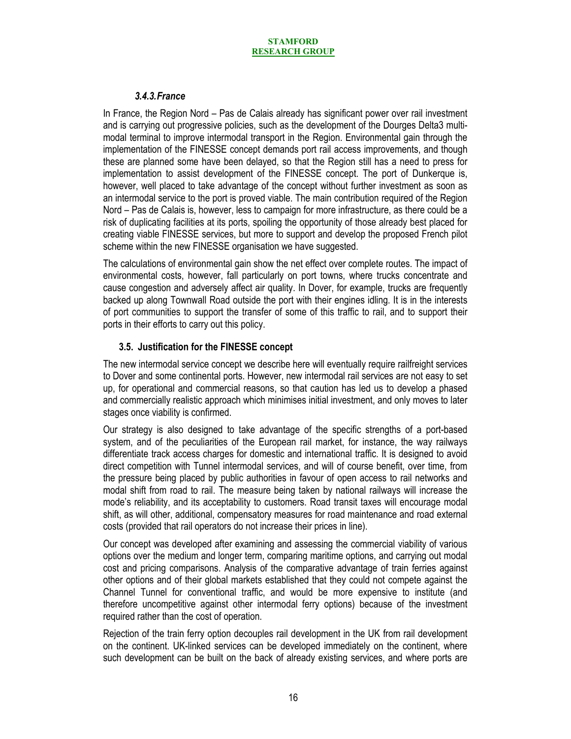### 3.4.3. France

In France, the Region Nord – Pas de Calais already has significant power over rail investment and is carrying out progressive policies, such as the development of the Dourges Delta3 multi-modal terminal to improve intermodal transport in the Region. Environmental gain through the implementation of the FINESSE concept demands port rail access improvements, and though these are planned some have been delayed, so that the Region still has a need to press for implementation to assist development of the FINESSE concept. The port of Dunkerque is, however, well placed to take advantage of the concept without further investment as soon as an intermodal service to the port is proved viable. The main contribution required of the Region Nord – Pas de Calais is, however, less to campaign for more infrastructure, as there could be a risk of duplicating facilities at its ports, spoiling the opportunity of those already best placed for creating viable FINESSE services, but more to support and develop the proposed French pilot scheme within the new FINESSE organisation we have suggested.

The calculations of environmental gain show the net effect over complete routes. The impact of environmental costs, however, fall particularly on port towns, where trucks concentrate and cause congestion and adversely affect air quality. In Dover, for example, trucks are frequently backed up along Townwall Road outside the port with their engines idling. It is in the interests of port communities to support the transfer of some of this traffic to rail, and to support their ports in their efforts to carry out this policy.

## 3.5. Justification for the FINESSE concept

The new intermodal service concept we describe here will eventually require railfreight services to Dover and some continental ports. However, new intermodal rail services are not easy to set up, for operational and commercial reasons, so that caution has led us to develop a phased and commercially realistic approach which minimises initial investment, and only moves to later stages once viability is confirmed.

Our strategy is also designed to take advantage of the specific strengths of a port-based system, and of the peculiarities of the European rail market, for instance, the way railways differentiate track access charges for domestic and international traffic. It is designed to avoid direct competition with Tunnel intermodal services, and will of course benefit, over time, from the pressure being placed by public authorities in favour of open access to rail networks and modal shift from road to rail. The measure being taken by national railways will increase the mode's reliability, and its acceptability to customers. Road transit taxes will encourage modal shift, as will other, additional, compensatory measures for road maintenance and road external costs (provided that rail operators do not increase their prices in line).

Our concept was developed after examining and assessing the commercial viability of various options over the medium and longer term, comparing maritime options, and carrying out modal cost and pricing comparisons. Analysis of the comparative advantage of train ferries against other options and of their global markets established that they could not compete against the Channel Tunnel for conventional traffic, and would be more expensive to institute (and therefore uncompetitive against other intermodal ferry options) because of the investment required rather than the cost of operation.

Rejection of the train ferry option decouples rail development in the UK from rail development on the continent. UK-linked services can be developed immediately on the continent, where such development can be built on the back of already existing services, and where ports are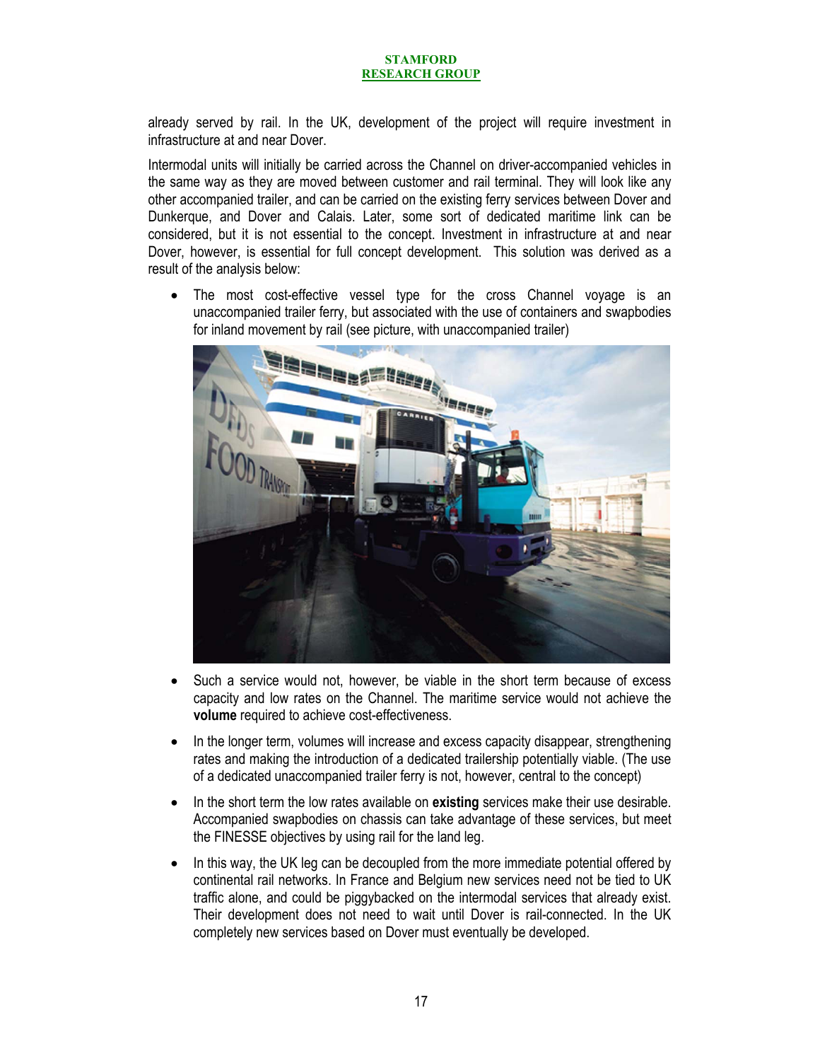already served by rail. In the UK, development of the project will require investment in infrastructure at and near Dover.

Intermodal units will initially be carried across the Channel on driver-accompanied vehicles in the same way as they are moved between customer and rail terminal. They will look like any other accompanied trailer, and can be carried on the existing ferry services between Dover and Dunkerque, and Dover and Calais. Later, some sort of dedicated maritime link can be considered, but it is not essential to the concept. Investment in infrastructure at and near Dover, however, is essential for full concept development. This solution was derived as a result of the analysis below:

- The most cost-effective vessel type for the cross Channel voyage is an unaccompanied trailer ferry, but associated with the use of containers and swapbodies for inland movement by rail (see picture, with unaccompanied trailer)

- Such a service would not, however, be viable in the short term because of excess capacity and low rates on the Channel. The maritime service would not achieve the **volume** required to achieve cost-effectiveness.

- In the longer term, volumes will increase and excess capacity disappear, strengthening rates and making the introduction of a dedicated trailership potentially viable. (The use of a dedicated unaccompanied trailer ferry is not, however, central to the concept)

- In the short term the low rates available on **existing** services make their use desirable. Accompanied swapbodies on chassis can take advantage of these services, but meet the FINESSE objectives by using rail for the land leg.

- In this way, the UK leg can be decoupled from the more immediate potential offered by continental rail networks. In France and Belgium new services need not be tied to UK traffic alone, and could be piggybacked on the intermodal services that already exist. Their development does not need to wait until Dover is rail-connected. In the UK completely new services based on Dover must eventually be developed.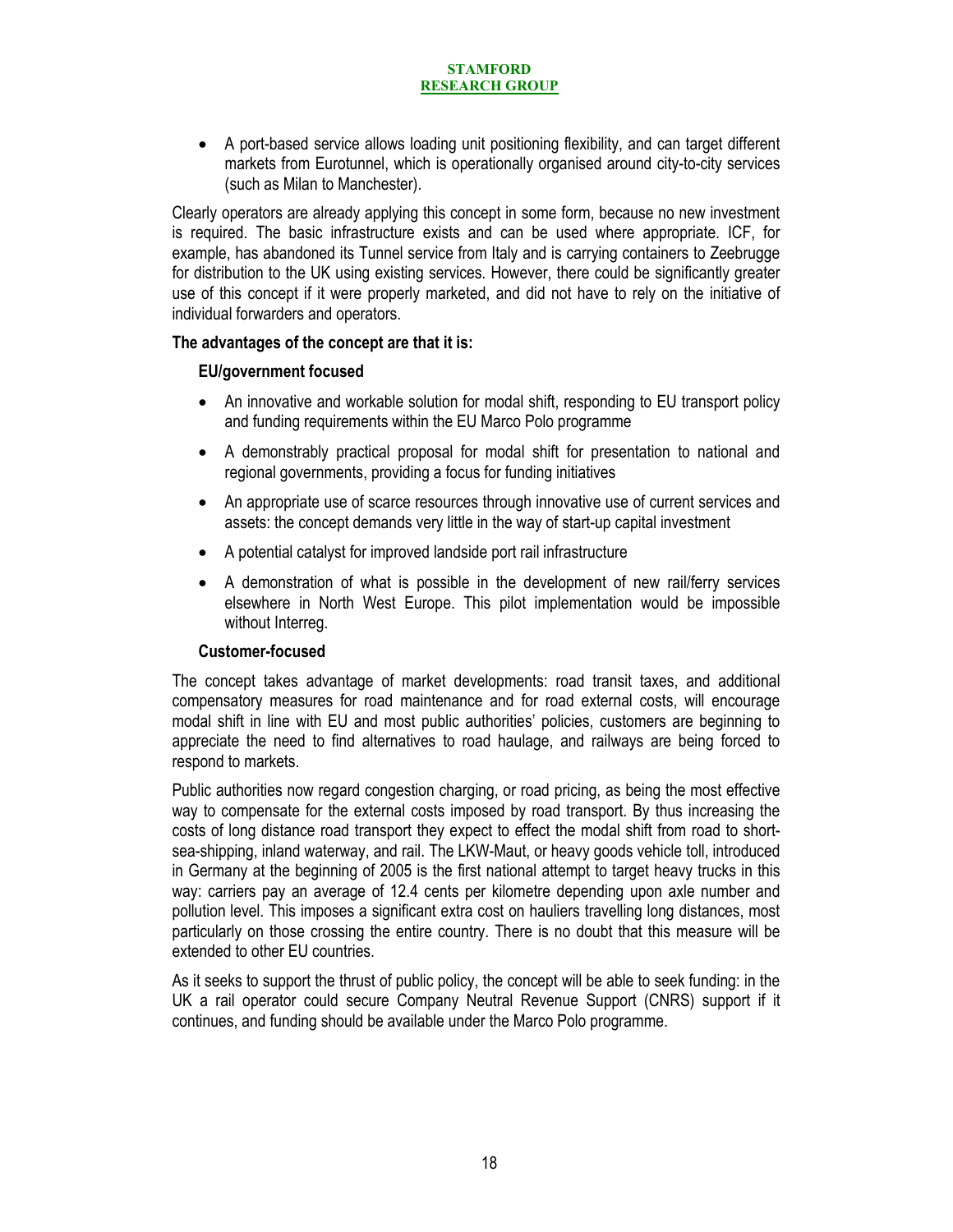- A port-based service allows loading unit positioning flexibility, and can target different markets from Eurotunnel, which is operationally organised around city-to-city services (such as Milan to Manchester).

Clearly operators are already applying this concept in some form, because no new investment is required. The basic infrastructure exists and can be used where appropriate. ICF, for example, has abandoned its Tunnel service from Italy and is carrying containers to Zeebrugge for distribution to the UK using existing services. However, there could be significantly greater use of this concept if it were properly marketed, and did not have to rely on the initiative of individual forwarders and operators.

**The advantages of the concept are that it is:**

**EU/government focused**

- An innovative and workable solution for modal shift, responding to EU transport policy and funding requirements within the EU Marco Polo programme
- A demonstrably practical proposal for modal shift for presentation to national and regional governments, providing a focus for funding initiatives
- An appropriate use of scarce resources through innovative use of current services and assets: the concept demands very little in the way of start-up capital investment
- A potential catalyst for improved landside port rail infrastructure
- A demonstration of what is possible in the development of new rail/ferry services elsewhere in North West Europe. This pilot implementation would be impossible without Interreg.

**Customer-focused**

The concept takes advantage of market developments: road transit taxes, and additional compensatory measures for road maintenance and for road external costs, will encourage modal shift in line with EU and most public authorities' policies, customers are beginning to appreciate the need to find alternatives to road haulage, and railways are being forced to respond to markets.

Public authorities now regard congestion charging, or road pricing, as being the most effective way to compensate for the external costs imposed by road transport. By thus increasing the costs of long distance road transport they expect to effect the modal shift from road to short-sea-shipping, inland waterway, and rail. The LKW-Maut, or heavy goods vehicle toll, introduced in Germany at the beginning of 2005 is the first national attempt to target heavy trucks in this way: carriers pay an average of 12.4 cents per kilometre depending upon axle number and pollution level. This imposes a significant extra cost on hauliers travelling long distances, most particularly on those crossing the entire country. There is no doubt that this measure will be extended to other EU countries.

As it seeks to support the thrust of public policy, the concept will be able to seek funding: in the UK a rail operator could secure Company Neutral Revenue Support (CNRS) support if it continues, and funding should be available under the Marco Polo programme.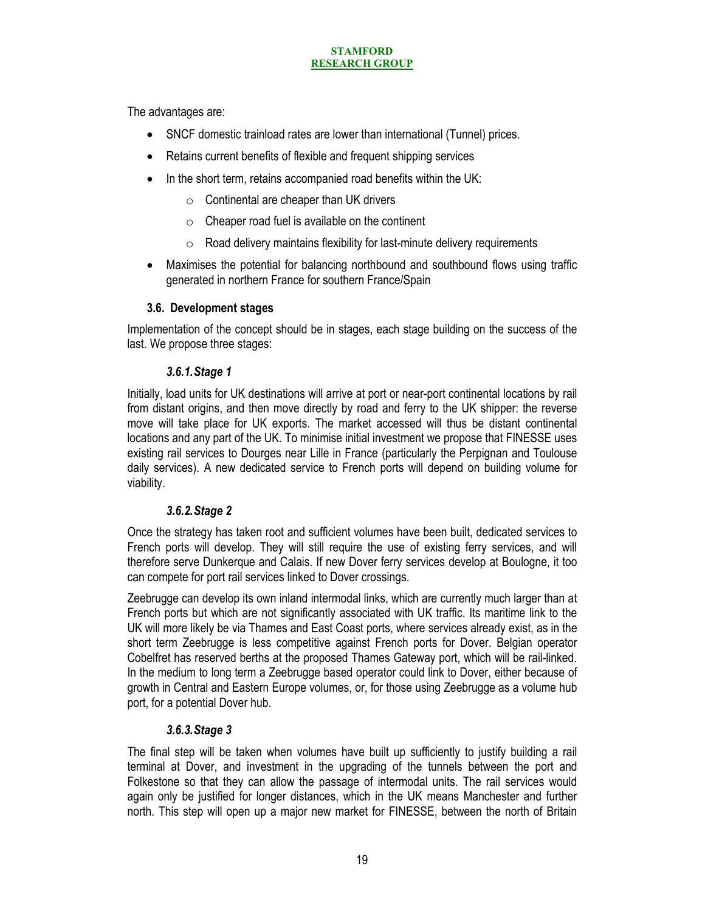The advantages are:

- SNCF domestic trainload rates are lower than international (Tunnel) prices.
- Retains current benefits of flexible and frequent shipping services
- In the short term, retains accompanied road benefits within the UK:
  - Continental are cheaper than UK drivers
  - Cheaper road fuel is available on the continent
  - Road delivery maintains flexibility for last-minute delivery requirements
- Maximises the potential for balancing northbound and southbound flows using traffic generated in northern France for southern France/Spain

### 3.6. Development stages

Implementation of the concept should be in stages, each stage building on the success of the last. We propose three stages:

#### *3.6.1. Stage 1*

Initially, load units for UK destinations will arrive at port or near-port continental locations by rail from distant origins, and then move directly by road and ferry to the UK shipper: the reverse move will take place for UK exports. The market accessed will thus be distant continental locations and any part of the UK. To minimise initial investment we propose that FINESSE uses existing rail services to Dourges near Lille in France (particularly the Perpignan and Toulouse daily services). A new dedicated service to French ports will depend on building volume for viability.

#### *3.6.2. Stage 2*

Once the strategy has taken root and sufficient volumes have been built, dedicated services to French ports will develop. They will still require the use of existing ferry services, and will therefore serve Dunkerque and Calais. If new Dover ferry services develop at Boulogne, it too can compete for port rail services linked to Dover crossings.

Zeebrugge can develop its own inland intermodal links, which are currently much larger than at French ports but which are not significantly associated with UK traffic. Its maritime link to the UK will more likely be via Thames and East Coast ports, where services already exist, as in the short term Zeebrugge is less competitive against French ports for Dover. Belgian operator Cobelfret has reserved berths at the proposed Thames Gateway port, which will be rail-linked. In the medium to long term a Zeebrugge based operator could link to Dover, either because of growth in Central and Eastern Europe volumes, or, for those using Zeebrugge as a volume hub port, for a potential Dover hub.

#### *3.6.3. Stage 3*

The final step will be taken when volumes have built up sufficiently to justify building a rail terminal at Dover, and investment in the upgrading of the tunnels between the port and Folkestone so that they can allow the passage of intermodal units. The rail services would again only be justified for longer distances, which in the UK means Manchester and further north. This step will open up a major new market for FINESSE, between the north of Britain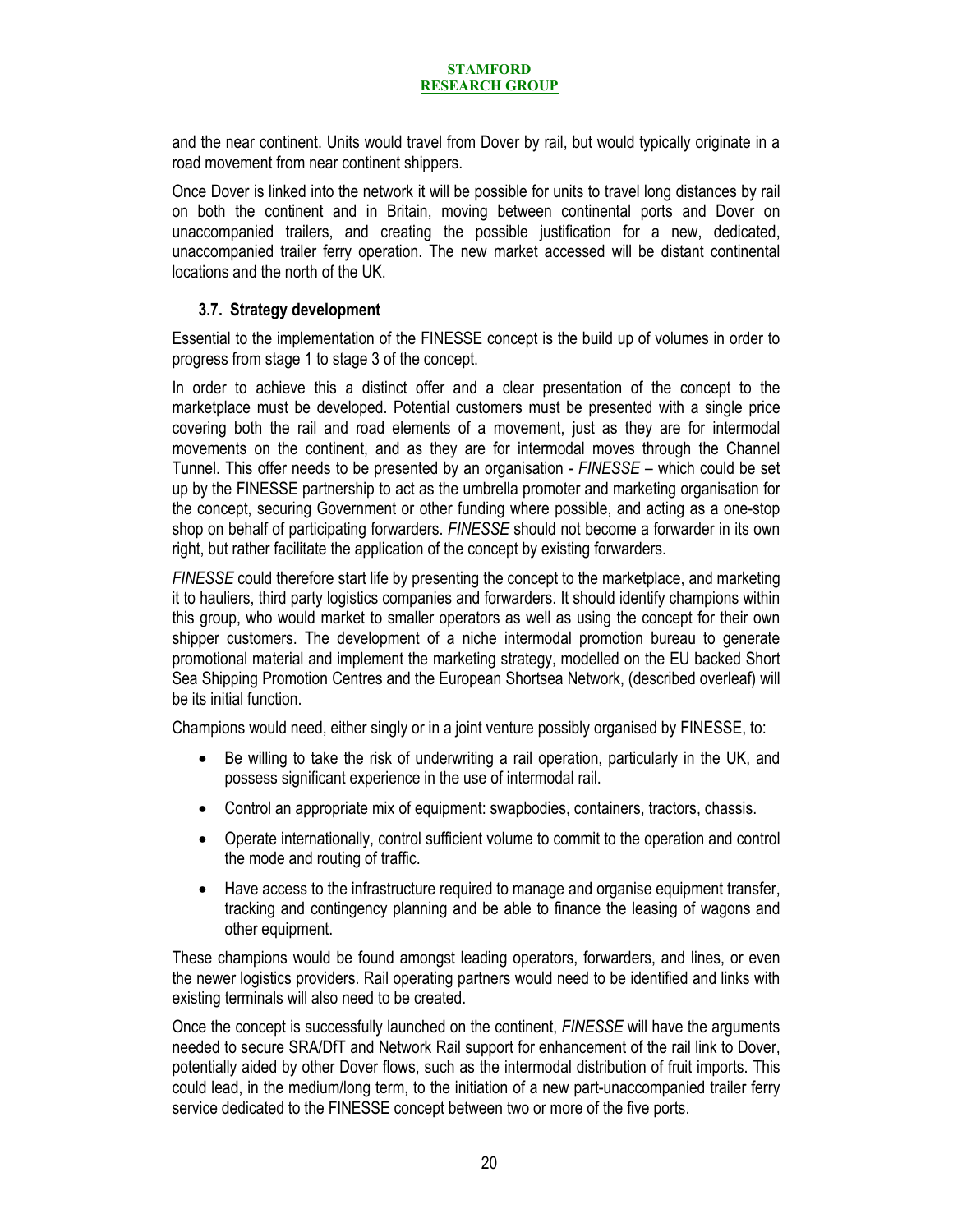and the near continent. Units would travel from Dover by rail, but would typically originate in a road movement from near continent shippers.

Once Dover is linked into the network it will be possible for units to travel long distances by rail on both the continent and in Britain, moving between continental ports and Dover on unaccompanied trailers, and creating the possible justification for a new, dedicated, unaccompanied trailer ferry operation. The new market accessed will be distant continental locations and the north of the UK.

### 3.7. Strategy development

Essential to the implementation of the FINESSE concept is the build up of volumes in order to progress from stage 1 to stage 3 of the concept.

In order to achieve this a distinct offer and a clear presentation of the concept to the marketplace must be developed. Potential customers must be presented with a single price covering both the rail and road elements of a movement, just as they are for intermodal movements on the continent, and as they are for intermodal moves through the Channel Tunnel. This offer needs to be presented by an organisation - *FINESSE* – which could be set up by the FINESSE partnership to act as the umbrella promoter and marketing organisation for the concept, securing Government or other funding where possible, and acting as a one-stop shop on behalf of participating forwarders. *FINESSE* should not become a forwarder in its own right, but rather facilitate the application of the concept by existing forwarders.

*FINESSE* could therefore start life by presenting the concept to the marketplace, and marketing it to hauliers, third party logistics companies and forwarders. It should identify champions within this group, who would market to smaller operators as well as using the concept for their own shipper customers. The development of a niche intermodal promotion bureau to generate promotional material and implement the marketing strategy, modelled on the EU backed Short Sea Shipping Promotion Centres and the European Shortsea Network, (described overleaf) will be its initial function.

Champions would need, either singly or in a joint venture possibly organised by FINESSE, to:

- Be willing to take the risk of underwriting a rail operation, particularly in the UK, and possess significant experience in the use of intermodal rail.
- Control an appropriate mix of equipment: swapbodies, containers, tractors, chassis.
- Operate internationally, control sufficient volume to commit to the operation and control the mode and routing of traffic.
- Have access to the infrastructure required to manage and organise equipment transfer, tracking and contingency planning and be able to finance the leasing of wagons and other equipment.

These champions would be found amongst leading operators, forwarders, and lines, or even the newer logistics providers. Rail operating partners would need to be identified and links with existing terminals will also need to be created.

Once the concept is successfully launched on the continent, *FINESSE* will have the arguments needed to secure SRA/DfT and Network Rail support for enhancement of the rail link to Dover, potentially aided by other Dover flows, such as the intermodal distribution of fruit imports. This could lead, in the medium/long term, to the initiation of a new part-unaccompanied trailer ferry service dedicated to the FINESSE concept between two or more of the five ports.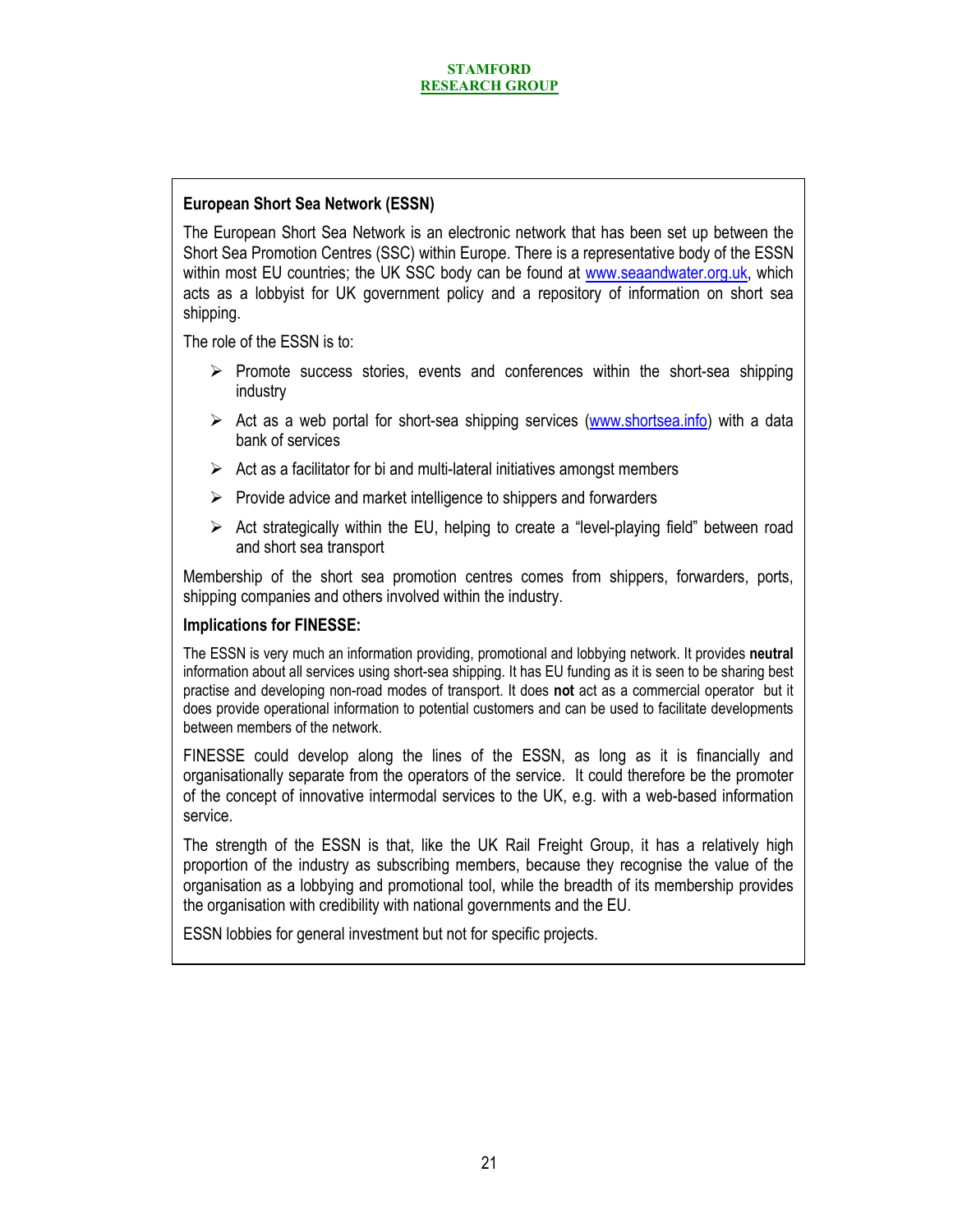### European Short Sea Network (ESSN)

The European Short Sea Network is an electronic network that has been set up between the Short Sea Promotion Centres (SSC) within Europe. There is a representative body of the ESSN within most EU countries; the UK SSC body can be found at www.seaandwater.org.uk, which acts as a lobbyist for UK government policy and a repository of information on short sea shipping.

The role of the ESSN is to:

- Promote success stories, events and conferences within the short-sea shipping industry
- Act as a web portal for short-sea shipping services (www.shortsea.info) with a data bank of services
- Act as a facilitator for bi and multi-lateral initiatives amongst members
- Provide advice and market intelligence to shippers and forwarders
- Act strategically within the EU, helping to create a "level-playing field" between road and short sea transport

Membership of the short sea promotion centres comes from shippers, forwarders, ports, shipping companies and others involved within the industry.

**Implications for FINESSE:**

The ESSN is very much an information providing, promotional and lobbying network. It provides **neutral** information about all services using short-sea shipping. It has EU funding as it is seen to be sharing best practise and developing non-road modes of transport. It does **not** act as a commercial operator but it does provide operational information to potential customers and can be used to facilitate developments between members of the network.

FINESSE could develop along the lines of the ESSN, as long as it is financially and organisationally separate from the operators of the service. It could therefore be the promoter of the concept of innovative intermodal services to the UK, e.g. with a web-based information service.

The strength of the ESSN is that, like the UK Rail Freight Group, it has a relatively high proportion of the industry as subscribing members, because they recognise the value of the organisation as a lobbying and promotional tool, while the breadth of its membership provides the organisation with credibility with national governments and the EU.

ESSN lobbies for general investment but not for specific projects.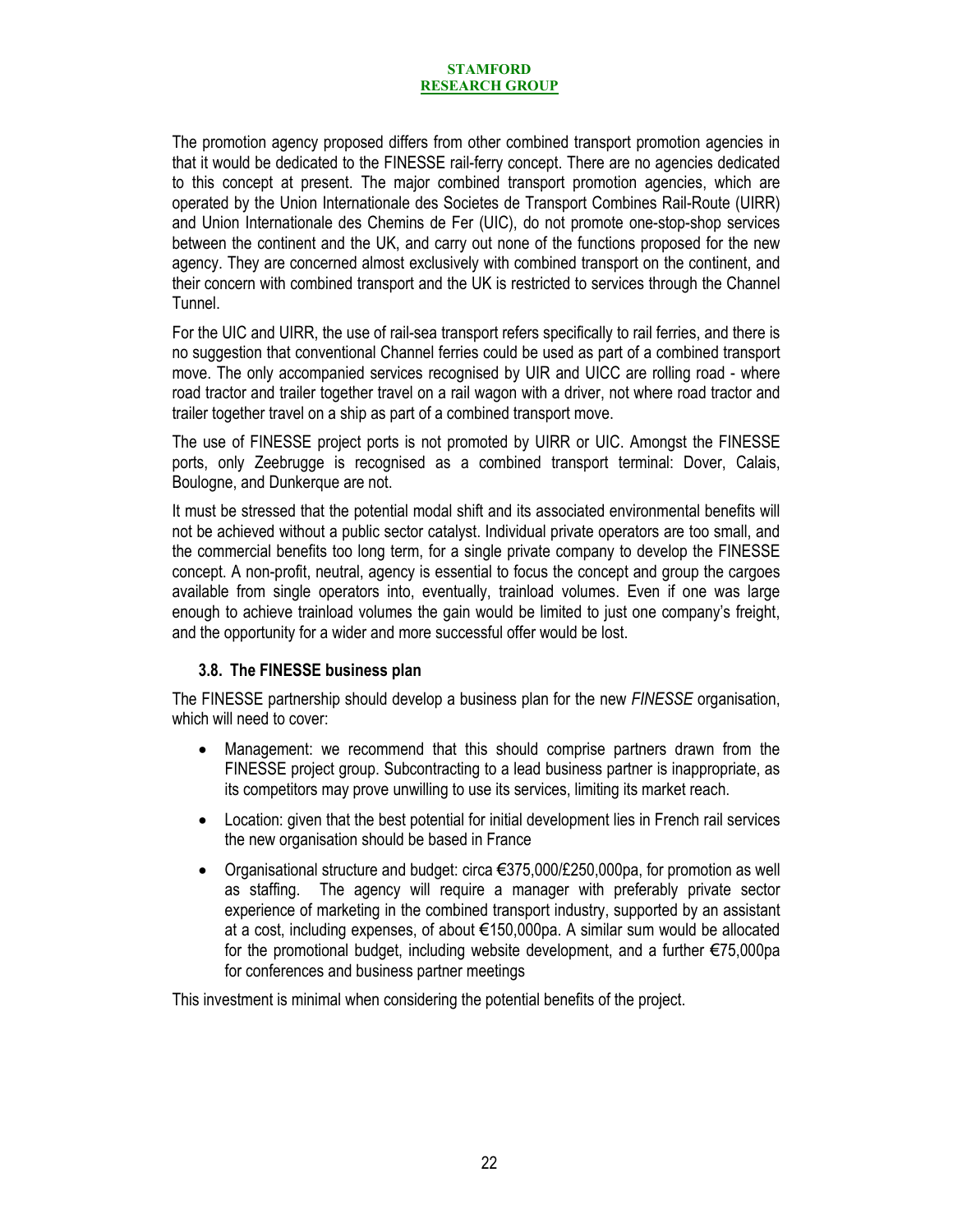The promotion agency proposed differs from other combined transport promotion agencies in that it would be dedicated to the FINESSE rail-ferry concept. There are no agencies dedicated to this concept at present. The major combined transport promotion agencies, which are operated by the Union Internationale des Societes de Transport Combines Rail-Route (UIRR) and Union Internationale des Chemins de Fer (UIC), do not promote one-stop-shop services between the continent and the UK, and carry out none of the functions proposed for the new agency. They are concerned almost exclusively with combined transport on the continent, and their concern with combined transport and the UK is restricted to services through the Channel Tunnel.

For the UIC and UIRR, the use of rail-sea transport refers specifically to rail ferries, and there is no suggestion that conventional Channel ferries could be used as part of a combined transport move. The only accompanied services recognised by UIR and UICC are rolling road - where road tractor and trailer together travel on a rail wagon with a driver, not where road tractor and trailer together travel on a ship as part of a combined transport move.

The use of FINESSE project ports is not promoted by UIRR or UIC. Amongst the FINESSE ports, only Zeebrugge is recognised as a combined transport terminal: Dover, Calais, Boulogne, and Dunkerque are not.

It must be stressed that the potential modal shift and its associated environmental benefits will not be achieved without a public sector catalyst. Individual private operators are too small, and the commercial benefits too long term, for a single private company to develop the FINESSE concept. A non-profit, neutral, agency is essential to focus the concept and group the cargoes available from single operators into, eventually, trainload volumes. Even if one was large enough to achieve trainload volumes the gain would be limited to just one company's freight, and the opportunity for a wider and more successful offer would be lost.

### 3.8. The FINESSE business plan

The FINESSE partnership should develop a business plan for the new *FINESSE* organisation, which will need to cover:

- Management: we recommend that this should comprise partners drawn from the FINESSE project group. Subcontracting to a lead business partner is inappropriate, as its competitors may prove unwilling to use its services, limiting its market reach.
- Location: given that the best potential for initial development lies in French rail services the new organisation should be based in France
- Organisational structure and budget: circa €375,000/£250,000pa, for promotion as well as staffing. The agency will require a manager with preferably private sector experience of marketing in the combined transport industry, supported by an assistant at a cost, including expenses, of about €150,000pa. A similar sum would be allocated for the promotional budget, including website development, and a further €75,000pa for conferences and business partner meetings

This investment is minimal when considering the potential benefits of the project.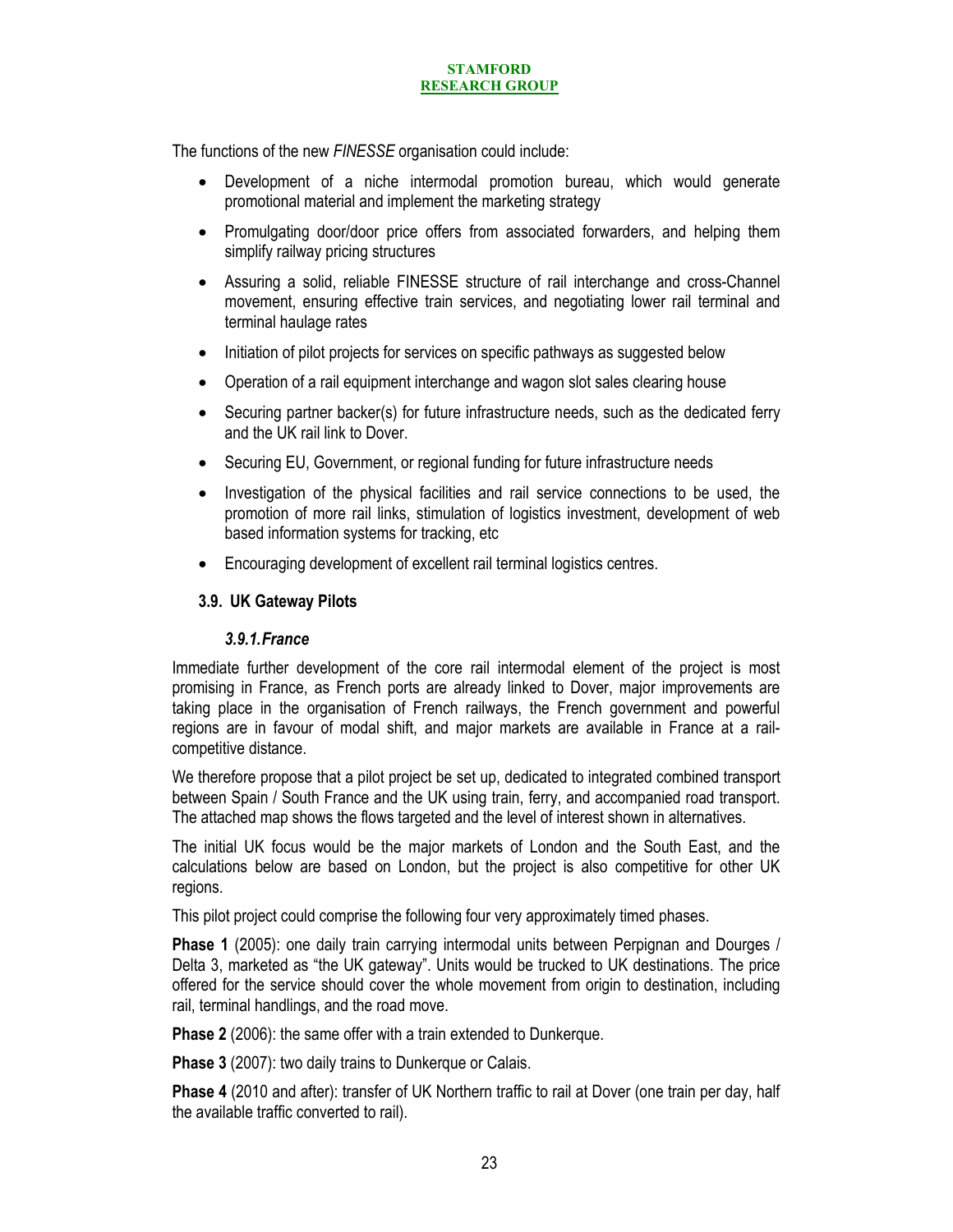The functions of the new *FINESSE* organisation could include:

- Development of a niche intermodal promotion bureau, which would generate promotional material and implement the marketing strategy
- Promulgating door/door price offers from associated forwarders, and helping them simplify railway pricing structures
- Assuring a solid, reliable FINESSE structure of rail interchange and cross-Channel movement, ensuring effective train services, and negotiating lower rail terminal and terminal haulage rates
- Initiation of pilot projects for services on specific pathways as suggested below
- Operation of a rail equipment interchange and wagon slot sales clearing house
- Securing partner backer(s) for future infrastructure needs, such as the dedicated ferry and the UK rail link to Dover.
- Securing EU, Government, or regional funding for future infrastructure needs
- Investigation of the physical facilities and rail service connections to be used, the promotion of more rail links, stimulation of logistics investment, development of web based information systems for tracking, etc
- Encouraging development of excellent rail terminal logistics centres.

### 3.9. UK Gateway Pilots

#### *3.9.1. France*

Immediate further development of the core rail intermodal element of the project is most promising in France, as French ports are already linked to Dover, major improvements are taking place in the organisation of French railways, the French government and powerful regions are in favour of modal shift, and major markets are available in France at a rail-competitive distance.

We therefore propose that a pilot project be set up, dedicated to integrated combined transport between Spain / South France and the UK using train, ferry, and accompanied road transport. The attached map shows the flows targeted and the level of interest shown in alternatives.

The initial UK focus would be the major markets of London and the South East, and the calculations below are based on London, but the project is also competitive for other UK regions.

This pilot project could comprise the following four very approximately timed phases.

**Phase 1** (2005): one daily train carrying intermodal units between Perpignan and Dourges / Delta 3, marketed as "the UK gateway". Units would be trucked to UK destinations. The price offered for the service should cover the whole movement from origin to destination, including rail, terminal handlings, and the road move.

**Phase 2** (2006): the same offer with a train extended to Dunkerque.

**Phase 3** (2007): two daily trains to Dunkerque or Calais.

**Phase 4** (2010 and after): transfer of UK Northern traffic to rail at Dover (one train per day, half the available traffic converted to rail).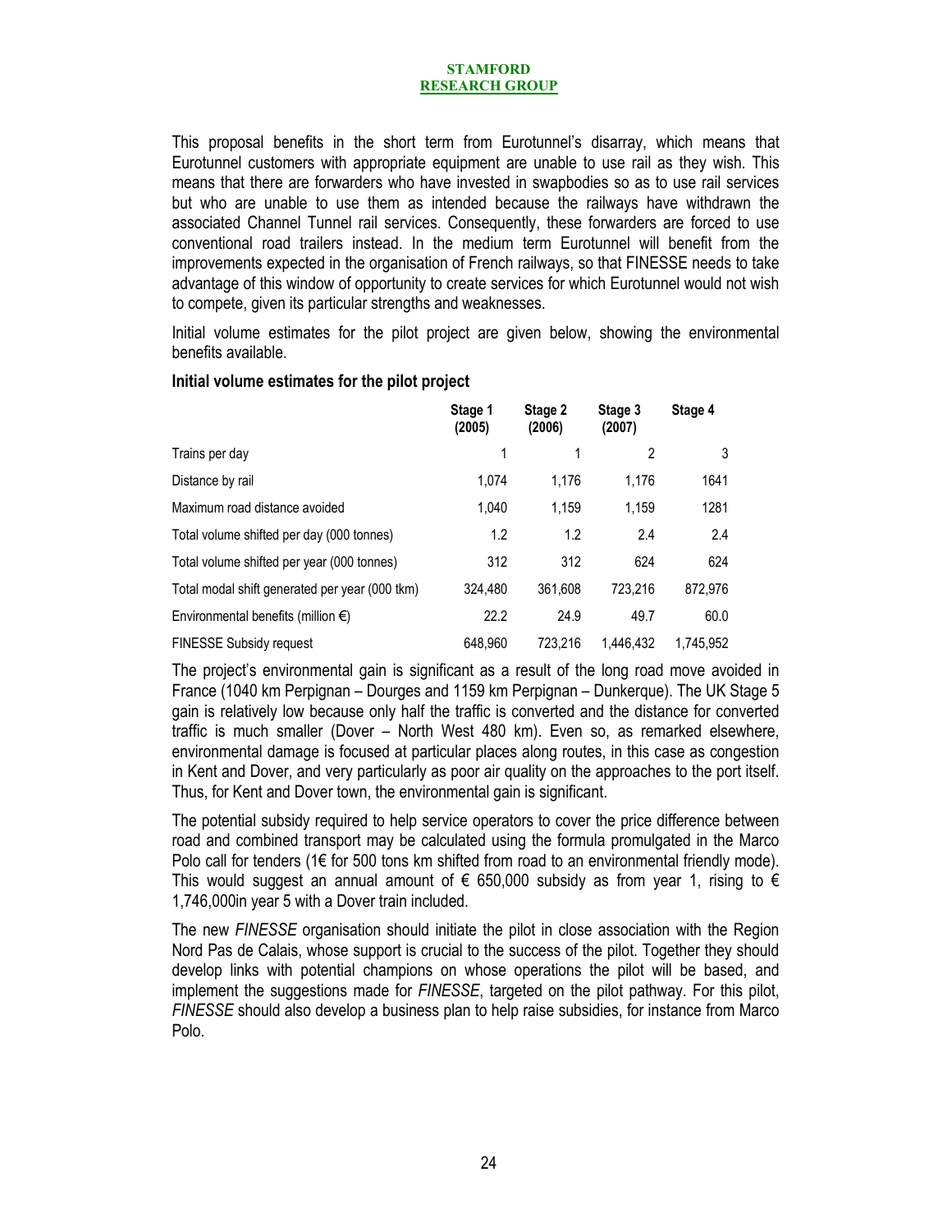This proposal benefits in the short term from Eurotunnel's disarray, which means that Eurotunnel customers with appropriate equipment are unable to use rail as they wish. This means that there are forwarders who have invested in swapbodies so as to use rail services but who are unable to use them as intended because the railways have withdrawn the associated Channel Tunnel rail services. Consequently, these forwarders are forced to use conventional road trailers instead. In the medium term Eurotunnel will benefit from the improvements expected in the organisation of French railways, so that FINESSE needs to take advantage of this window of opportunity to create services for which Eurotunnel would not wish to compete, given its particular strengths and weaknesses.

Initial volume estimates for the pilot project are given below, showing the environmental benefits available.

**Initial volume estimates for the pilot project**

| | Stage 1 (2005) | Stage 2 (2006) | Stage 3 (2007) | Stage 4 |
|---|---|---|---|---|
| Trains per day | 1 | 1 | 2 | 3 |
| Distance by rail | 1,074 | 1,176 | 1,176 | 1641 |
| Maximum road distance avoided | 1,040 | 1,159 | 1,159 | 1281 |
| Total volume shifted per day (000 tonnes) | 1.2 | 1.2 | 2.4 | 2.4 |
| Total volume shifted per year (000 tonnes) | 312 | 312 | 624 | 624 |
| Total modal shift generated per year (000 tkm) | 324,480 | 361,608 | 723,216 | 872,976 |
| Environmental benefits (million €) | 22.2 | 24.9 | 49.7 | 60.0 |
| FINESSE Subsidy request | 648,960 | 723,216 | 1,446,432 | 1,745,952 |

The project's environmental gain is significant as a result of the long road move avoided in France (1040 km Perpignan – Dourges and 1159 km Perpignan – Dunkerque). The UK Stage 5 gain is relatively low because only half the traffic is converted and the distance for converted traffic is much smaller (Dover – North West 480 km). Even so, as remarked elsewhere, environmental damage is focused at particular places along routes, in this case as congestion in Kent and Dover, and very particularly as poor air quality on the approaches to the port itself. Thus, for Kent and Dover town, the environmental gain is significant.

The potential subsidy required to help service operators to cover the price difference between road and combined transport may be calculated using the formula promulgated in the Marco Polo call for tenders (1€ for 500 tons km shifted from road to an environmental friendly mode). This would suggest an annual amount of € 650,000 subsidy as from year 1, rising to € 1,746,000in year 5 with a Dover train included.

The new *FINESSE* organisation should initiate the pilot in close association with the Region Nord Pas de Calais, whose support is crucial to the success of the pilot. Together they should develop links with potential champions on whose operations the pilot will be based, and implement the suggestions made for *FINESSE*, targeted on the pilot pathway. For this pilot, *FINESSE* should also develop a business plan to help raise subsidies, for instance from Marco Polo.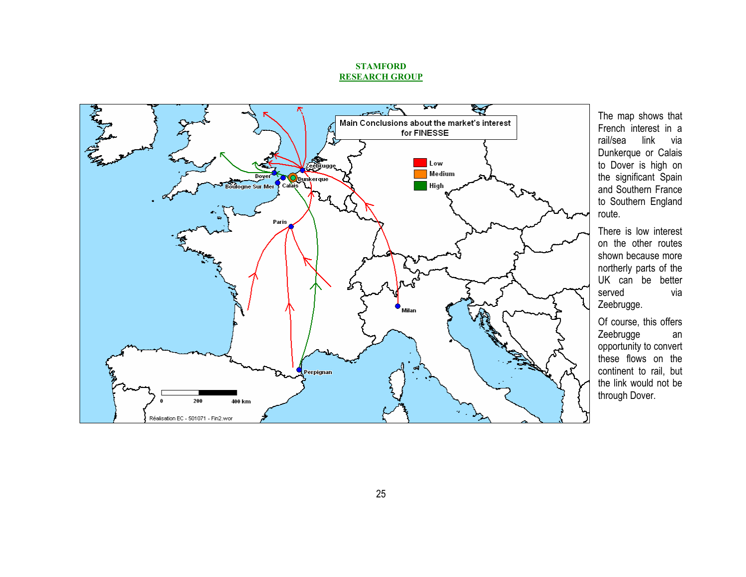**STAMFORD**
**RESEARCH GROUP**

Main Conclusions about the market's interest for FINESSE

Low
Medium
High

Zeebrugge
Dover
Dunkerque
Boulogne Sur Mer
Calais
Paris
Milan
Perpignan

0 200 400 km

Réalisation EC - 501071 - Fin2.wor

The map shows that French interest in a rail/sea link via Dunkerque or Calais to Dover is high on the significant Spain and Southern France to Southern England route.

There is low interest on the other routes shown because more northerly parts of the UK can be better served via Zeebrugge.

Of course, this offers Zeebrugge an opportunity to convert these flows on the continent to rail, but the link would not be through Dover.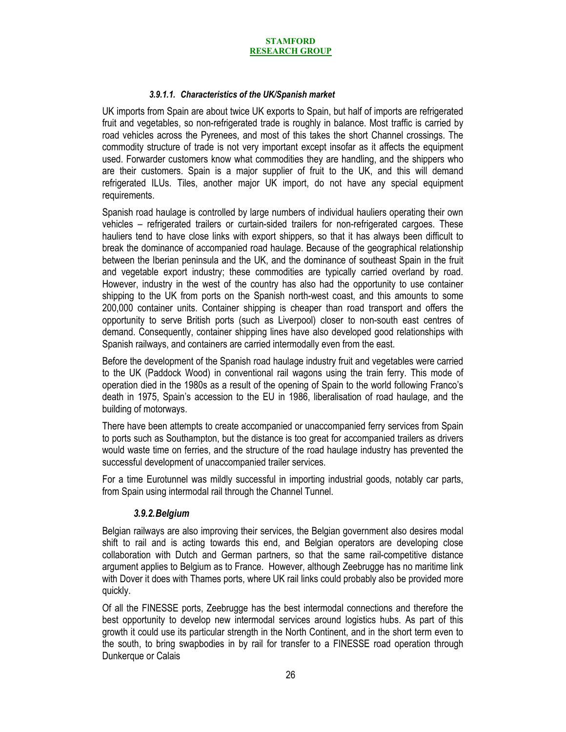#### *3.9.1.1. Characteristics of the UK/Spanish market*

UK imports from Spain are about twice UK exports to Spain, but half of imports are refrigerated fruit and vegetables, so non-refrigerated trade is roughly in balance. Most traffic is carried by road vehicles across the Pyrenees, and most of this takes the short Channel crossings. The commodity structure of trade is not very important except insofar as it affects the equipment used. Forwarder customers know what commodities they are handling, and the shippers who are their customers. Spain is a major supplier of fruit to the UK, and this will demand refrigerated ILUs. Tiles, another major UK import, do not have any special equipment requirements.

Spanish road haulage is controlled by large numbers of individual hauliers operating their own vehicles – refrigerated trailers or curtain-sided trailers for non-refrigerated cargoes. These hauliers tend to have close links with export shippers, so that it has always been difficult to break the dominance of accompanied road haulage. Because of the geographical relationship between the Iberian peninsula and the UK, and the dominance of southeast Spain in the fruit and vegetable export industry; these commodities are typically carried overland by road. However, industry in the west of the country has also had the opportunity to use container shipping to the UK from ports on the Spanish north-west coast, and this amounts to some 200,000 container units. Container shipping is cheaper than road transport and offers the opportunity to serve British ports (such as Liverpool) closer to non-south east centres of demand. Consequently, container shipping lines have also developed good relationships with Spanish railways, and containers are carried intermodally even from the east.

Before the development of the Spanish road haulage industry fruit and vegetables were carried to the UK (Paddock Wood) in conventional rail wagons using the train ferry. This mode of operation died in the 1980s as a result of the opening of Spain to the world following Franco's death in 1975, Spain's accession to the EU in 1986, liberalisation of road haulage, and the building of motorways.

There have been attempts to create accompanied or unaccompanied ferry services from Spain to ports such as Southampton, but the distance is too great for accompanied trailers as drivers would waste time on ferries, and the structure of the road haulage industry has prevented the successful development of unaccompanied trailer services.

For a time Eurotunnel was mildly successful in importing industrial goods, notably car parts, from Spain using intermodal rail through the Channel Tunnel.

### *3.9.2. Belgium*

Belgian railways are also improving their services, the Belgian government also desires modal shift to rail and is acting towards this end, and Belgian operators are developing close collaboration with Dutch and German partners, so that the same rail-competitive distance argument applies to Belgium as to France. However, although Zeebrugge has no maritime link with Dover it does with Thames ports, where UK rail links could probably also be provided more quickly.

Of all the FINESSE ports, Zeebrugge has the best intermodal connections and therefore the best opportunity to develop new intermodal services around logistics hubs. As part of this growth it could use its particular strength in the North Continent, and in the short term even to the south, to bring swapbodies in by rail for transfer to a FINESSE road operation through Dunkerque or Calais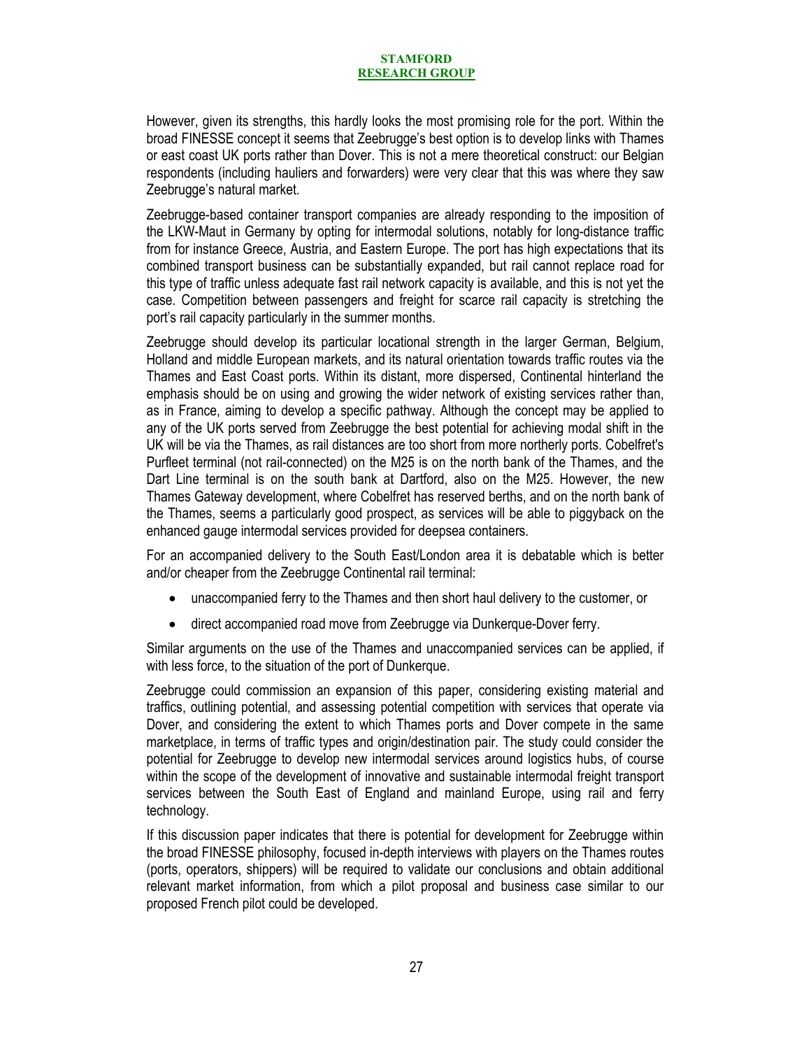However, given its strengths, this hardly looks the most promising role for the port. Within the broad FINESSE concept it seems that Zeebrugge's best option is to develop links with Thames or east coast UK ports rather than Dover. This is not a mere theoretical construct: our Belgian respondents (including hauliers and forwarders) were very clear that this was where they saw Zeebrugge's natural market.

Zeebrugge-based container transport companies are already responding to the imposition of the LKW-Maut in Germany by opting for intermodal solutions, notably for long-distance traffic from for instance Greece, Austria, and Eastern Europe. The port has high expectations that its combined transport business can be substantially expanded, but rail cannot replace road for this type of traffic unless adequate fast rail network capacity is available, and this is not yet the case. Competition between passengers and freight for scarce rail capacity is stretching the port's rail capacity particularly in the summer months.

Zeebrugge should develop its particular locational strength in the larger German, Belgium, Holland and middle European markets, and its natural orientation towards traffic routes via the Thames and East Coast ports. Within its distant, more dispersed, Continental hinterland the emphasis should be on using and growing the wider network of existing services rather than, as in France, aiming to develop a specific pathway. Although the concept may be applied to any of the UK ports served from Zeebrugge the best potential for achieving modal shift in the UK will be via the Thames, as rail distances are too short from more northerly ports. Cobelfret's Purfleet terminal (not rail-connected) on the M25 is on the north bank of the Thames, and the Dart Line terminal is on the south bank at Dartford, also on the M25. However, the new Thames Gateway development, where Cobelfret has reserved berths, and on the north bank of the Thames, seems a particularly good prospect, as services will be able to piggyback on the enhanced gauge intermodal services provided for deepsea containers.

For an accompanied delivery to the South East/London area it is debatable which is better and/or cheaper from the Zeebrugge Continental rail terminal:

- unaccompanied ferry to the Thames and then short haul delivery to the customer, or
- direct accompanied road move from Zeebrugge via Dunkerque-Dover ferry.

Similar arguments on the use of the Thames and unaccompanied services can be applied, if with less force, to the situation of the port of Dunkerque.

Zeebrugge could commission an expansion of this paper, considering existing material and traffics, outlining potential, and assessing potential competition with services that operate via Dover, and considering the extent to which Thames ports and Dover compete in the same marketplace, in terms of traffic types and origin/destination pair. The study could consider the potential for Zeebrugge to develop new intermodal services around logistics hubs, of course within the scope of the development of innovative and sustainable intermodal freight transport services between the South East of England and mainland Europe, using rail and ferry technology.

If this discussion paper indicates that there is potential for development for Zeebrugge within the broad FINESSE philosophy, focused in-depth interviews with players on the Thames routes (ports, operators, shippers) will be required to validate our conclusions and obtain additional relevant market information, from which a pilot proposal and business case similar to our proposed French pilot could be developed.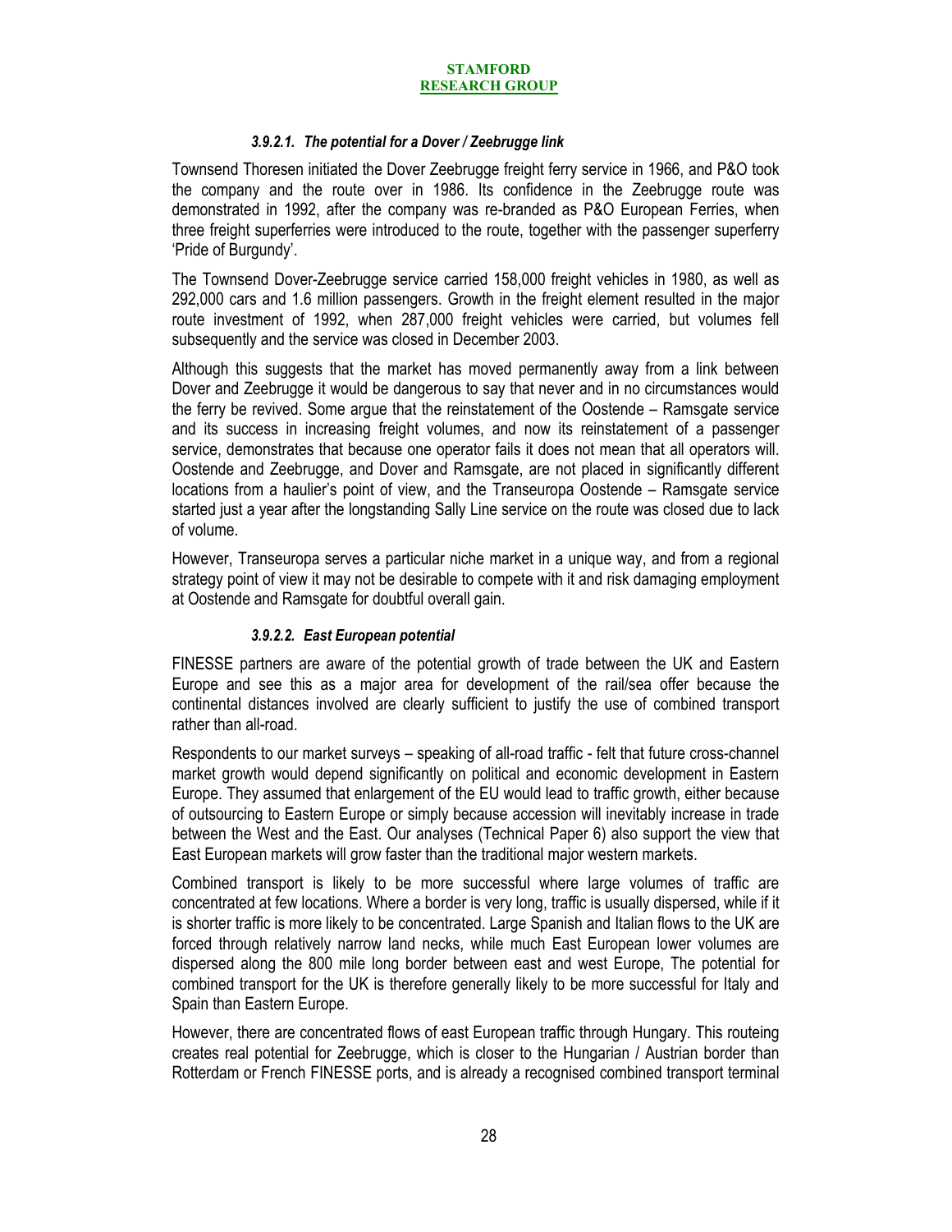#### *3.9.2.1. The potential for a Dover / Zeebrugge link*

Townsend Thoresen initiated the Dover Zeebrugge freight ferry service in 1966, and P&O took the company and the route over in 1986. Its confidence in the Zeebrugge route was demonstrated in 1992, after the company was re-branded as P&O European Ferries, when three freight superferries were introduced to the route, together with the passenger superferry 'Pride of Burgundy'.

The Townsend Dover-Zeebrugge service carried 158,000 freight vehicles in 1980, as well as 292,000 cars and 1.6 million passengers. Growth in the freight element resulted in the major route investment of 1992, when 287,000 freight vehicles were carried, but volumes fell subsequently and the service was closed in December 2003.

Although this suggests that the market has moved permanently away from a link between Dover and Zeebrugge it would be dangerous to say that never and in no circumstances would the ferry be revived. Some argue that the reinstatement of the Oostende – Ramsgate service and its success in increasing freight volumes, and now its reinstatement of a passenger service, demonstrates that because one operator fails it does not mean that all operators will. Oostende and Zeebrugge, and Dover and Ramsgate, are not placed in significantly different locations from a haulier's point of view, and the Transeuropa Oostende – Ramsgate service started just a year after the longstanding Sally Line service on the route was closed due to lack of volume.

However, Transeuropa serves a particular niche market in a unique way, and from a regional strategy point of view it may not be desirable to compete with it and risk damaging employment at Oostende and Ramsgate for doubtful overall gain.

#### *3.9.2.2. East European potential*

FINESSE partners are aware of the potential growth of trade between the UK and Eastern Europe and see this as a major area for development of the rail/sea offer because the continental distances involved are clearly sufficient to justify the use of combined transport rather than all-road.

Respondents to our market surveys – speaking of all-road traffic - felt that future cross-channel market growth would depend significantly on political and economic development in Eastern Europe. They assumed that enlargement of the EU would lead to traffic growth, either because of outsourcing to Eastern Europe or simply because accession will inevitably increase in trade between the West and the East. Our analyses (Technical Paper 6) also support the view that East European markets will grow faster than the traditional major western markets.

Combined transport is likely to be more successful where large volumes of traffic are concentrated at few locations. Where a border is very long, traffic is usually dispersed, while if it is shorter traffic is more likely to be concentrated. Large Spanish and Italian flows to the UK are forced through relatively narrow land necks, while much East European lower volumes are dispersed along the 800 mile long border between east and west Europe, The potential for combined transport for the UK is therefore generally likely to be more successful for Italy and Spain than Eastern Europe.

However, there are concentrated flows of east European traffic through Hungary. This routeing creates real potential for Zeebrugge, which is closer to the Hungarian / Austrian border than Rotterdam or French FINESSE ports, and is already a recognised combined transport terminal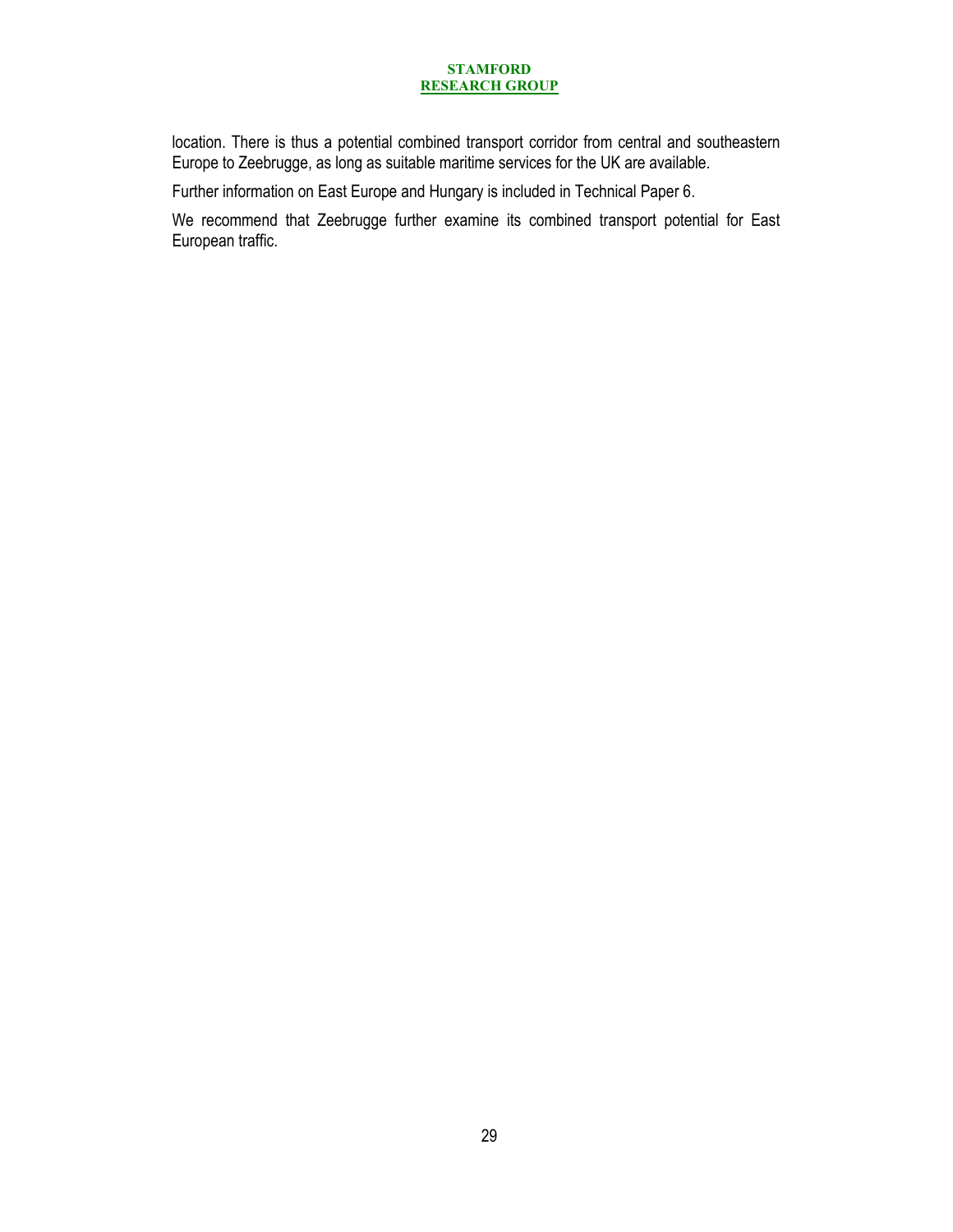location. There is thus a potential combined transport corridor from central and southeastern Europe to Zeebrugge, as long as suitable maritime services for the UK are available.

Further information on East Europe and Hungary is included in Technical Paper 6.

We recommend that Zeebrugge further examine its combined transport potential for East European traffic.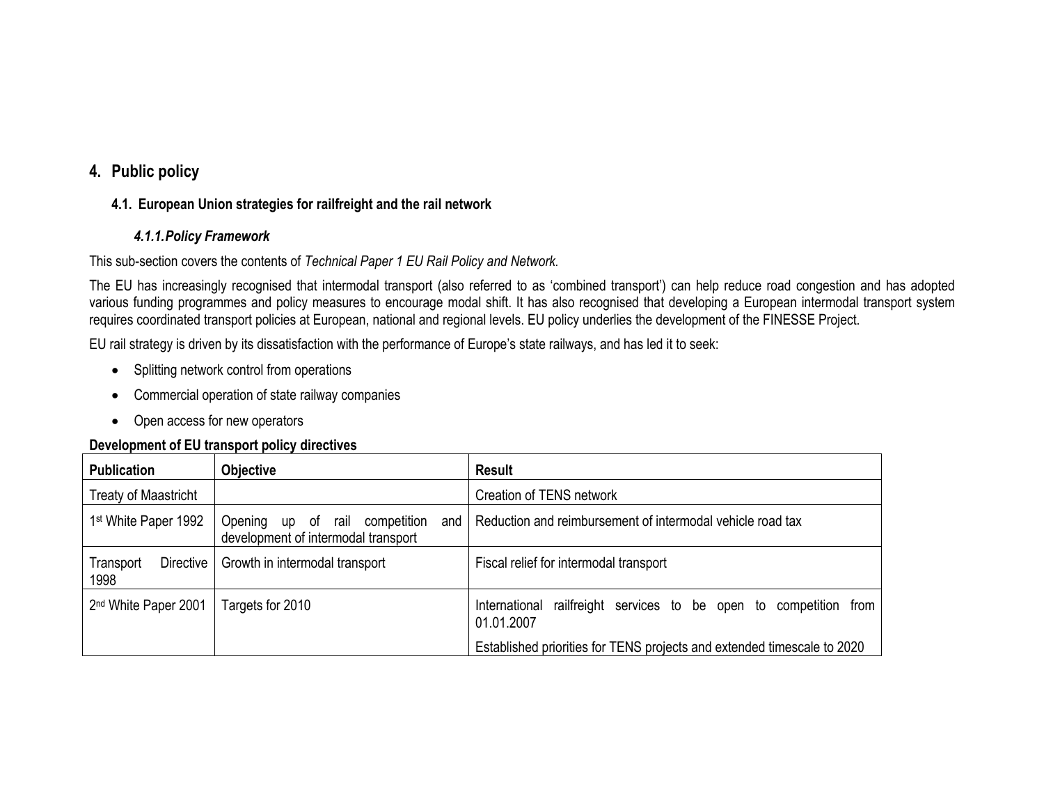# 4. Public policy

## 4.1. European Union strategies for railfreight and the rail network

### *4.1.1. Policy Framework*

This sub-section covers the contents of *Technical Paper 1 EU Rail Policy and Network.*

The EU has increasingly recognised that intermodal transport (also referred to as 'combined transport') can help reduce road congestion and has adopted various funding programmes and policy measures to encourage modal shift. It has also recognised that developing a European intermodal transport system requires coordinated transport policies at European, national and regional levels. EU policy underlies the development of the FINESSE Project.

EU rail strategy is driven by its dissatisfaction with the performance of Europe's state railways, and has led it to seek:

- Splitting network control from operations
- Commercial operation of state railway companies
- Open access for new operators

**Development of EU transport policy directives**

| Publication | Objective | Result |
|---|---|---|
| Treaty of Maastricht | | Creation of TENS network |
| 1st White Paper 1992 | Opening up of rail competition and development of intermodal transport | Reduction and reimbursement of intermodal vehicle road tax |
| Transport Directive 1998 | Growth in intermodal transport | Fiscal relief for intermodal transport |
| 2nd White Paper 2001 | Targets for 2010 | International railfreight services to be open to competition from 01.01.2007<br><br>Established priorities for TENS projects and extended timescale to 2020 |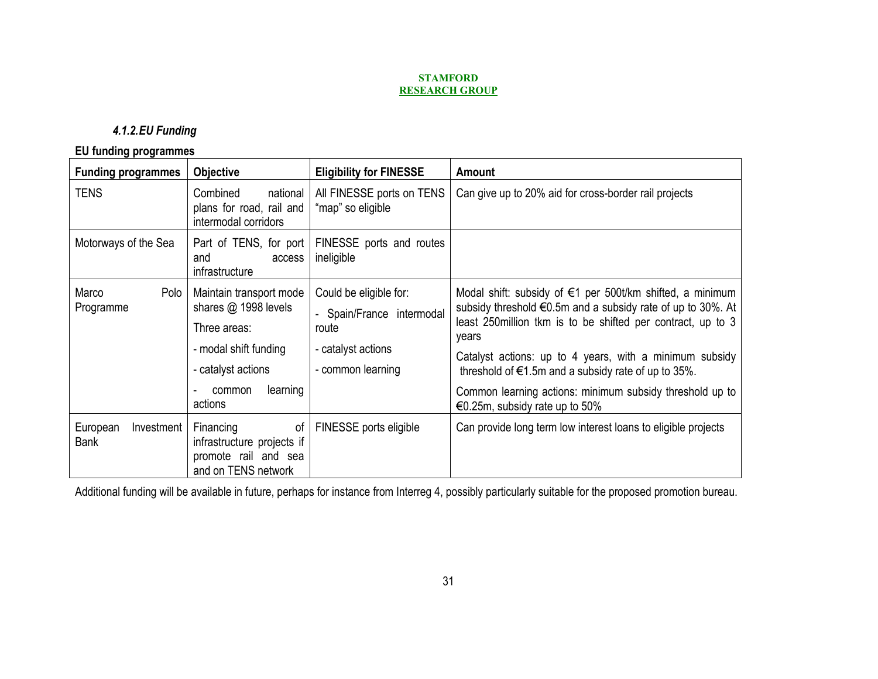#### 4.1.2. EU Funding

**EU funding programmes**

| Funding programmes | Objective | Eligibility for FINESSE | Amount |
|---|---|---|---|
| TENS | Combined national plans for road, rail and intermodal corridors | All FINESSE ports on TENS "map" so eligible | Can give up to 20% aid for cross-border rail projects |
| Motorways of the Sea | Part of TENS, for port and access infrastructure | FINESSE ports and routes ineligible | |
| Marco Polo Programme | Maintain transport mode shares @ 1998 levels<br><br>Three areas:<br><br>- modal shift funding<br><br>- catalyst actions<br><br>- common learning actions | Could be eligible for:<br><br>- Spain/France intermodal route<br><br>- catalyst actions<br><br>- common learning | Modal shift: subsidy of €1 per 500t/km shifted, a minimum subsidy threshold €0.5m and a subsidy rate of up to 30%. At least 250million tkm is to be shifted per contract, up to 3 years<br><br>Catalyst actions: up to 4 years, with a minimum subsidy threshold of €1.5m and a subsidy rate of up to 35%.<br><br>Common learning actions: minimum subsidy threshold up to €0.25m, subsidy rate up to 50% |
| European Investment Bank | Financing of infrastructure projects if promote rail and sea and on TENS network | FINESSE ports eligible | Can provide long term low interest loans to eligible projects |

Additional funding will be available in future, perhaps for instance from Interreg 4, possibly particularly suitable for the proposed promotion bureau.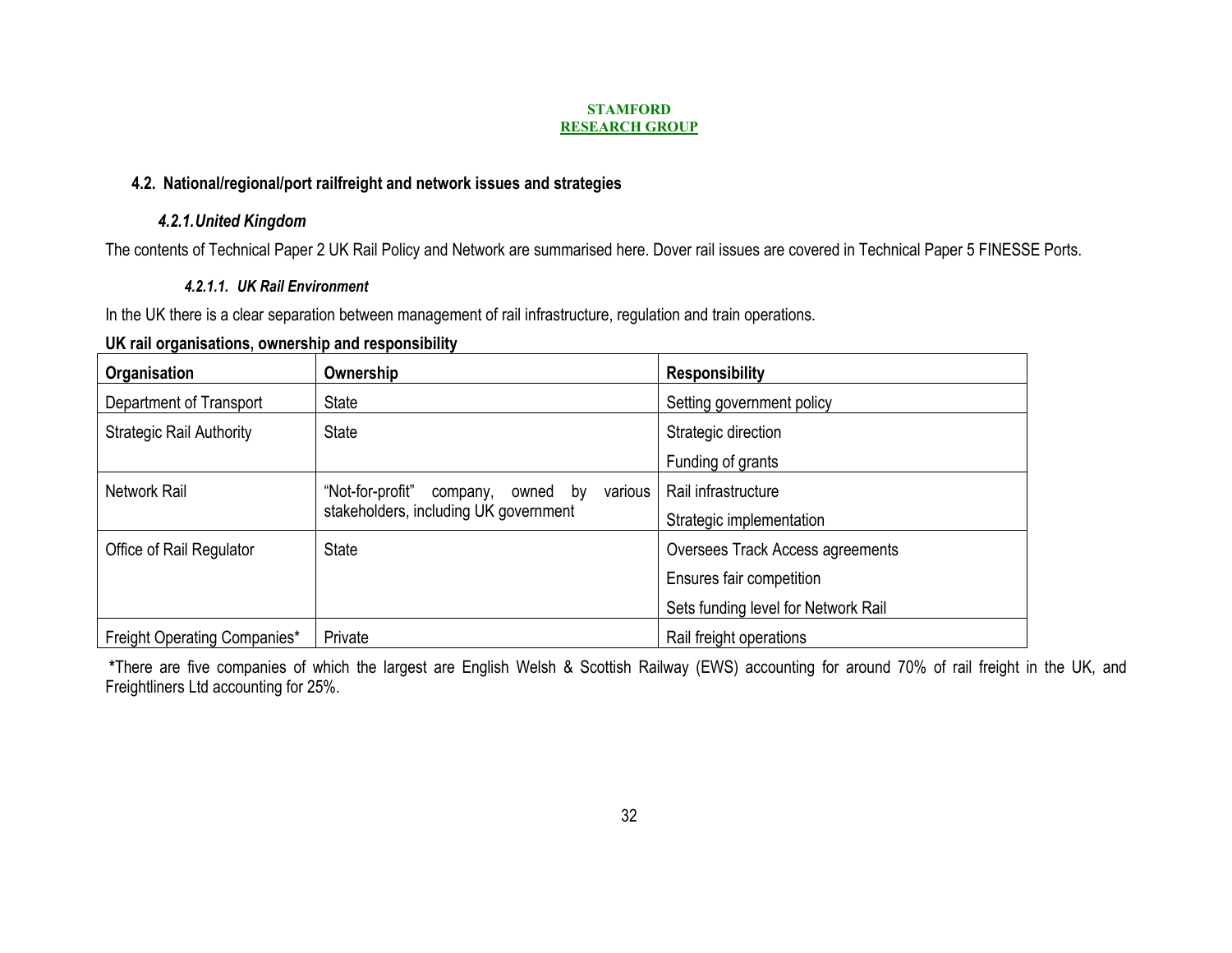## 4.2. National/regional/port railfreight and network issues and strategies

### *4.2.1. United Kingdom*

The contents of Technical Paper 2 UK Rail Policy and Network are summarised here. Dover rail issues are covered in Technical Paper 5 FINESSE Ports.

#### *4.2.1.1. UK Rail Environment*

In the UK there is a clear separation between management of rail infrastructure, regulation and train operations.

**UK rail organisations, ownership and responsibility**

| Organisation | Ownership | Responsibility |
|---|---|---|
| Department of Transport | State | Setting government policy |
| Strategic Rail Authority | State | Strategic direction<br>Funding of grants |
| Network Rail | "Not-for-profit" company, owned by various stakeholders, including UK government | Rail infrastructure<br>Strategic implementation |
| Office of Rail Regulator | State | Oversees Track Access agreements<br>Ensures fair competition<br>Sets funding level for Network Rail |
| Freight Operating Companies* | Private | Rail freight operations |

**\***There are five companies of which the largest are English Welsh & Scottish Railway (EWS) accounting for around 70% of rail freight in the UK, and Freightliners Ltd accounting for 25%.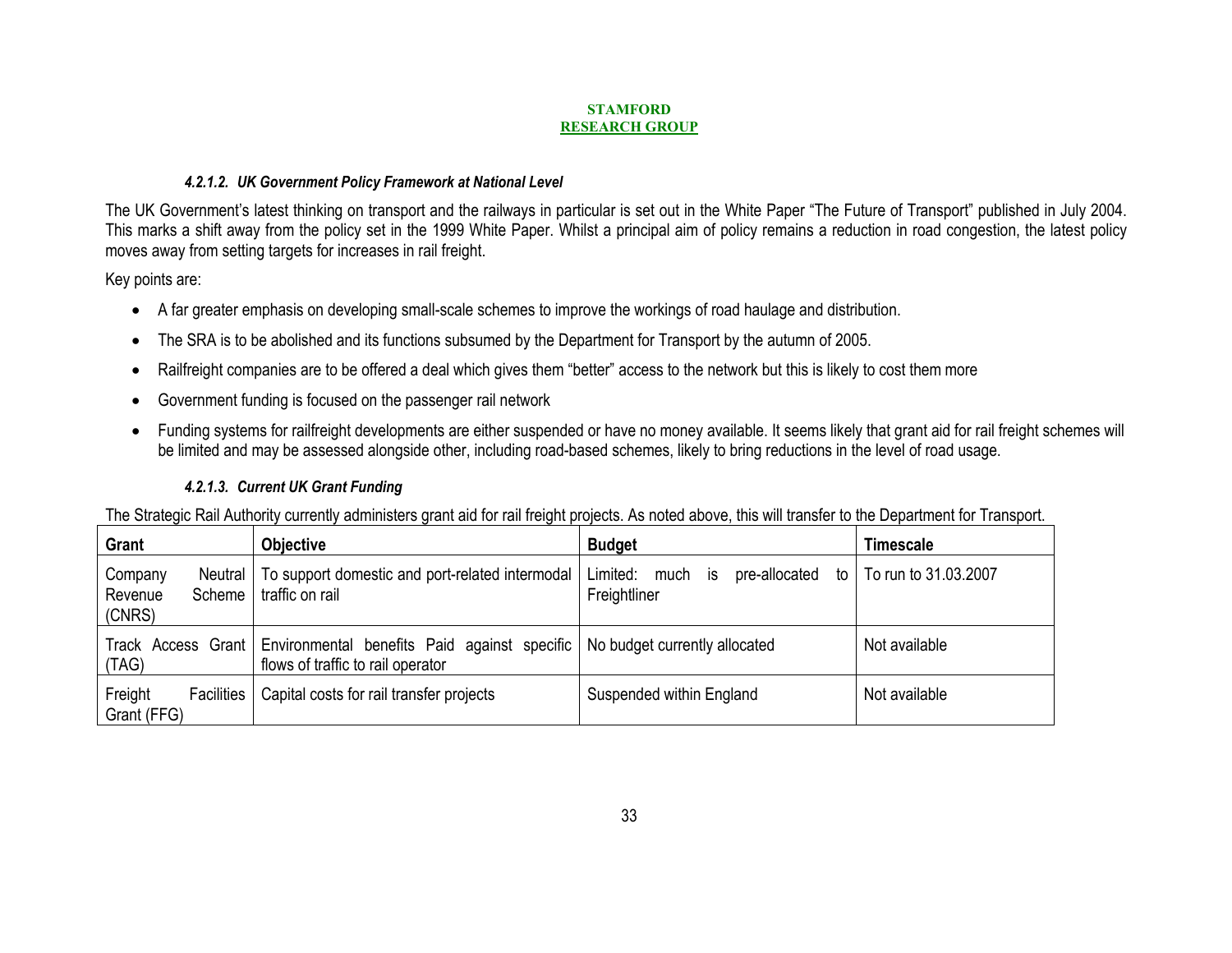#### *4.2.1.2. UK Government Policy Framework at National Level*

The UK Government's latest thinking on transport and the railways in particular is set out in the White Paper "The Future of Transport" published in July 2004. This marks a shift away from the policy set in the 1999 White Paper. Whilst a principal aim of policy remains a reduction in road congestion, the latest policy moves away from setting targets for increases in rail freight.

Key points are:

- A far greater emphasis on developing small-scale schemes to improve the workings of road haulage and distribution.
- The SRA is to be abolished and its functions subsumed by the Department for Transport by the autumn of 2005.
- Railfreight companies are to be offered a deal which gives them "better" access to the network but this is likely to cost them more
- Government funding is focused on the passenger rail network
- Funding systems for railfreight developments are either suspended or have no money available. It seems likely that grant aid for rail freight schemes will be limited and may be assessed alongside other, including road-based schemes, likely to bring reductions in the level of road usage.

#### *4.2.1.3. Current UK Grant Funding*

The Strategic Rail Authority currently administers grant aid for rail freight projects. As noted above, this will transfer to the Department for Transport.

| Grant | Objective | Budget | Timescale |
|---|---|---|---|
| Company Neutral Revenue Scheme (CNRS) | To support domestic and port-related intermodal traffic on rail | Limited: much is pre-allocated to Freightliner | To run to 31.03.2007 |
| Track Access Grant (TAG) | Environmental benefits Paid against specific flows of traffic to rail operator | No budget currently allocated | Not available |
| Freight Facilities Grant (FFG) | Capital costs for rail transfer projects | Suspended within England | Not available |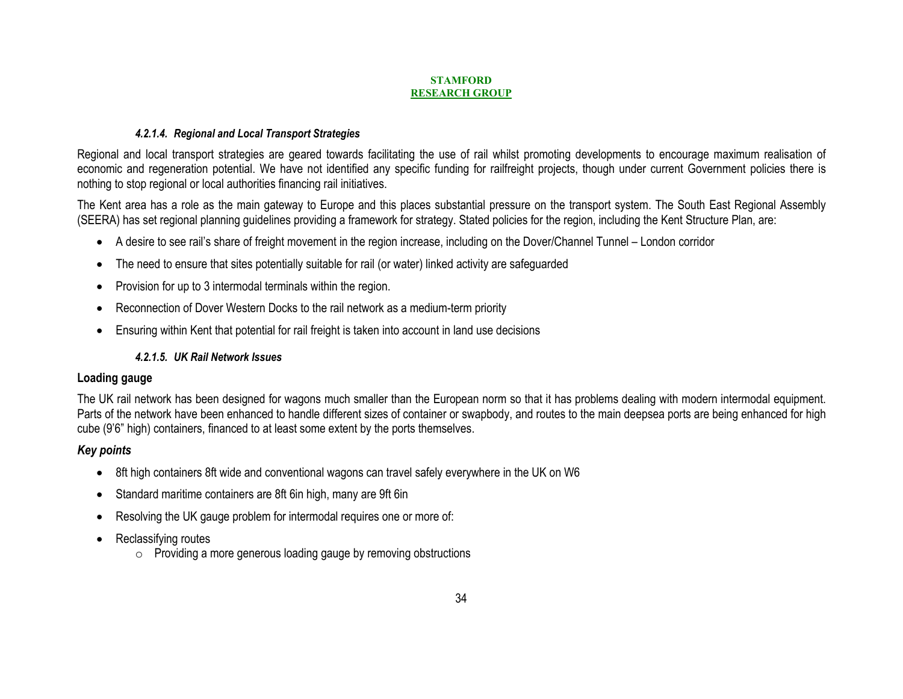#### *4.2.1.4. Regional and Local Transport Strategies*

Regional and local transport strategies are geared towards facilitating the use of rail whilst promoting developments to encourage maximum realisation of economic and regeneration potential. We have not identified any specific funding for railfreight projects, though under current Government policies there is nothing to stop regional or local authorities financing rail initiatives.

The Kent area has a role as the main gateway to Europe and this places substantial pressure on the transport system. The South East Regional Assembly (SEERA) has set regional planning guidelines providing a framework for strategy. Stated policies for the region, including the Kent Structure Plan, are:

- A desire to see rail's share of freight movement in the region increase, including on the Dover/Channel Tunnel – London corridor
- The need to ensure that sites potentially suitable for rail (or water) linked activity are safeguarded
- Provision for up to 3 intermodal terminals within the region.
- Reconnection of Dover Western Docks to the rail network as a medium-term priority
- Ensuring within Kent that potential for rail freight is taken into account in land use decisions

#### *4.2.1.5. UK Rail Network Issues*

**Loading gauge**

The UK rail network has been designed for wagons much smaller than the European norm so that it has problems dealing with modern intermodal equipment. Parts of the network have been enhanced to handle different sizes of container or swapbody, and routes to the main deepsea ports are being enhanced for high cube (9'6" high) containers, financed to at least some extent by the ports themselves.

***Key points***

- 8ft high containers 8ft wide and conventional wagons can travel safely everywhere in the UK on W6
- Standard maritime containers are 8ft 6in high, many are 9ft 6in
- Resolving the UK gauge problem for intermodal requires one or more of:
- Reclassifying routes
  - Providing a more generous loading gauge by removing obstructions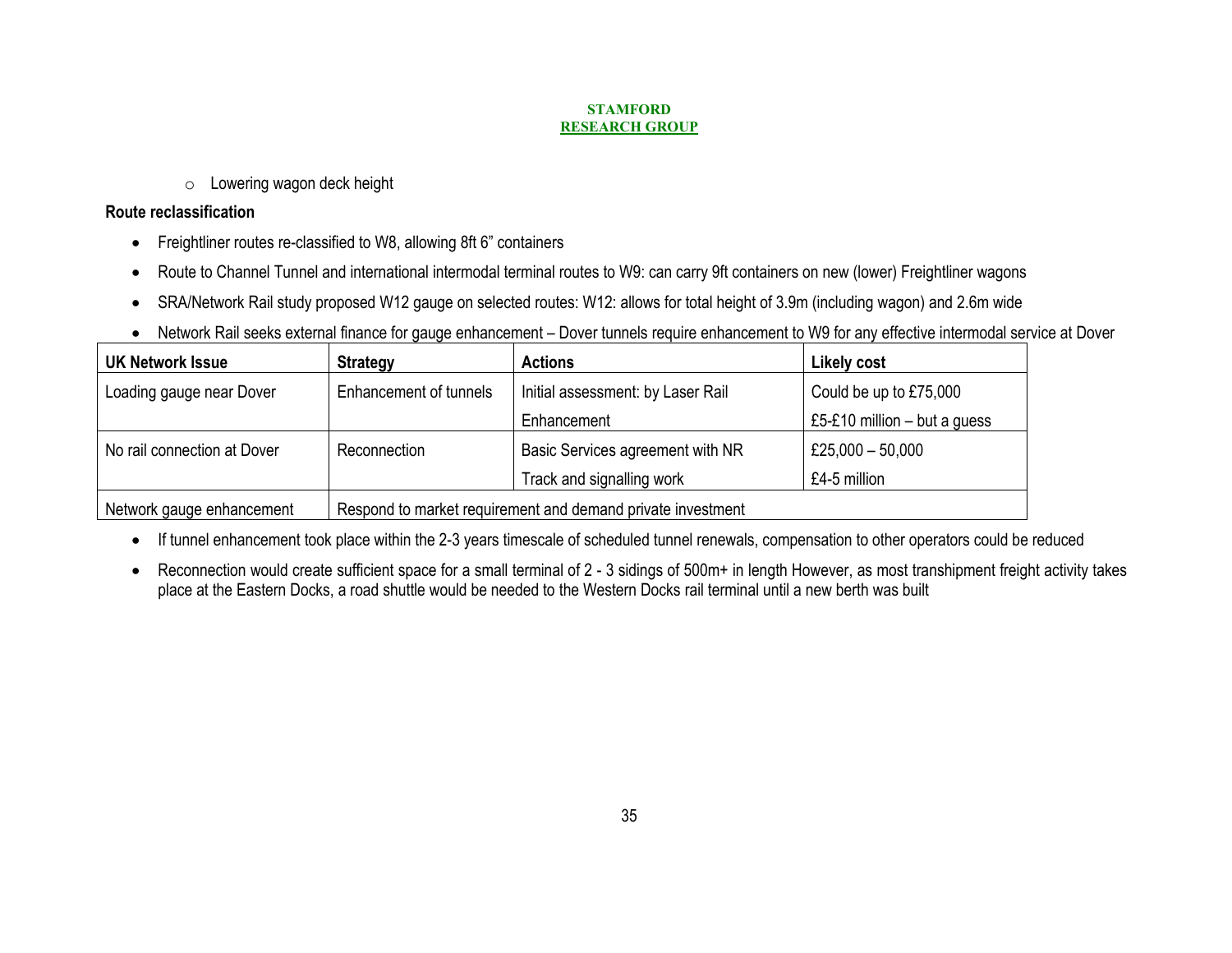- Lowering wagon deck height

**Route reclassification**

- Freightliner routes re-classified to W8, allowing 8ft 6" containers
- Route to Channel Tunnel and international intermodal terminal routes to W9: can carry 9ft containers on new (lower) Freightliner wagons
- SRA/Network Rail study proposed W12 gauge on selected routes: W12: allows for total height of 3.9m (including wagon) and 2.6m wide
- Network Rail seeks external finance for gauge enhancement – Dover tunnels require enhancement to W9 for any effective intermodal service at Dover

| UK Network Issue | Strategy | Actions | Likely cost |
|---|---|---|---|
| Loading gauge near Dover | Enhancement of tunnels | Initial assessment: by Laser Rail | Could be up to £75,000 |
| | | Enhancement | £5-£10 million – but a guess |
| No rail connection at Dover | Reconnection | Basic Services agreement with NR | £25,000 – 50,000 |
| | | Track and signalling work | £4-5 million |
| Network gauge enhancement | Respond to market requirement and demand private investment | | |

- If tunnel enhancement took place within the 2-3 years timescale of scheduled tunnel renewals, compensation to other operators could be reduced
- Reconnection would create sufficient space for a small terminal of 2 - 3 sidings of 500m+ in length However, as most transhipment freight activity takes place at the Eastern Docks, a road shuttle would be needed to the Western Docks rail terminal until a new berth was built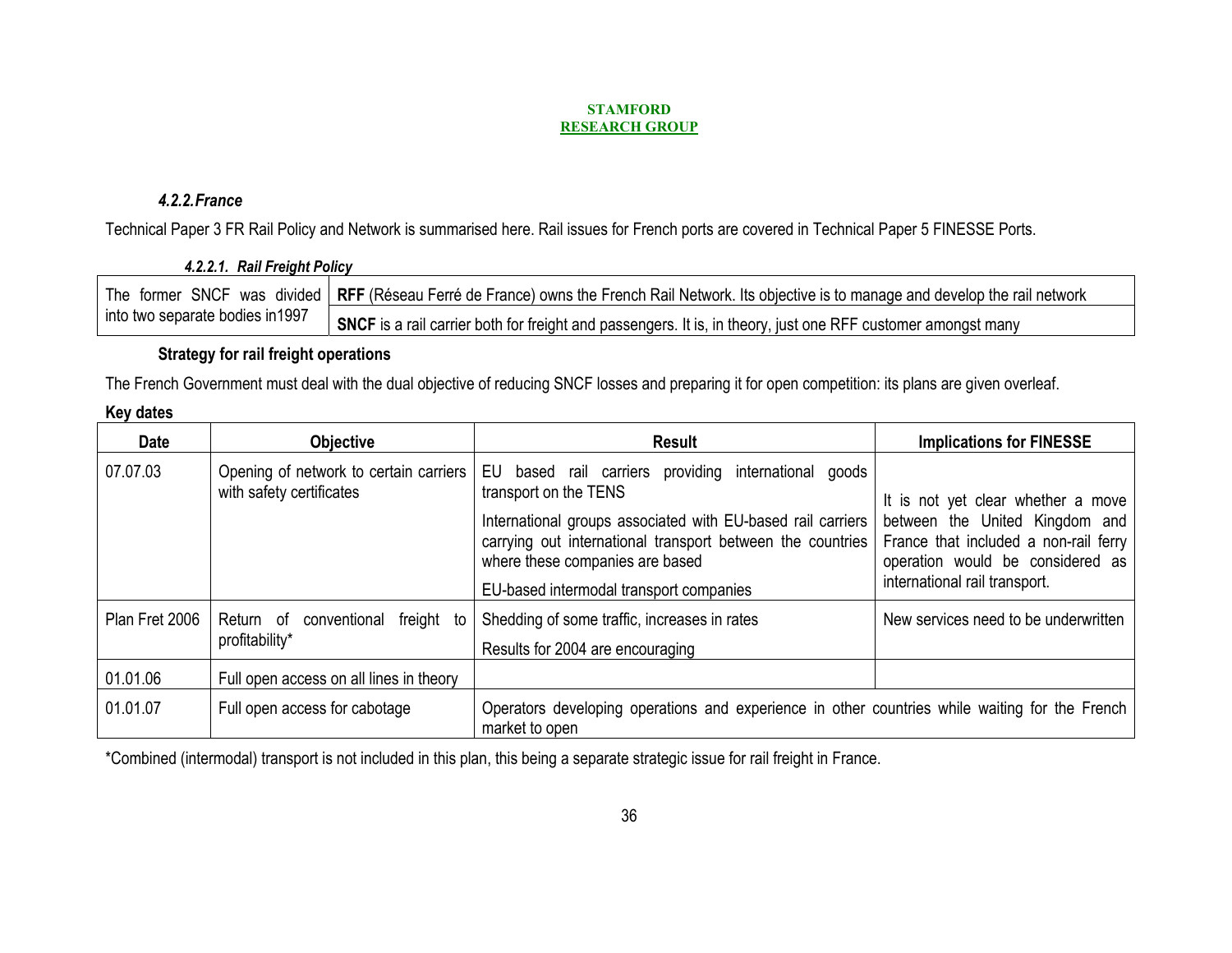### *4.2.2. France*

Technical Paper 3 FR Rail Policy and Network is summarised here. Rail issues for French ports are covered in Technical Paper 5 FINESSE Ports.

#### *4.2.2.1. Rail Freight Policy*

| | |
|---|---|
| The former SNCF was divided into two separate bodies in1997 | **RFF** (Réseau Ferré de France) owns the French Rail Network. Its objective is to manage and develop the rail network |
| | **SNCF** is a rail carrier both for freight and passengers. It is, in theory, just one RFF customer amongst many |

**Strategy for rail freight operations**

The French Government must deal with the dual objective of reducing SNCF losses and preparing it for open competition: its plans are given overleaf.

**Key dates**

| Date | Objective | Result | Implications for FINESSE |
|---|---|---|---|
| 07.07.03 | Opening of network to certain carriers with safety certificates | EU based rail carriers providing international goods transport on the TENS<br><br>International groups associated with EU-based rail carriers carrying out international transport between the countries where these companies are based<br><br>EU-based intermodal transport companies | It is not yet clear whether a move between the United Kingdom and France that included a non-rail ferry operation would be considered as international rail transport. |
| Plan Fret 2006 | Return of conventional freight to profitability* | Shedding of some traffic, increases in rates<br><br>Results for 2004 are encouraging | New services need to be underwritten |
| 01.01.06 | Full open access on all lines in theory | | |
| 01.01.07 | Full open access for cabotage | Operators developing operations and experience in other countries while waiting for the French market to open | |

*Combined (intermodal) transport is not included in this plan, this being a separate strategic issue for rail freight in France.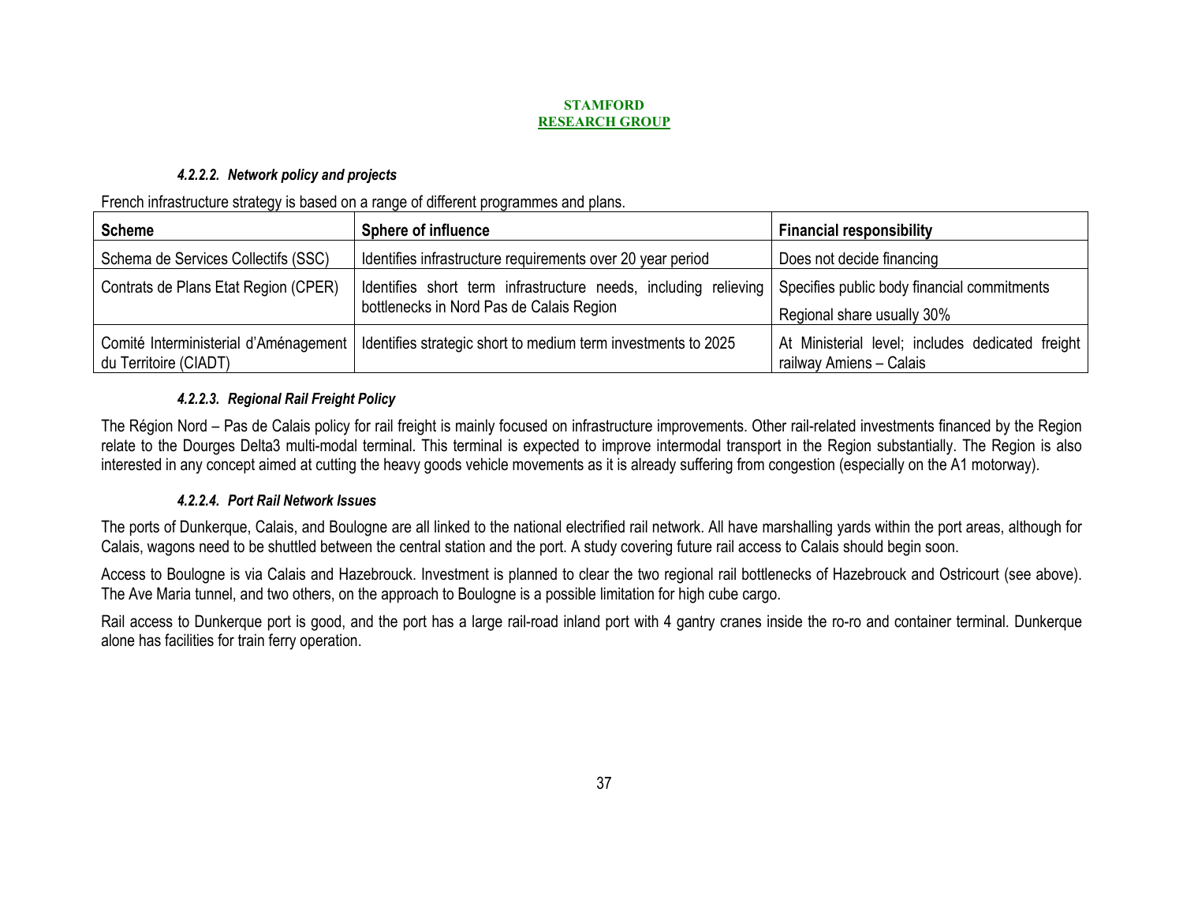#### *4.2.2.2. Network policy and projects*

French infrastructure strategy is based on a range of different programmes and plans.

| Scheme | Sphere of influence | Financial responsibility |
|---|---|---|
| Schema de Services Collectifs (SSC) | Identifies infrastructure requirements over 20 year period | Does not decide financing |
| Contrats de Plans Etat Region (CPER) | Identifies short term infrastructure needs, including relieving bottlenecks in Nord Pas de Calais Region | Specifies public body financial commitments<br>Regional share usually 30% |
| Comité Interministerial d'Aménagement du Territoire (CIADT) | Identifies strategic short to medium term investments to 2025 | At Ministerial level; includes dedicated freight railway Amiens – Calais |

#### *4.2.2.3. Regional Rail Freight Policy*

The Région Nord – Pas de Calais policy for rail freight is mainly focused on infrastructure improvements. Other rail-related investments financed by the Region relate to the Dourges Delta3 multi-modal terminal. This terminal is expected to improve intermodal transport in the Region substantially. The Region is also interested in any concept aimed at cutting the heavy goods vehicle movements as it is already suffering from congestion (especially on the A1 motorway).

#### *4.2.2.4. Port Rail Network Issues*

The ports of Dunkerque, Calais, and Boulogne are all linked to the national electrified rail network. All have marshalling yards within the port areas, although for Calais, wagons need to be shuttled between the central station and the port. A study covering future rail access to Calais should begin soon.

Access to Boulogne is via Calais and Hazebrouck. Investment is planned to clear the two regional rail bottlenecks of Hazebrouck and Ostricourt (see above). The Ave Maria tunnel, and two others, on the approach to Boulogne is a possible limitation for high cube cargo.

Rail access to Dunkerque port is good, and the port has a large rail-road inland port with 4 gantry cranes inside the ro-ro and container terminal. Dunkerque alone has facilities for train ferry operation.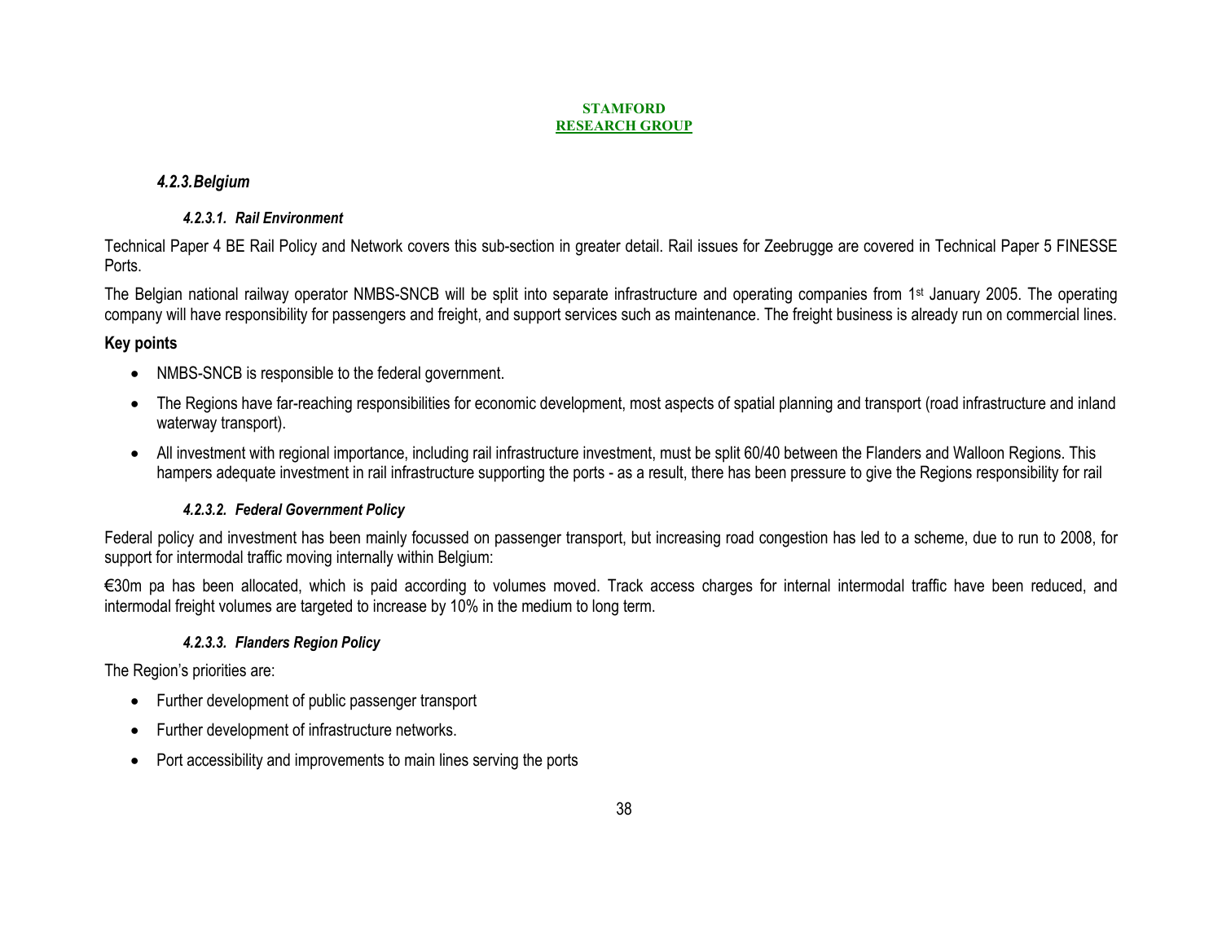### 4.2.3. Belgium

#### 4.2.3.1. Rail Environment

Technical Paper 4 BE Rail Policy and Network covers this sub-section in greater detail. Rail issues for Zeebrugge are covered in Technical Paper 5 FINESSE Ports.

The Belgian national railway operator NMBS-SNCB will be split into separate infrastructure and operating companies from 1st January 2005. The operating company will have responsibility for passengers and freight, and support services such as maintenance. The freight business is already run on commercial lines.

**Key points**

- NMBS-SNCB is responsible to the federal government.
- The Regions have far-reaching responsibilities for economic development, most aspects of spatial planning and transport (road infrastructure and inland waterway transport).
- All investment with regional importance, including rail infrastructure investment, must be split 60/40 between the Flanders and Walloon Regions. This hampers adequate investment in rail infrastructure supporting the ports - as a result, there has been pressure to give the Regions responsibility for rail

#### 4.2.3.2. Federal Government Policy

Federal policy and investment has been mainly focussed on passenger transport, but increasing road congestion has led to a scheme, due to run to 2008, for support for intermodal traffic moving internally within Belgium:

€30m pa has been allocated, which is paid according to volumes moved. Track access charges for internal intermodal traffic have been reduced, and intermodal freight volumes are targeted to increase by 10% in the medium to long term.

#### 4.2.3.3. Flanders Region Policy

The Region's priorities are:

- Further development of public passenger transport
- Further development of infrastructure networks.
- Port accessibility and improvements to main lines serving the ports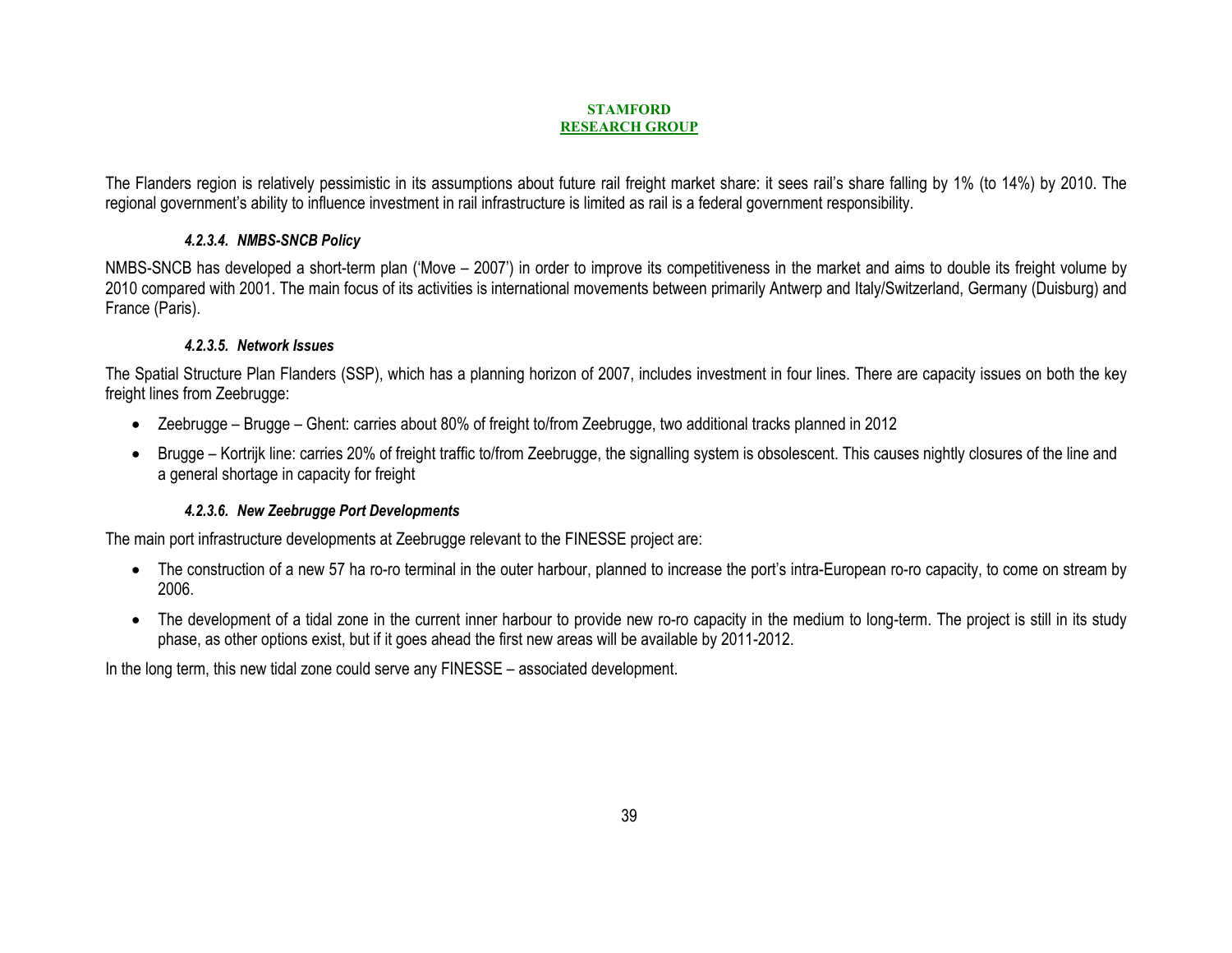The Flanders region is relatively pessimistic in its assumptions about future rail freight market share: it sees rail's share falling by 1% (to 14%) by 2010. The regional government's ability to influence investment in rail infrastructure is limited as rail is a federal government responsibility.

#### *4.2.3.4. NMBS-SNCB Policy*

NMBS-SNCB has developed a short-term plan ('Move – 2007') in order to improve its competitiveness in the market and aims to double its freight volume by 2010 compared with 2001. The main focus of its activities is international movements between primarily Antwerp and Italy/Switzerland, Germany (Duisburg) and France (Paris).

#### *4.2.3.5. Network Issues*

The Spatial Structure Plan Flanders (SSP), which has a planning horizon of 2007, includes investment in four lines. There are capacity issues on both the key freight lines from Zeebrugge:

- Zeebrugge – Brugge – Ghent: carries about 80% of freight to/from Zeebrugge, two additional tracks planned in 2012
- Brugge – Kortrijk line: carries 20% of freight traffic to/from Zeebrugge, the signalling system is obsolescent. This causes nightly closures of the line and a general shortage in capacity for freight

#### *4.2.3.6. New Zeebrugge Port Developments*

The main port infrastructure developments at Zeebrugge relevant to the FINESSE project are:

- The construction of a new 57 ha ro-ro terminal in the outer harbour, planned to increase the port's intra-European ro-ro capacity, to come on stream by 2006.
- The development of a tidal zone in the current inner harbour to provide new ro-ro capacity in the medium to long-term. The project is still in its study phase, as other options exist, but if it goes ahead the first new areas will be available by 2011-2012.

In the long term, this new tidal zone could serve any FINESSE – associated development.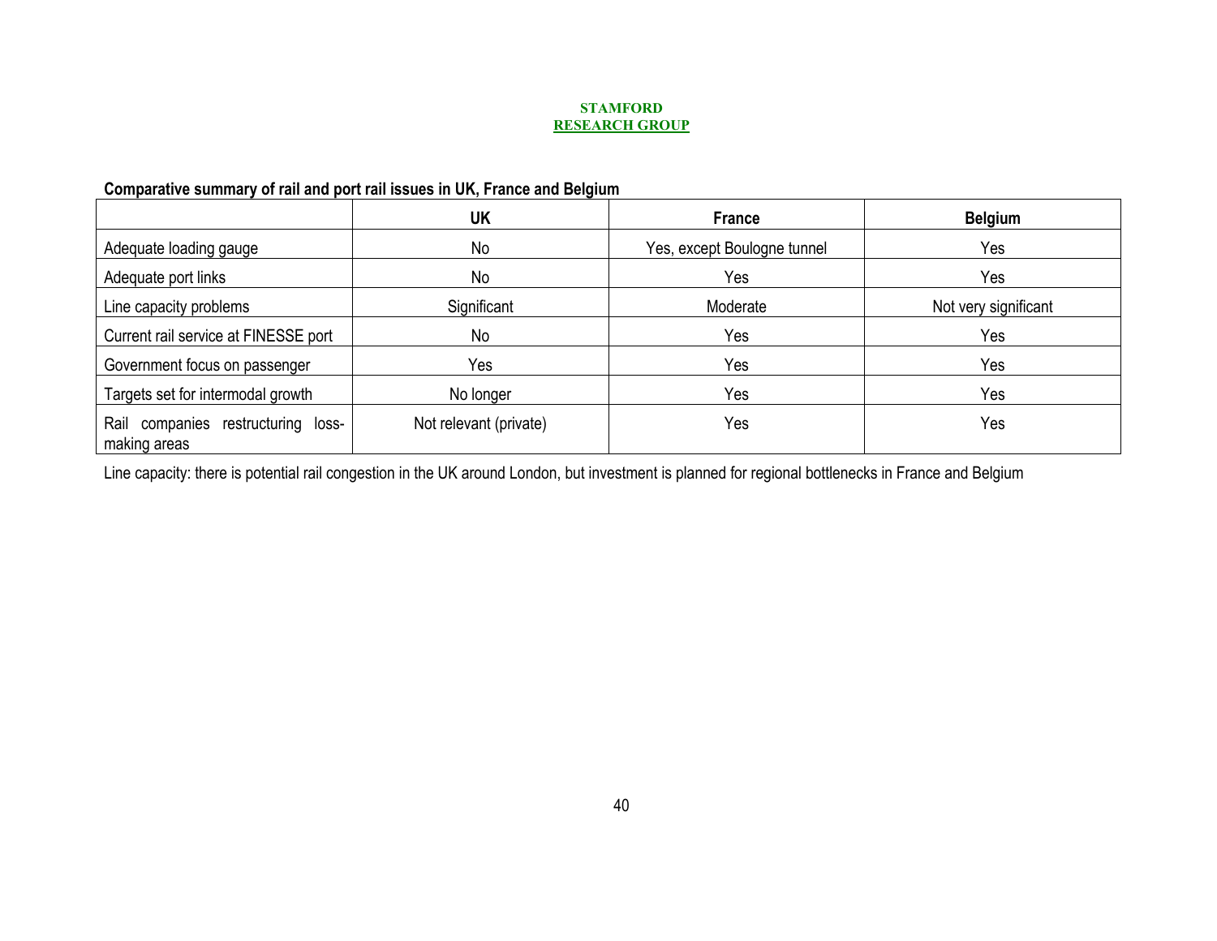**Comparative summary of rail and port rail issues in UK, France and Belgium**

| | UK | France | Belgium |
|---|---|---|---|
| Adequate loading gauge | No | Yes, except Boulogne tunnel | Yes |
| Adequate port links | No | Yes | Yes |
| Line capacity problems | Significant | Moderate | Not very significant |
| Current rail service at FINESSE port | No | Yes | Yes |
| Government focus on passenger | Yes | Yes | Yes |
| Targets set for intermodal growth | No longer | Yes | Yes |
| Rail companies restructuring loss-making areas | Not relevant (private) | Yes | Yes |

Line capacity: there is potential rail congestion in the UK around London, but investment is planned for regional bottlenecks in France and Belgium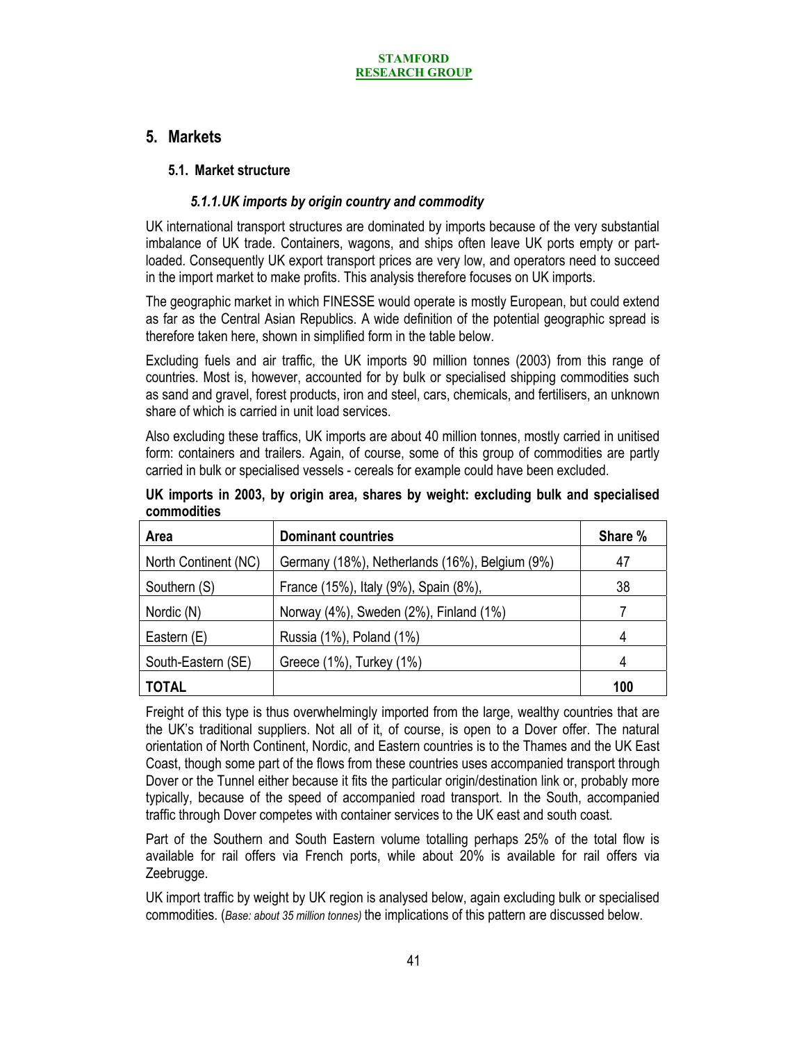## 5. Markets

### 5.1. Market structure

#### *5.1.1. UK imports by origin country and commodity*

UK international transport structures are dominated by imports because of the very substantial imbalance of UK trade. Containers, wagons, and ships often leave UK ports empty or part-loaded. Consequently UK export transport prices are very low, and operators need to succeed in the import market to make profits. This analysis therefore focuses on UK imports.

The geographic market in which FINESSE would operate is mostly European, but could extend as far as the Central Asian Republics. A wide definition of the potential geographic spread is therefore taken here, shown in simplified form in the table below.

Excluding fuels and air traffic, the UK imports 90 million tonnes (2003) from this range of countries. Most is, however, accounted for by bulk or specialised shipping commodities such as sand and gravel, forest products, iron and steel, cars, chemicals, and fertilisers, an unknown share of which is carried in unit load services.

Also excluding these traffics, UK imports are about 40 million tonnes, mostly carried in unitised form: containers and trailers. Again, of course, some of this group of commodities are partly carried in bulk or specialised vessels - cereals for example could have been excluded.

**UK imports in 2003, by origin area, shares by weight: excluding bulk and specialised commodities**

| Area | Dominant countries | Share % |
|---|---|---|
| North Continent (NC) | Germany (18%), Netherlands (16%), Belgium (9%) | 47 |
| Southern (S) | France (15%), Italy (9%), Spain (8%), | 38 |
| Nordic (N) | Norway (4%), Sweden (2%), Finland (1%) | 7 |
| Eastern (E) | Russia (1%), Poland (1%) | 4 |
| South-Eastern (SE) | Greece (1%), Turkey (1%) | 4 |
| **TOTAL** | | **100** |

Freight of this type is thus overwhelmingly imported from the large, wealthy countries that are the UK's traditional suppliers. Not all of it, of course, is open to a Dover offer. The natural orientation of North Continent, Nordic, and Eastern countries is to the Thames and the UK East Coast, though some part of the flows from these countries uses accompanied transport through Dover or the Tunnel either because it fits the particular origin/destination link or, probably more typically, because of the speed of accompanied road transport. In the South, accompanied traffic through Dover competes with container services to the UK east and south coast.

Part of the Southern and South Eastern volume totalling perhaps 25% of the total flow is available for rail offers via French ports, while about 20% is available for rail offers via Zeebrugge.

UK import traffic by weight by UK region is analysed below, again excluding bulk or specialised commodities. (*Base: about 35 million tonnes)* the implications of this pattern are discussed below.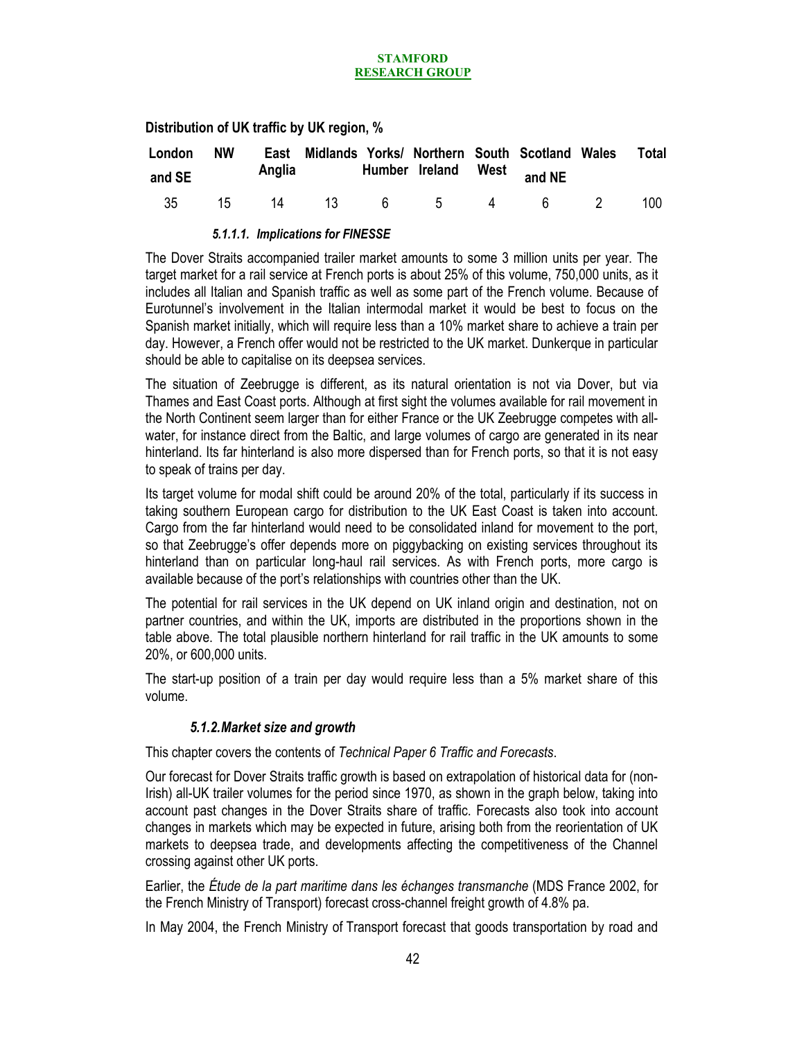**Distribution of UK traffic by UK region, %**

| London and SE | NW | East Anglia | Midlands | Yorks/ Humber | Northern Ireland | South West | Scotland and NE | Wales | Total |
|---|---|---|---|---|---|---|---|---|---|
| 35 | 15 | 14 | 13 | 6 | 5 | 4 | 6 | 2 | 100 |

##### *5.1.1.1. Implications for FINESSE*

The Dover Straits accompanied trailer market amounts to some 3 million units per year. The target market for a rail service at French ports is about 25% of this volume, 750,000 units, as it includes all Italian and Spanish traffic as well as some part of the French volume. Because of Eurotunnel's involvement in the Italian intermodal market it would be best to focus on the Spanish market initially, which will require less than a 10% market share to achieve a train per day. However, a French offer would not be restricted to the UK market. Dunkerque in particular should be able to capitalise on its deepsea services.

The situation of Zeebrugge is different, as its natural orientation is not via Dover, but via Thames and East Coast ports. Although at first sight the volumes available for rail movement in the North Continent seem larger than for either France or the UK Zeebrugge competes with all-water, for instance direct from the Baltic, and large volumes of cargo are generated in its near hinterland. Its far hinterland is also more dispersed than for French ports, so that it is not easy to speak of trains per day.

Its target volume for modal shift could be around 20% of the total, particularly if its success in taking southern European cargo for distribution to the UK East Coast is taken into account. Cargo from the far hinterland would need to be consolidated inland for movement to the port, so that Zeebrugge's offer depends more on piggybacking on existing services throughout its hinterland than on particular long-haul rail services. As with French ports, more cargo is available because of the port's relationships with countries other than the UK.

The potential for rail services in the UK depend on UK inland origin and destination, not on partner countries, and within the UK, imports are distributed in the proportions shown in the table above. The total plausible northern hinterland for rail traffic in the UK amounts to some 20%, or 600,000 units.

The start-up position of a train per day would require less than a 5% market share of this volume.

#### *5.1.2. Market size and growth*

This chapter covers the contents of *Technical Paper 6 Traffic and Forecasts*.

Our forecast for Dover Straits traffic growth is based on extrapolation of historical data for (non-Irish) all-UK trailer volumes for the period since 1970, as shown in the graph below, taking into account past changes in the Dover Straits share of traffic. Forecasts also took into account changes in markets which may be expected in future, arising both from the reorientation of UK markets to deepsea trade, and developments affecting the competitiveness of the Channel crossing against other UK ports.

Earlier, the *Étude de la part maritime dans les échanges transmanche* (MDS France 2002, for the French Ministry of Transport) forecast cross-channel freight growth of 4.8% pa.

In May 2004, the French Ministry of Transport forecast that goods transportation by road and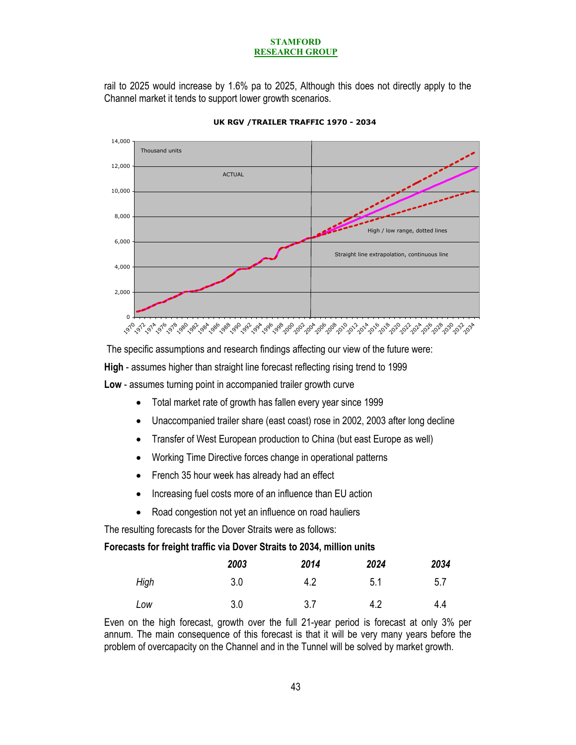rail to 2025 would increase by 1.6% pa to 2025, Although this does not directly apply to the Channel market it tends to support lower growth scenarios.

**UK RGV /TRAILER TRAFFIC 1970 - 2034**

The specific assumptions and research findings affecting our view of the future were:

**High** - assumes higher than straight line forecast reflecting rising trend to 1999

**Low** - assumes turning point in accompanied trailer growth curve

- Total market rate of growth has fallen every year since 1999
- Unaccompanied trailer share (east coast) rose in 2002, 2003 after long decline
- Transfer of West European production to China (but east Europe as well)
- Working Time Directive forces change in operational patterns
- French 35 hour week has already had an effect
- Increasing fuel costs more of an influence than EU action
- Road congestion not yet an influence on road hauliers

The resulting forecasts for the Dover Straits were as follows:

**Forecasts for freight traffic via Dover Straits to 2034, million units**

| | ***2003*** | ***2014*** | ***2024*** | ***2034*** |
|---|---|---|---|---|
| *High* | 3.0 | 4.2 | 5.1 | 5.7 |
| *Low* | 3.0 | 3.7 | 4.2 | 4.4 |

Even on the high forecast, growth over the full 21-year period is forecast at only 3% per annum. The main consequence of this forecast is that it will be very many years before the problem of overcapacity on the Channel and in the Tunnel will be solved by market growth.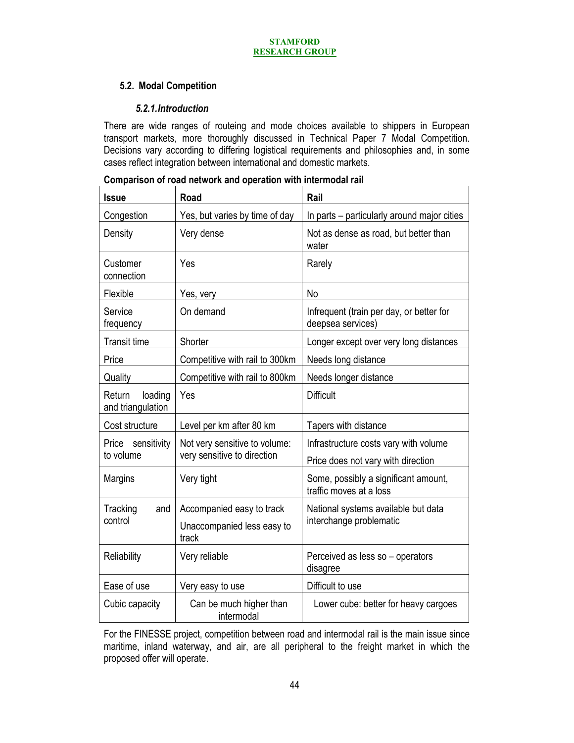## 5.2. Modal Competition

### *5.2.1. Introduction*

There are wide ranges of routeing and mode choices available to shippers in European transport markets, more thoroughly discussed in Technical Paper 7 Modal Competition. Decisions vary according to differing logistical requirements and philosophies and, in some cases reflect integration between international and domestic markets.

**Comparison of road network and operation with intermodal rail**

| Issue | Road | Rail |
|---|---|---|
| Congestion | Yes, but varies by time of day | In parts – particularly around major cities |
| Density | Very dense | Not as dense as road, but better than water |
| Customer connection | Yes | Rarely |
| Flexible | Yes, very | No |
| Service frequency | On demand | Infrequent (train per day, or better for deepsea services) |
| Transit time | Shorter | Longer except over very long distances |
| Price | Competitive with rail to 300km | Needs long distance |
| Quality | Competitive with rail to 800km | Needs longer distance |
| Return loading and triangulation | Yes | Difficult |
| Cost structure | Level per km after 80 km | Tapers with distance |
| Price sensitivity to volume | Not very sensitive to volume: very sensitive to direction | Infrastructure costs vary with volume<br>Price does not vary with direction |
| Margins | Very tight | Some, possibly a significant amount, traffic moves at a loss |
| Tracking and control | Accompanied easy to track<br>Unaccompanied less easy to track | National systems available but data interchange problematic |
| Reliability | Very reliable | Perceived as less so – operators disagree |
| Ease of use | Very easy to use | Difficult to use |
| Cubic capacity | Can be much higher than intermodal | Lower cube: better for heavy cargoes |

For the FINESSE project, competition between road and intermodal rail is the main issue since maritime, inland waterway, and air, are all peripheral to the freight market in which the proposed offer will operate.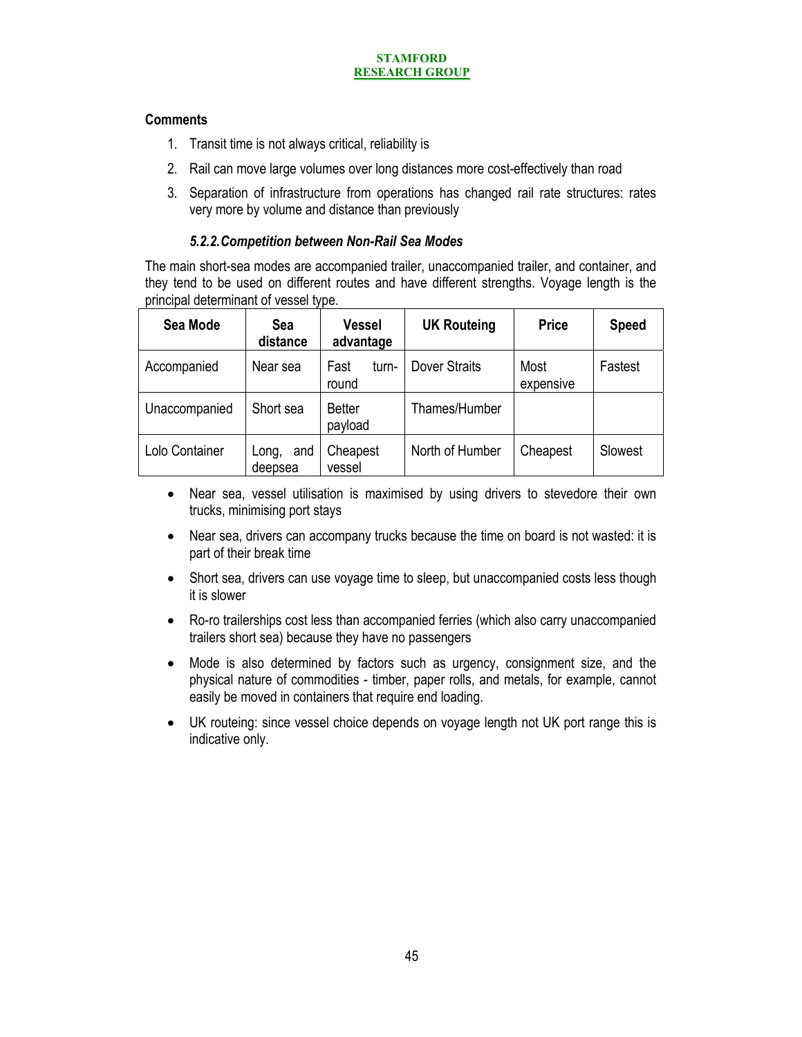**Comments**

1. Transit time is not always critical, reliability is
2. Rail can move large volumes over long distances more cost-effectively than road
3. Separation of infrastructure from operations has changed rail rate structures: rates very more by volume and distance than previously

### *5.2.2. Competition between Non-Rail Sea Modes*

The main short-sea modes are accompanied trailer, unaccompanied trailer, and container, and they tend to be used on different routes and have different strengths. Voyage length is the principal determinant of vessel type.

| Sea Mode | Sea distance | Vessel advantage | UK Routeing | Price | Speed |
|---|---|---|---|---|---|
| Accompanied | Near sea | Fast turn-round | Dover Straits | Most expensive | Fastest |
| Unaccompanied | Short sea | Better payload | Thames/Humber | | |
| Lolo Container | Long, and deepsea | Cheapest vessel | North of Humber | Cheapest | Slowest |

- Near sea, vessel utilisation is maximised by using drivers to stevedore their own trucks, minimising port stays
- Near sea, drivers can accompany trucks because the time on board is not wasted: it is part of their break time
- Short sea, drivers can use voyage time to sleep, but unaccompanied costs less though it is slower
- Ro-ro trailerships cost less than accompanied ferries (which also carry unaccompanied trailers short sea) because they have no passengers
- Mode is also determined by factors such as urgency, consignment size, and the physical nature of commodities - timber, paper rolls, and metals, for example, cannot easily be moved in containers that require end loading.
- UK routeing: since vessel choice depends on voyage length not UK port range this is indicative only.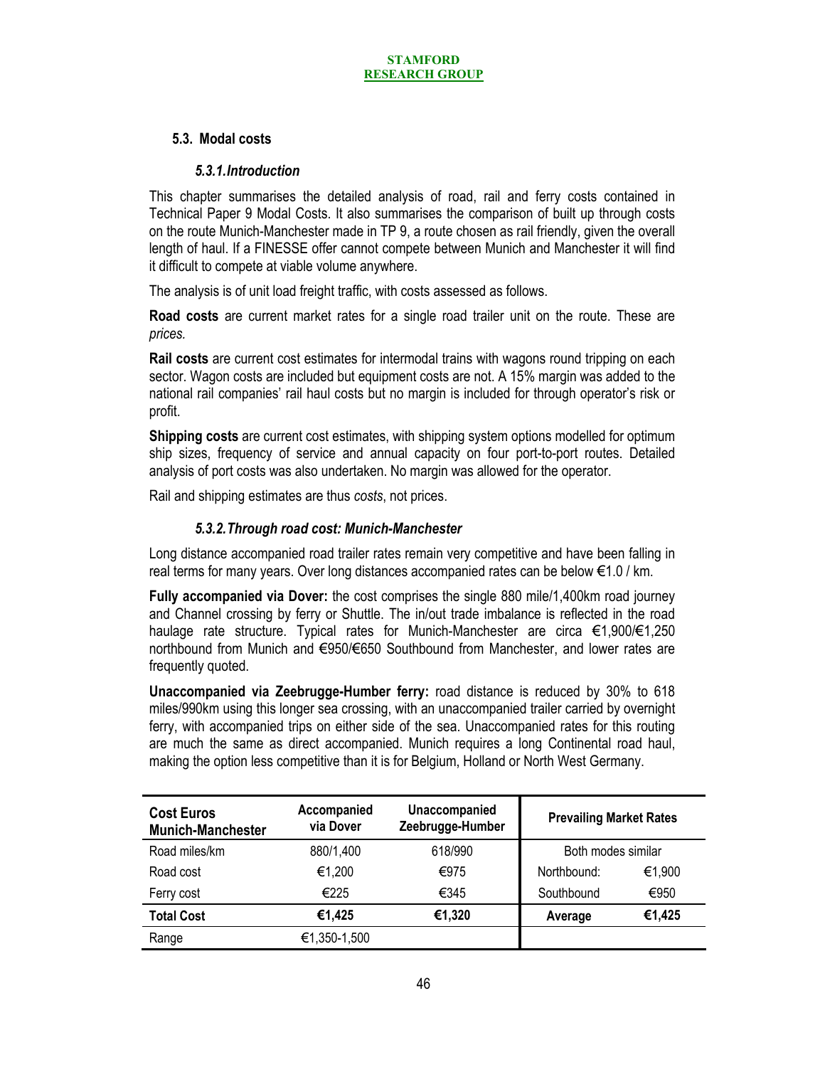### 5.3. Modal costs

#### *5.3.1. Introduction*

This chapter summarises the detailed analysis of road, rail and ferry costs contained in Technical Paper 9 Modal Costs. It also summarises the comparison of built up through costs on the route Munich-Manchester made in TP 9, a route chosen as rail friendly, given the overall length of haul. If a FINESSE offer cannot compete between Munich and Manchester it will find it difficult to compete at viable volume anywhere.

The analysis is of unit load freight traffic, with costs assessed as follows.

**Road costs** are current market rates for a single road trailer unit on the route. These are *prices.*

**Rail costs** are current cost estimates for intermodal trains with wagons round tripping on each sector. Wagon costs are included but equipment costs are not. A 15% margin was added to the national rail companies' rail haul costs but no margin is included for through operator's risk or profit.

**Shipping costs** are current cost estimates, with shipping system options modelled for optimum ship sizes, frequency of service and annual capacity on four port-to-port routes. Detailed analysis of port costs was also undertaken. No margin was allowed for the operator.

Rail and shipping estimates are thus *costs*, not prices.

#### *5.3.2. Through road cost: Munich-Manchester*

Long distance accompanied road trailer rates remain very competitive and have been falling in real terms for many years. Over long distances accompanied rates can be below €1.0 / km.

**Fully accompanied via Dover:** the cost comprises the single 880 mile/1,400km road journey and Channel crossing by ferry or Shuttle. The in/out trade imbalance is reflected in the road haulage rate structure. Typical rates for Munich-Manchester are circa €1,900/€1,250 northbound from Munich and €950/€650 Southbound from Manchester, and lower rates are frequently quoted.

**Unaccompanied via Zeebrugge-Humber ferry:** road distance is reduced by 30% to 618 miles/990km using this longer sea crossing, with an unaccompanied trailer carried by overnight ferry, with accompanied trips on either side of the sea. Unaccompanied rates for this routing are much the same as direct accompanied. Munich requires a long Continental road haul, making the option less competitive than it is for Belgium, Holland or North West Germany.

| **Cost Euros Munich-Manchester** | **Accompanied via Dover** | **Unaccompanied Zeebrugge-Humber** | **Prevailing Market Rates** | |
|---|---|---|---|---|
| Road miles/km | 880/1,400 | 618/990 | Both modes similar | |
| Road cost | €1,200 | €975 | Northbound: | €1,900 |
| Ferry cost | €225 | €345 | Southbound | €950 |
| **Total Cost** | **€1,425** | **€1,320** | **Average** | **€1,425** |
| Range | €1,350-1,500 | | | |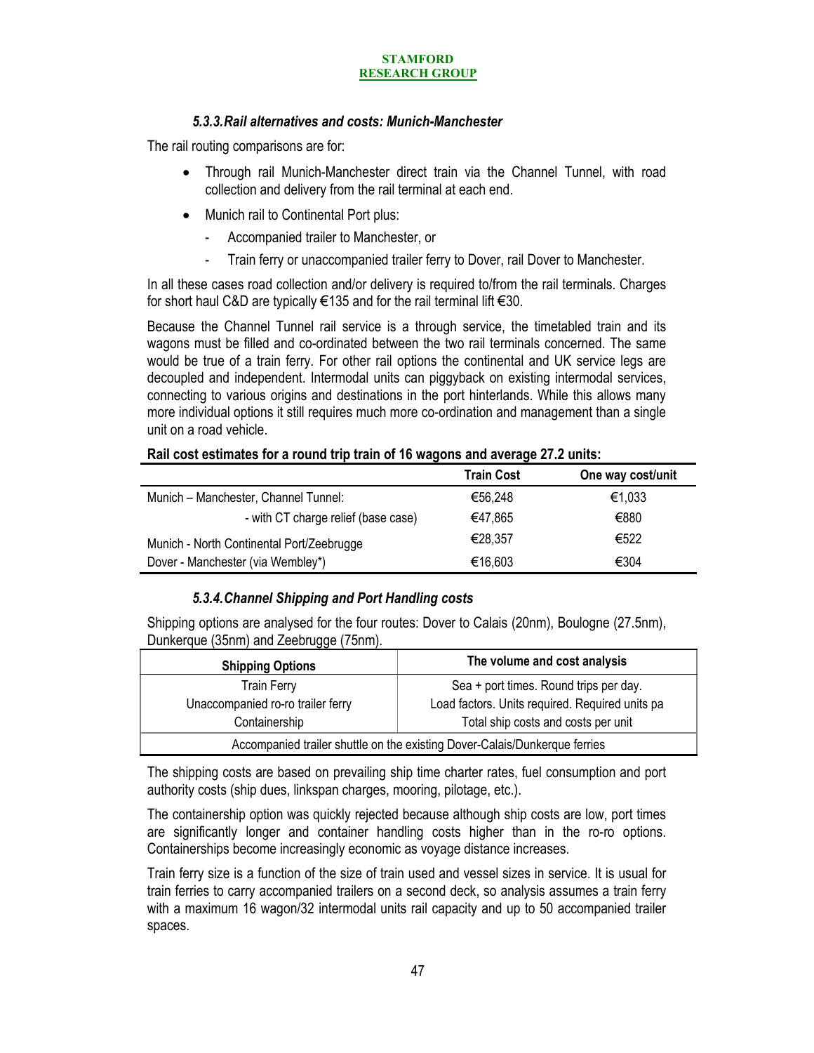### *5.3.3. Rail alternatives and costs: Munich-Manchester*

The rail routing comparisons are for:

- Through rail Munich-Manchester direct train via the Channel Tunnel, with road collection and delivery from the rail terminal at each end.
- Munich rail to Continental Port plus:
    - Accompanied trailer to Manchester, or
    - Train ferry or unaccompanied trailer ferry to Dover, rail Dover to Manchester.

In all these cases road collection and/or delivery is required to/from the rail terminals. Charges for short haul C&D are typically €135 and for the rail terminal lift €30.

Because the Channel Tunnel rail service is a through service, the timetabled train and its wagons must be filled and co-ordinated between the two rail terminals concerned. The same would be true of a train ferry. For other rail options the continental and UK service legs are decoupled and independent. Intermodal units can piggyback on existing intermodal services, connecting to various origins and destinations in the port hinterlands. While this allows many more individual options it still requires much more co-ordination and management than a single unit on a road vehicle.

**Rail cost estimates for a round trip train of 16 wagons and average 27.2 units:**

| | Train Cost | One way cost/unit |
|---|---|---|
| Munich – Manchester, Channel Tunnel: | €56,248 | €1,033 |
| - with CT charge relief (base case) | €47,865 | €880 |
| Munich - North Continental Port/Zeebrugge | €28,357 | €522 |
| Dover - Manchester (via Wembley*) | €16,603 | €304 |

### *5.3.4. Channel Shipping and Port Handling costs*

Shipping options are analysed for the four routes: Dover to Calais (20nm), Boulogne (27.5nm), Dunkerque (35nm) and Zeebrugge (75nm).

| Shipping Options | The volume and cost analysis |
|---|---|
| Train Ferry | Sea + port times. Round trips per day. |
| Unaccompanied ro-ro trailer ferry | Load factors. Units required. Required units pa |
| Containership | Total ship costs and costs per unit |
| Accompanied trailer shuttle on the existing Dover-Calais/Dunkerque ferries | |

The shipping costs are based on prevailing ship time charter rates, fuel consumption and port authority costs (ship dues, linkspan charges, mooring, pilotage, etc.).

The containership option was quickly rejected because although ship costs are low, port times are significantly longer and container handling costs higher than in the ro-ro options. Containerships become increasingly economic as voyage distance increases.

Train ferry size is a function of the size of train used and vessel sizes in service. It is usual for train ferries to carry accompanied trailers on a second deck, so analysis assumes a train ferry with a maximum 16 wagon/32 intermodal units rail capacity and up to 50 accompanied trailer spaces.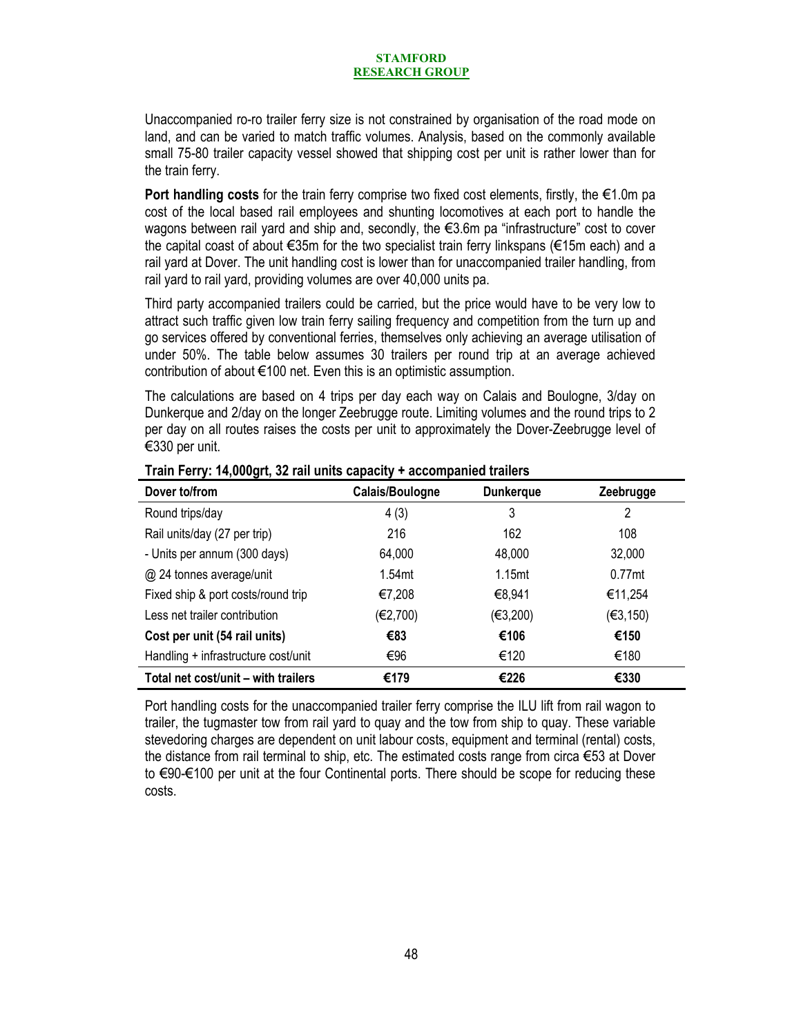Unaccompanied ro-ro trailer ferry size is not constrained by organisation of the road mode on land, and can be varied to match traffic volumes. Analysis, based on the commonly available small 75-80 trailer capacity vessel showed that shipping cost per unit is rather lower than for the train ferry.

**Port handling costs** for the train ferry comprise two fixed cost elements, firstly, the €1.0m pa cost of the local based rail employees and shunting locomotives at each port to handle the wagons between rail yard and ship and, secondly, the €3.6m pa "infrastructure" cost to cover the capital coast of about €35m for the two specialist train ferry linkspans (€15m each) and a rail yard at Dover. The unit handling cost is lower than for unaccompanied trailer handling, from rail yard to rail yard, providing volumes are over 40,000 units pa.

Third party accompanied trailers could be carried, but the price would have to be very low to attract such traffic given low train ferry sailing frequency and competition from the turn up and go services offered by conventional ferries, themselves only achieving an average utilisation of under 50%. The table below assumes 30 trailers per round trip at an average achieved contribution of about €100 net. Even this is an optimistic assumption.

The calculations are based on 4 trips per day each way on Calais and Boulogne, 3/day on Dunkerque and 2/day on the longer Zeebrugge route. Limiting volumes and the round trips to 2 per day on all routes raises the costs per unit to approximately the Dover-Zeebrugge level of €330 per unit.

**Train Ferry: 14,000grt, 32 rail units capacity + accompanied trailers**

| Dover to/from | Calais/Boulogne | Dunkerque | Zeebrugge |
|---|---|---|---|
| Round trips/day | 4 (3) | 3 | 2 |
| Rail units/day (27 per trip) | 216 | 162 | 108 |
| - Units per annum (300 days) | 64,000 | 48,000 | 32,000 |
| @ 24 tonnes average/unit | 1.54mt | 1.15mt | 0.77mt |
| Fixed ship & port costs/round trip | €7,208 | €8,941 | €11,254 |
| Less net trailer contribution | (€2,700) | (€3,200) | (€3,150) |
| **Cost per unit (54 rail units)** | **€83** | **€106** | **€150** |
| Handling + infrastructure cost/unit | €96 | €120 | €180 |
| **Total net cost/unit – with trailers** | **€179** | **€226** | **€330** |

Port handling costs for the unaccompanied trailer ferry comprise the ILU lift from rail wagon to trailer, the tugmaster tow from rail yard to quay and the tow from ship to quay. These variable stevedoring charges are dependent on unit labour costs, equipment and terminal (rental) costs, the distance from rail terminal to ship, etc. The estimated costs range from circa €53 at Dover to €90-€100 per unit at the four Continental ports. There should be scope for reducing these costs.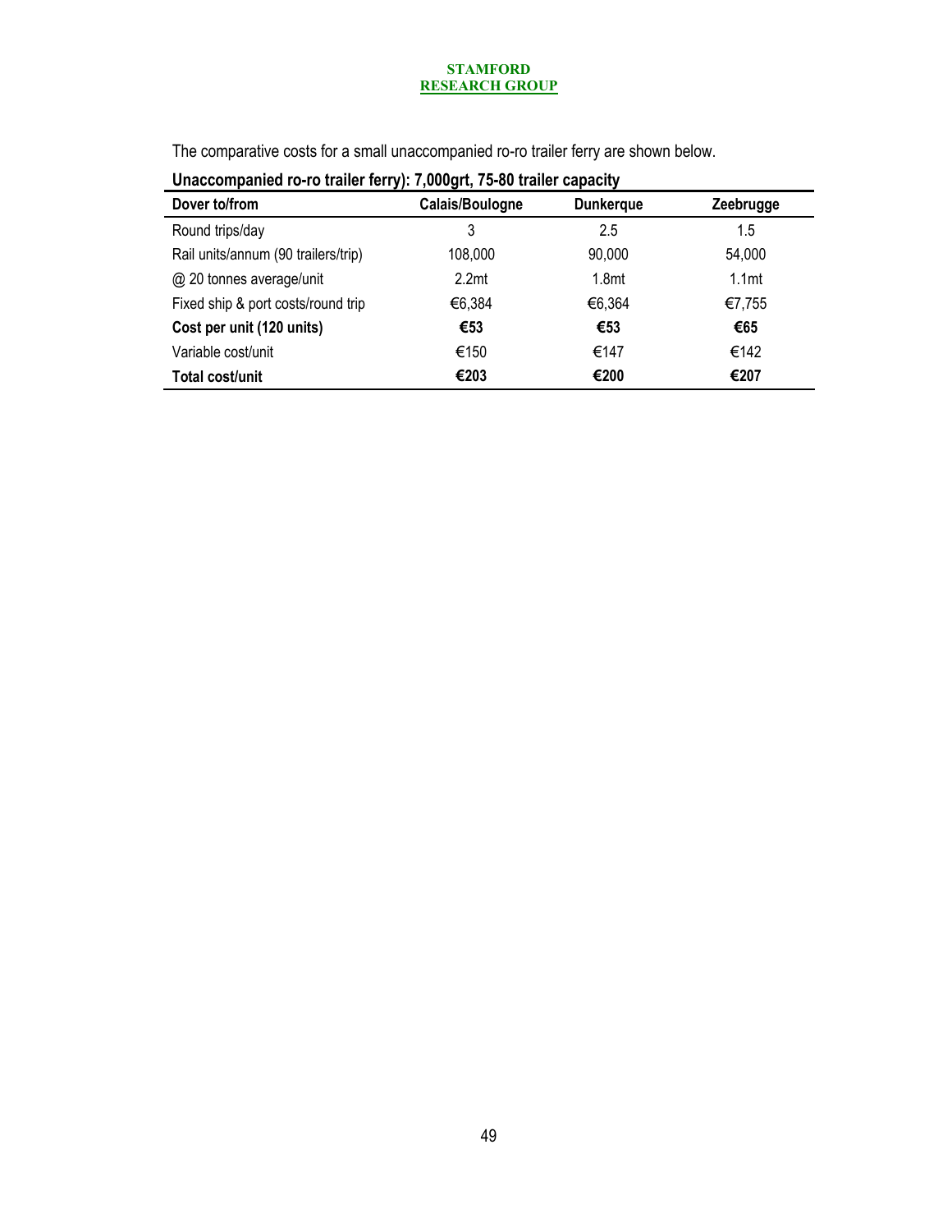The comparative costs for a small unaccompanied ro-ro trailer ferry are shown below.

**Unaccompanied ro-ro trailer ferry): 7,000grt, 75-80 trailer capacity**

| Dover to/from | Calais/Boulogne | Dunkerque | Zeebrugge |
|---|---|---|---|
| Round trips/day | 3 | 2.5 | 1.5 |
| Rail units/annum (90 trailers/trip) | 108,000 | 90,000 | 54,000 |
| @ 20 tonnes average/unit | 2.2mt | 1.8mt | 1.1mt |
| Fixed ship & port costs/round trip | €6,384 | €6,364 | €7,755 |
| **Cost per unit (120 units)** | **€53** | **€53** | **€65** |
| Variable cost/unit | €150 | €147 | €142 |
| **Total cost/unit** | **€203** | **€200** | **€207** |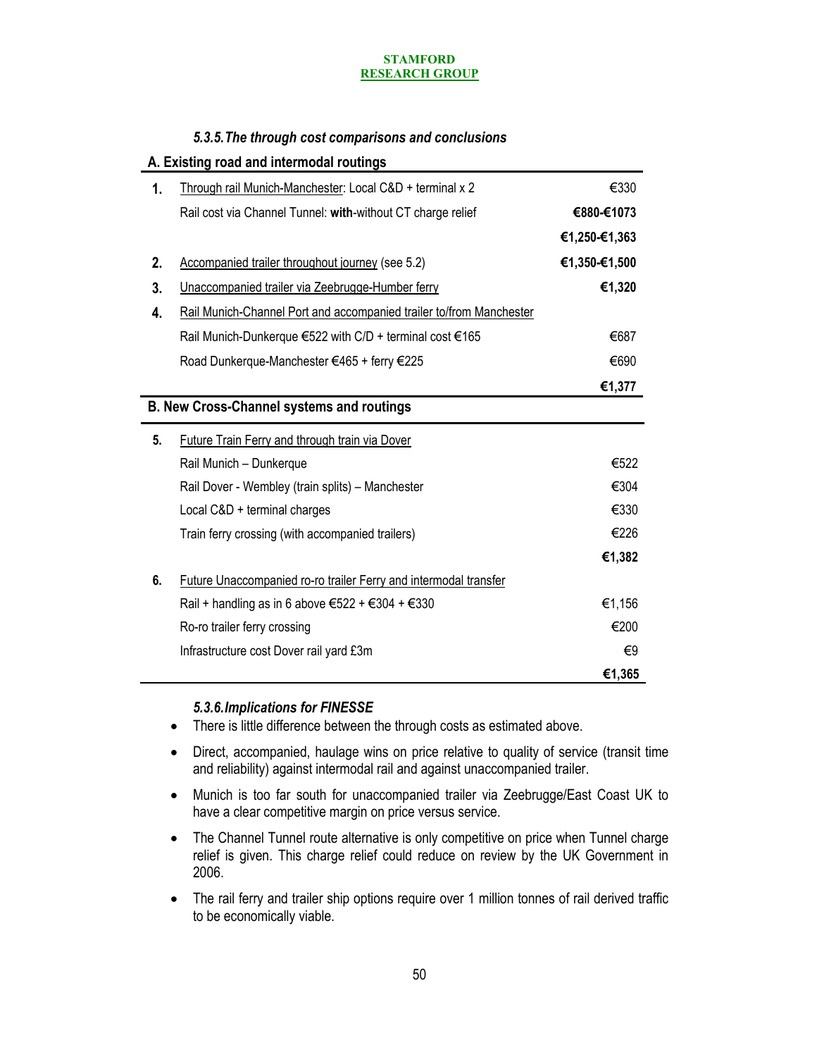### *5.3.5. The through cost comparisons and conclusions*

| | A. Existing road and intermodal routings | |
|---|---|---|
| **1.** | Through rail Munich-Manchester: Local C&D + terminal x 2 | €330 |
| | Rail cost via Channel Tunnel: **with**-without CT charge relief | **€880-€1073** |
| | | **€1,250-€1,363** |
| **2.** | Accompanied trailer throughout journey (see 5.2) | **€1,350-€1,500** |
| **3.** | Unaccompanied trailer via Zeebrugge-Humber ferry | **€1,320** |
| **4.** | Rail Munich-Channel Port and accompanied trailer to/from Manchester | |
| | Rail Munich-Dunkerque €522 with C/D + terminal cost €165 | €687 |
| | Road Dunkerque-Manchester €465 + ferry €225 | €690 |
| | | **€1,377** |
| | **B. New Cross-Channel systems and routings** | |
| **5.** | Future Train Ferry and through train via Dover | |
| | Rail Munich – Dunkerque | €522 |
| | Rail Dover - Wembley (train splits) – Manchester | €304 |
| | Local C&D + terminal charges | €330 |
| | Train ferry crossing (with accompanied trailers) | €226 |
| | | **€1,382** |
| **6.** | Future Unaccompanied ro-ro trailer Ferry and intermodal transfer | |
| | Rail + handling as in 6 above €522 + €304 + €330 | €1,156 |
| | Ro-ro trailer ferry crossing | €200 |
| | Infrastructure cost Dover rail yard £3m | €9 |
| | | **€1,365** |

### *5.3.6. Implications for FINESSE*

- There is little difference between the through costs as estimated above.
- Direct, accompanied, haulage wins on price relative to quality of service (transit time and reliability) against intermodal rail and against unaccompanied trailer.
- Munich is too far south for unaccompanied trailer via Zeebrugge/East Coast UK to have a clear competitive margin on price versus service.
- The Channel Tunnel route alternative is only competitive on price when Tunnel charge relief is given. This charge relief could reduce on review by the UK Government in 2006.
- The rail ferry and trailer ship options require over 1 million tonnes of rail derived traffic to be economically viable.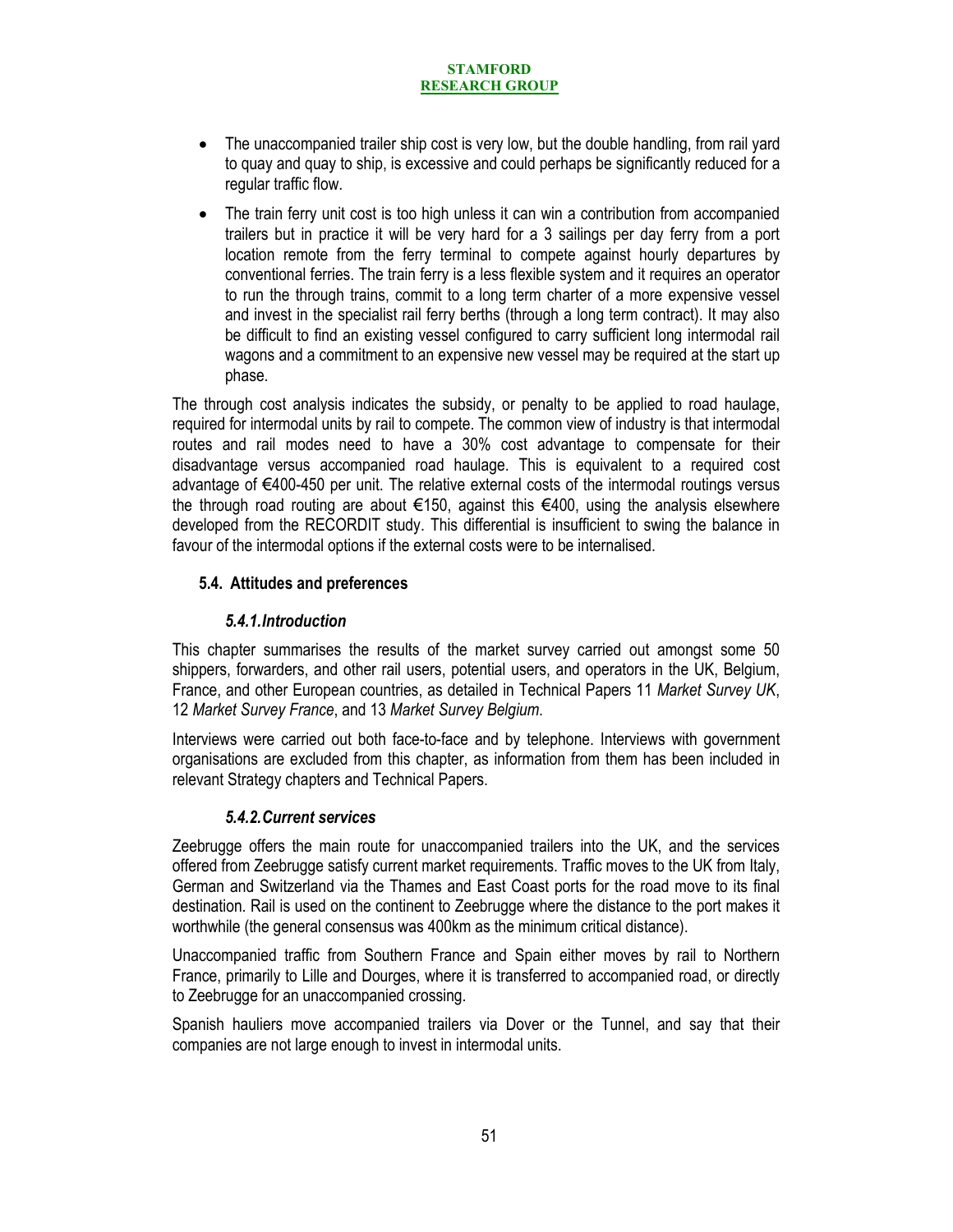- The unaccompanied trailer ship cost is very low, but the double handling, from rail yard to quay and quay to ship, is excessive and could perhaps be significantly reduced for a regular traffic flow.
- The train ferry unit cost is too high unless it can win a contribution from accompanied trailers but in practice it will be very hard for a 3 sailings per day ferry from a port location remote from the ferry terminal to compete against hourly departures by conventional ferries. The train ferry is a less flexible system and it requires an operator to run the through trains, commit to a long term charter of a more expensive vessel and invest in the specialist rail ferry berths (through a long term contract). It may also be difficult to find an existing vessel configured to carry sufficient long intermodal rail wagons and a commitment to an expensive new vessel may be required at the start up phase.

The through cost analysis indicates the subsidy, or penalty to be applied to road haulage, required for intermodal units by rail to compete. The common view of industry is that intermodal routes and rail modes need to have a 30% cost advantage to compensate for their disadvantage versus accompanied road haulage. This is equivalent to a required cost advantage of €400-450 per unit. The relative external costs of the intermodal routings versus the through road routing are about €150, against this €400, using the analysis elsewhere developed from the RECORDIT study. This differential is insufficient to swing the balance in favour of the intermodal options if the external costs were to be internalised.

## 5.4. Attitudes and preferences

### *5.4.1. Introduction*

This chapter summarises the results of the market survey carried out amongst some 50 shippers, forwarders, and other rail users, potential users, and operators in the UK, Belgium, France, and other European countries, as detailed in Technical Papers 11 *Market Survey UK*, 12 *Market Survey France*, and 13 *Market Survey Belgium*.

Interviews were carried out both face-to-face and by telephone. Interviews with government organisations are excluded from this chapter, as information from them has been included in relevant Strategy chapters and Technical Papers.

### *5.4.2. Current services*

Zeebrugge offers the main route for unaccompanied trailers into the UK, and the services offered from Zeebrugge satisfy current market requirements. Traffic moves to the UK from Italy, German and Switzerland via the Thames and East Coast ports for the road move to its final destination. Rail is used on the continent to Zeebrugge where the distance to the port makes it worthwhile (the general consensus was 400km as the minimum critical distance).

Unaccompanied traffic from Southern France and Spain either moves by rail to Northern France, primarily to Lille and Dourges, where it is transferred to accompanied road, or directly to Zeebrugge for an unaccompanied crossing.

Spanish hauliers move accompanied trailers via Dover or the Tunnel, and say that their companies are not large enough to invest in intermodal units.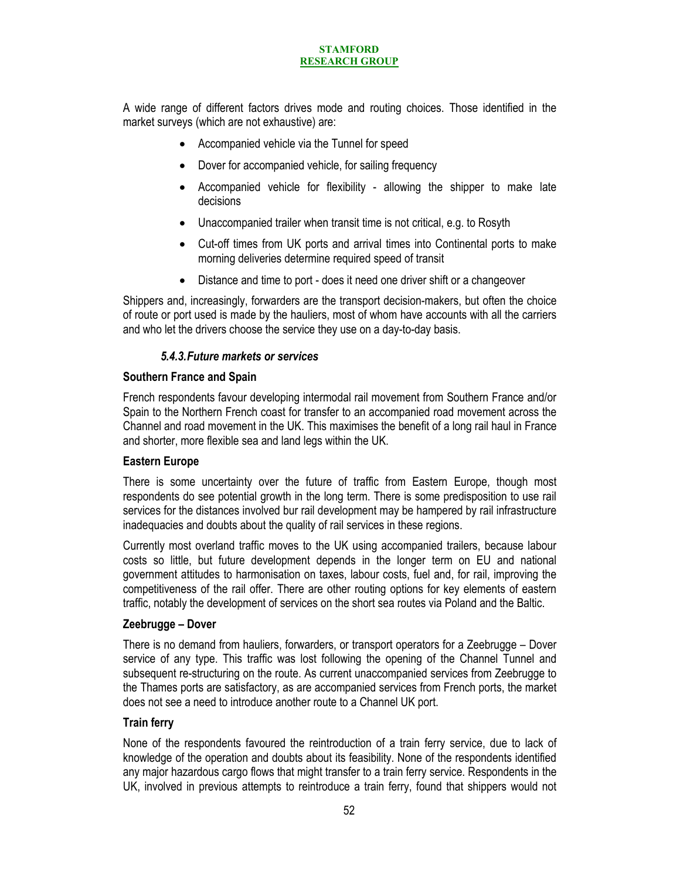A wide range of different factors drives mode and routing choices. Those identified in the market surveys (which are not exhaustive) are:

- Accompanied vehicle via the Tunnel for speed
- Dover for accompanied vehicle, for sailing frequency
- Accompanied vehicle for flexibility - allowing the shipper to make late decisions
- Unaccompanied trailer when transit time is not critical, e.g. to Rosyth
- Cut-off times from UK ports and arrival times into Continental ports to make morning deliveries determine required speed of transit
- Distance and time to port - does it need one driver shift or a changeover

Shippers and, increasingly, forwarders are the transport decision-makers, but often the choice of route or port used is made by the hauliers, most of whom have accounts with all the carriers and who let the drivers choose the service they use on a day-to-day basis.

### *5.4.3.Future markets or services*

**Southern France and Spain**

French respondents favour developing intermodal rail movement from Southern France and/or Spain to the Northern French coast for transfer to an accompanied road movement across the Channel and road movement in the UK. This maximises the benefit of a long rail haul in France and shorter, more flexible sea and land legs within the UK.

**Eastern Europe**

There is some uncertainty over the future of traffic from Eastern Europe, though most respondents do see potential growth in the long term. There is some predisposition to use rail services for the distances involved bur rail development may be hampered by rail infrastructure inadequacies and doubts about the quality of rail services in these regions.

Currently most overland traffic moves to the UK using accompanied trailers, because labour costs so little, but future development depends in the longer term on EU and national government attitudes to harmonisation on taxes, labour costs, fuel and, for rail, improving the competitiveness of the rail offer. There are other routing options for key elements of eastern traffic, notably the development of services on the short sea routes via Poland and the Baltic.

**Zeebrugge – Dover**

There is no demand from hauliers, forwarders, or transport operators for a Zeebrugge – Dover service of any type. This traffic was lost following the opening of the Channel Tunnel and subsequent re-structuring on the route. As current unaccompanied services from Zeebrugge to the Thames ports are satisfactory, as are accompanied services from French ports, the market does not see a need to introduce another route to a Channel UK port.

**Train ferry**

None of the respondents favoured the reintroduction of a train ferry service, due to lack of knowledge of the operation and doubts about its feasibility. None of the respondents identified any major hazardous cargo flows that might transfer to a train ferry service. Respondents in the UK, involved in previous attempts to reintroduce a train ferry, found that shippers would not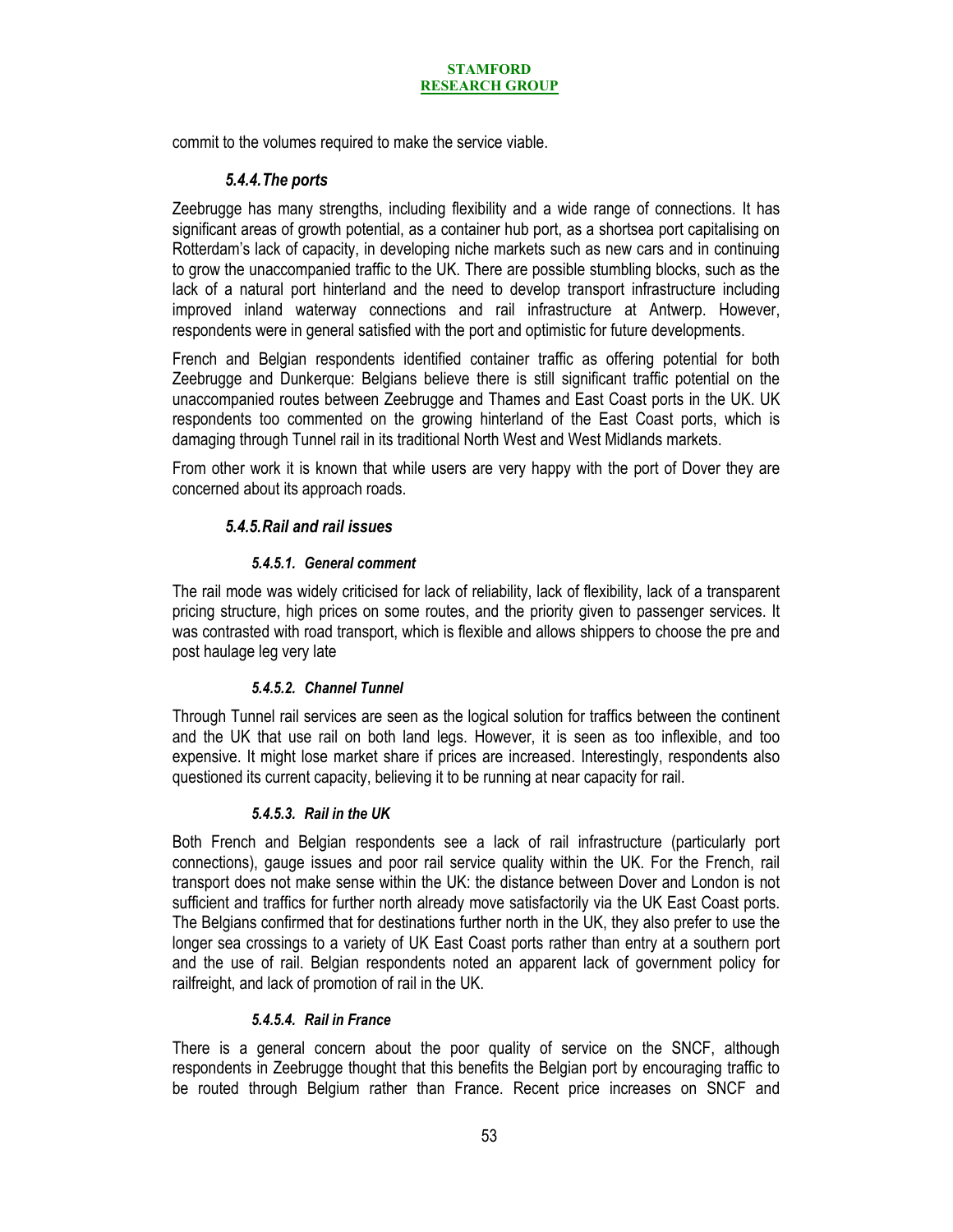commit to the volumes required to make the service viable.

### *5.4.4. The ports*

Zeebrugge has many strengths, including flexibility and a wide range of connections. It has significant areas of growth potential, as a container hub port, as a shortsea port capitalising on Rotterdam's lack of capacity, in developing niche markets such as new cars and in continuing to grow the unaccompanied traffic to the UK. There are possible stumbling blocks, such as the lack of a natural port hinterland and the need to develop transport infrastructure including improved inland waterway connections and rail infrastructure at Antwerp. However, respondents were in general satisfied with the port and optimistic for future developments.

French and Belgian respondents identified container traffic as offering potential for both Zeebrugge and Dunkerque: Belgians believe there is still significant traffic potential on the unaccompanied routes between Zeebrugge and Thames and East Coast ports in the UK. UK respondents too commented on the growing hinterland of the East Coast ports, which is damaging through Tunnel rail in its traditional North West and West Midlands markets.

From other work it is known that while users are very happy with the port of Dover they are concerned about its approach roads.

### *5.4.5. Rail and rail issues*

#### *5.4.5.1. General comment*

The rail mode was widely criticised for lack of reliability, lack of flexibility, lack of a transparent pricing structure, high prices on some routes, and the priority given to passenger services. It was contrasted with road transport, which is flexible and allows shippers to choose the pre and post haulage leg very late

#### *5.4.5.2. Channel Tunnel*

Through Tunnel rail services are seen as the logical solution for traffics between the continent and the UK that use rail on both land legs. However, it is seen as too inflexible, and too expensive. It might lose market share if prices are increased. Interestingly, respondents also questioned its current capacity, believing it to be running at near capacity for rail.

#### *5.4.5.3. Rail in the UK*

Both French and Belgian respondents see a lack of rail infrastructure (particularly port connections), gauge issues and poor rail service quality within the UK. For the French, rail transport does not make sense within the UK: the distance between Dover and London is not sufficient and traffics for further north already move satisfactorily via the UK East Coast ports. The Belgians confirmed that for destinations further north in the UK, they also prefer to use the longer sea crossings to a variety of UK East Coast ports rather than entry at a southern port and the use of rail. Belgian respondents noted an apparent lack of government policy for railfreight, and lack of promotion of rail in the UK.

#### *5.4.5.4. Rail in France*

There is a general concern about the poor quality of service on the SNCF, although respondents in Zeebrugge thought that this benefits the Belgian port by encouraging traffic to be routed through Belgium rather than France. Recent price increases on SNCF and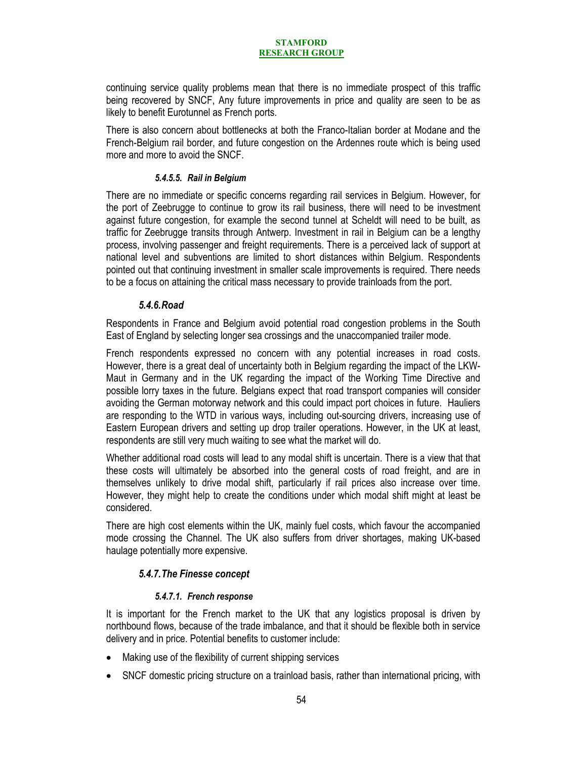continuing service quality problems mean that there is no immediate prospect of this traffic being recovered by SNCF, Any future improvements in price and quality are seen to be as likely to benefit Eurotunnel as French ports.

There is also concern about bottlenecks at both the Franco-Italian border at Modane and the French-Belgium rail border, and future congestion on the Ardennes route which is being used more and more to avoid the SNCF.

##### *5.4.5.5. Rail in Belgium*

There are no immediate or specific concerns regarding rail services in Belgium. However, for the port of Zeebrugge to continue to grow its rail business, there will need to be investment against future congestion, for example the second tunnel at Scheldt will need to be built, as traffic for Zeebrugge transits through Antwerp. Investment in rail in Belgium can be a lengthy process, involving passenger and freight requirements. There is a perceived lack of support at national level and subventions are limited to short distances within Belgium. Respondents pointed out that continuing investment in smaller scale improvements is required. There needs to be a focus on attaining the critical mass necessary to provide trainloads from the port.

#### *5.4.6. Road*

Respondents in France and Belgium avoid potential road congestion problems in the South East of England by selecting longer sea crossings and the unaccompanied trailer mode.

French respondents expressed no concern with any potential increases in road costs. However, there is a great deal of uncertainty both in Belgium regarding the impact of the LKW-Maut in Germany and in the UK regarding the impact of the Working Time Directive and possible lorry taxes in the future. Belgians expect that road transport companies will consider avoiding the German motorway network and this could impact port choices in future. Hauliers are responding to the WTD in various ways, including out-sourcing drivers, increasing use of Eastern European drivers and setting up drop trailer operations. However, in the UK at least, respondents are still very much waiting to see what the market will do.

Whether additional road costs will lead to any modal shift is uncertain. There is a view that that these costs will ultimately be absorbed into the general costs of road freight, and are in themselves unlikely to drive modal shift, particularly if rail prices also increase over time. However, they might help to create the conditions under which modal shift might at least be considered.

There are high cost elements within the UK, mainly fuel costs, which favour the accompanied mode crossing the Channel. The UK also suffers from driver shortages, making UK-based haulage potentially more expensive.

#### *5.4.7. The Finesse concept*

##### *5.4.7.1. French response*

It is important for the French market to the UK that any logistics proposal is driven by northbound flows, because of the trade imbalance, and that it should be flexible both in service delivery and in price. Potential benefits to customer include:

- Making use of the flexibility of current shipping services
- SNCF domestic pricing structure on a trainload basis, rather than international pricing, with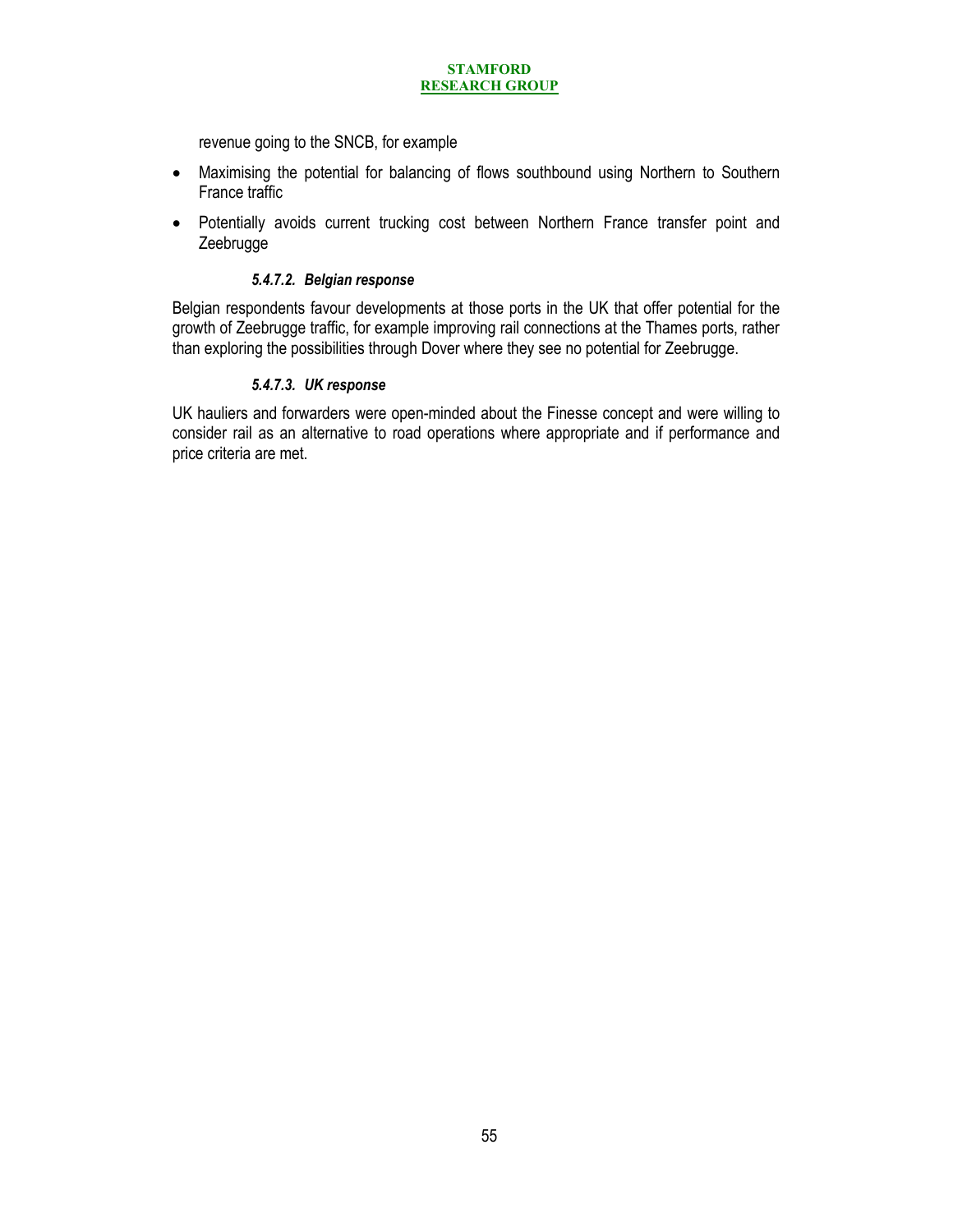revenue going to the SNCB, for example

- Maximising the potential for balancing of flows southbound using Northern to Southern France traffic
- Potentially avoids current trucking cost between Northern France transfer point and Zeebrugge

##### *5.4.7.2. Belgian response*

Belgian respondents favour developments at those ports in the UK that offer potential for the growth of Zeebrugge traffic, for example improving rail connections at the Thames ports, rather than exploring the possibilities through Dover where they see no potential for Zeebrugge.

##### *5.4.7.3. UK response*

UK hauliers and forwarders were open-minded about the Finesse concept and were willing to consider rail as an alternative to road operations where appropriate and if performance and price criteria are met.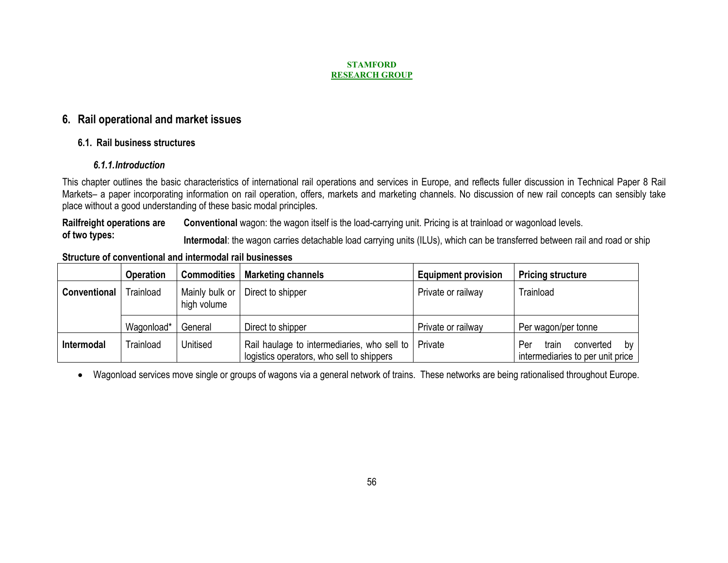# 6. Rail operational and market issues

## 6.1. Rail business structures

### *6.1.1. Introduction*

This chapter outlines the basic characteristics of international rail operations and services in Europe, and reflects fuller discussion in Technical Paper 8 Rail Markets– a paper incorporating information on rail operation, offers, markets and marketing channels. No discussion of new rail concepts can sensibly take place without a good understanding of these basic modal principles.

**Railfreight operations are of two types:**

**Conventional** wagon: the wagon itself is the load-carrying unit. Pricing is at trainload or wagonload levels.

**Intermodal**: the wagon carries detachable load carrying units (ILUs), which can be transferred between rail and road or ship

**Structure of conventional and intermodal rail businesses**

| | Operation | Commodities | Marketing channels | Equipment provision | Pricing structure |
|---|---|---|---|---|---|
| **Conventional** | Trainload | Mainly bulk or high volume | Direct to shipper | Private or railway | Trainload |
| | Wagonload* | General | Direct to shipper | Private or railway | Per wagon/per tonne |
| **Intermodal** | Trainload | Unitised | Rail haulage to intermediaries, who sell to logistics operators, who sell to shippers | Private | Per train converted by intermediaries to per unit price |

- Wagonload services move single or groups of wagons via a general network of trains. These networks are being rationalised throughout Europe.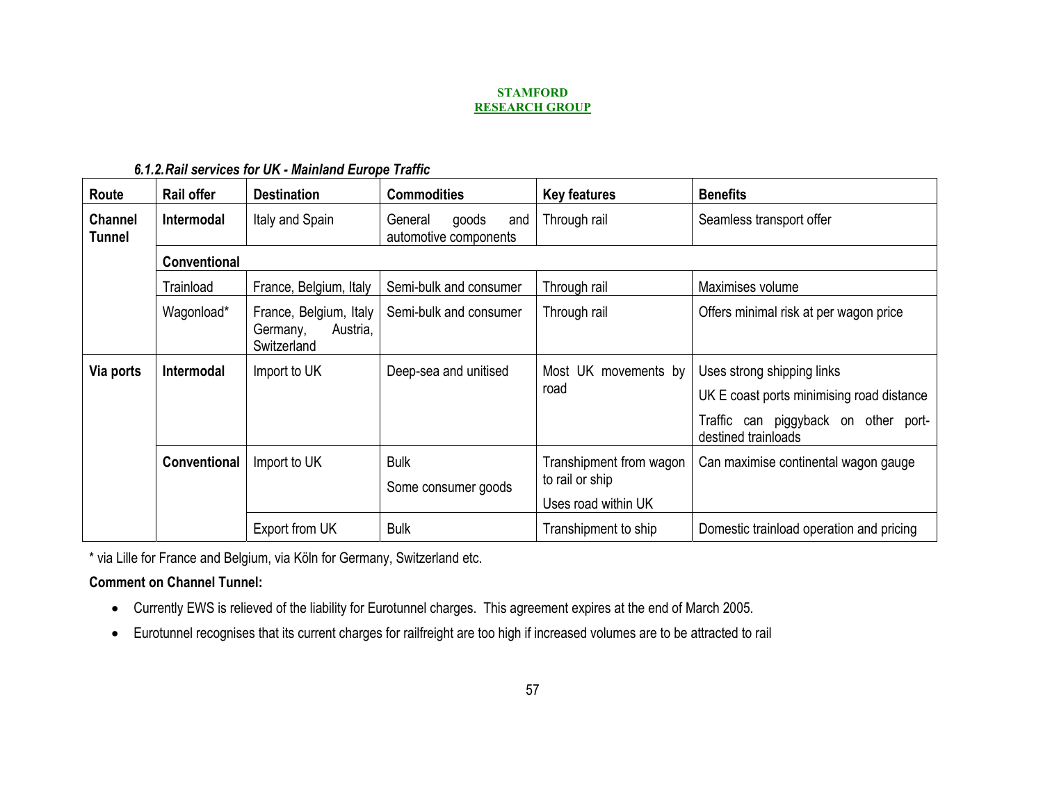### 6.1.2. Rail services for UK - Mainland Europe Traffic

| Route | Rail offer | Destination | Commodities | Key features | Benefits |
|---|---|---|---|---|---|
| **Channel Tunnel** | **Intermodal** | Italy and Spain | General goods and automotive components | Through rail | Seamless transport offer |
| | **Conventional** | | | | |
| | Trainload | France, Belgium, Italy | Semi-bulk and consumer | Through rail | Maximises volume |
| | Wagonload* | France, Belgium, Italy Germany, Austria, Switzerland | Semi-bulk and consumer | Through rail | Offers minimal risk at per wagon price |
| **Via ports** | **Intermodal** | Import to UK | Deep-sea and unitised | Most UK movements by road | Uses strong shipping links<br>UK E coast ports minimising road distance<br>Traffic can piggyback on other port-destined trainloads |
| | **Conventional** | Import to UK | Bulk<br>Some consumer goods | Transhipment from wagon to rail or ship<br>Uses road within UK | Can maximise continental wagon gauge |
| | | Export from UK | Bulk | Transhipment to ship | Domestic trainload operation and pricing |

\* via Lille for France and Belgium, via Köln for Germany, Switzerland etc.

**Comment on Channel Tunnel:**

- Currently EWS is relieved of the liability for Eurotunnel charges. This agreement expires at the end of March 2005.
- Eurotunnel recognises that its current charges for railfreight are too high if increased volumes are to be attracted to rail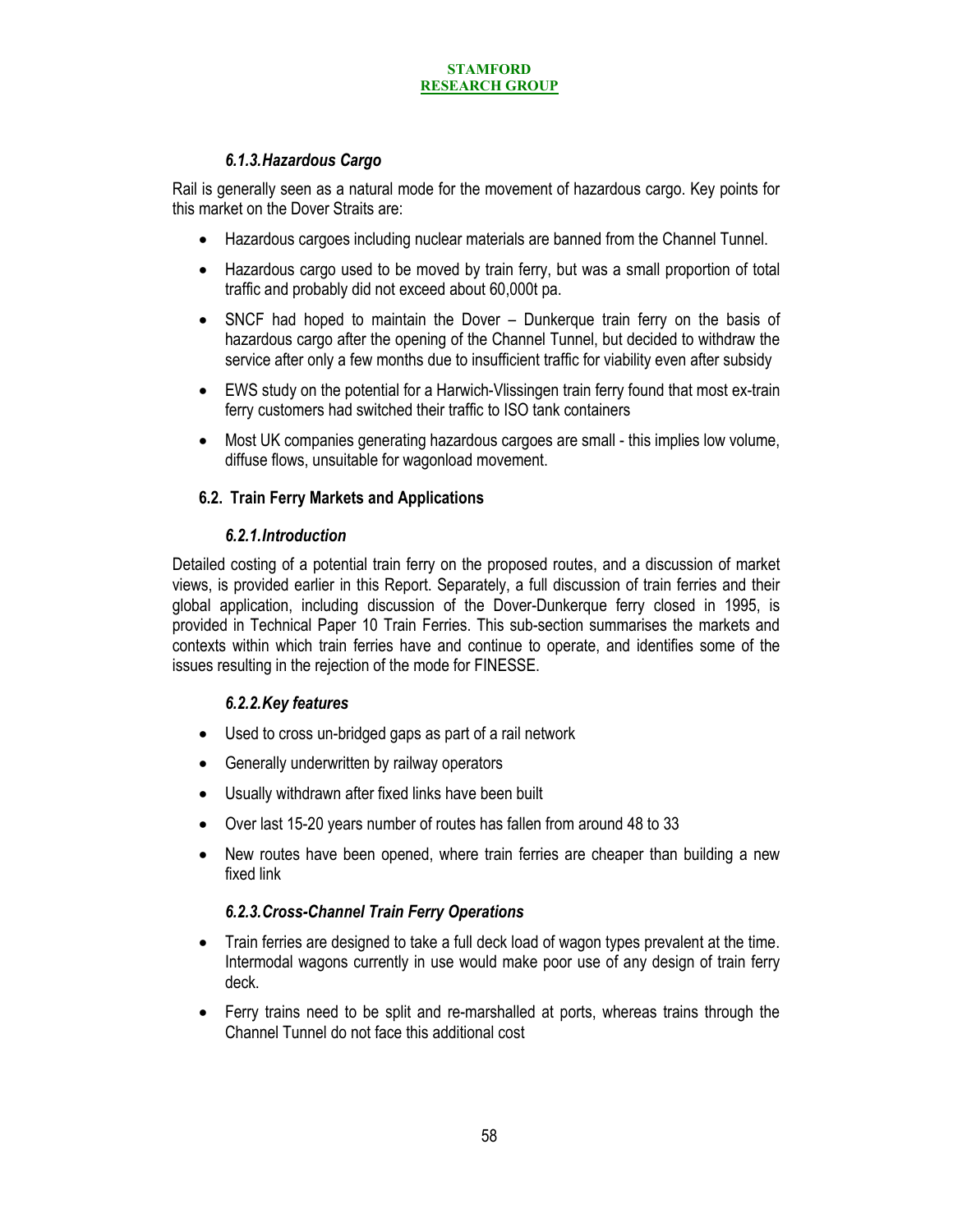### *6.1.3. Hazardous Cargo*

Rail is generally seen as a natural mode for the movement of hazardous cargo. Key points for this market on the Dover Straits are:

- Hazardous cargoes including nuclear materials are banned from the Channel Tunnel.
- Hazardous cargo used to be moved by train ferry, but was a small proportion of total traffic and probably did not exceed about 60,000t pa.
- SNCF had hoped to maintain the Dover – Dunkerque train ferry on the basis of hazardous cargo after the opening of the Channel Tunnel, but decided to withdraw the service after only a few months due to insufficient traffic for viability even after subsidy
- EWS study on the potential for a Harwich-Vlissingen train ferry found that most ex-train ferry customers had switched their traffic to ISO tank containers
- Most UK companies generating hazardous cargoes are small - this implies low volume, diffuse flows, unsuitable for wagonload movement.

## 6.2. Train Ferry Markets and Applications

### *6.2.1. Introduction*

Detailed costing of a potential train ferry on the proposed routes, and a discussion of market views, is provided earlier in this Report. Separately, a full discussion of train ferries and their global application, including discussion of the Dover-Dunkerque ferry closed in 1995, is provided in Technical Paper 10 Train Ferries. This sub-section summarises the markets and contexts within which train ferries have and continue to operate, and identifies some of the issues resulting in the rejection of the mode for FINESSE.

### *6.2.2. Key features*

- Used to cross un-bridged gaps as part of a rail network
- Generally underwritten by railway operators
- Usually withdrawn after fixed links have been built
- Over last 15-20 years number of routes has fallen from around 48 to 33
- New routes have been opened, where train ferries are cheaper than building a new fixed link

### *6.2.3. Cross-Channel Train Ferry Operations*

- Train ferries are designed to take a full deck load of wagon types prevalent at the time. Intermodal wagons currently in use would make poor use of any design of train ferry deck.
- Ferry trains need to be split and re-marshalled at ports, whereas trains through the Channel Tunnel do not face this additional cost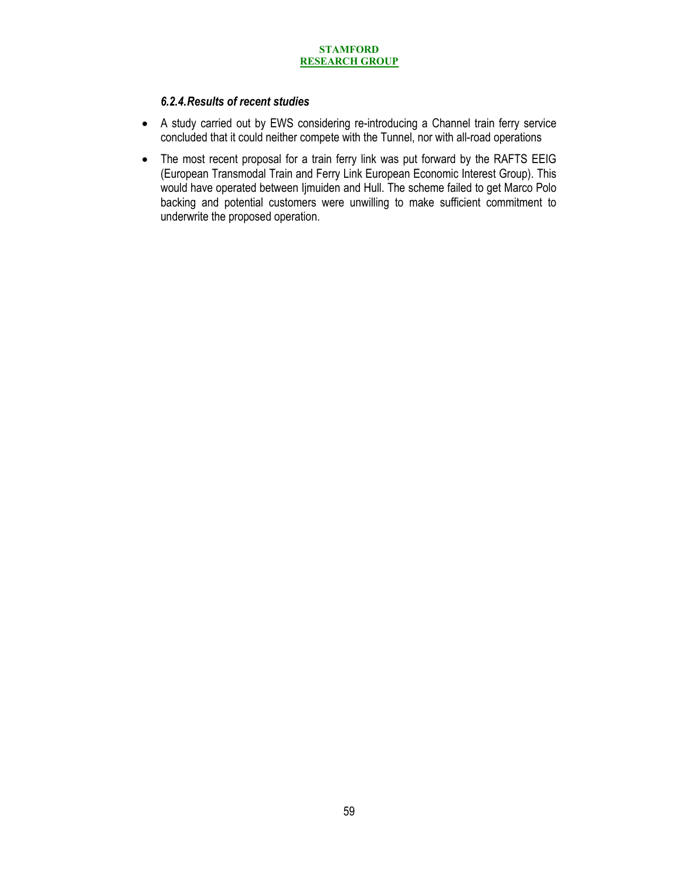### *6.2.4. Results of recent studies*

- A study carried out by EWS considering re-introducing a Channel train ferry service concluded that it could neither compete with the Tunnel, nor with all-road operations
- The most recent proposal for a train ferry link was put forward by the RAFTS EEIG (European Transmodal Train and Ferry Link European Economic Interest Group). This would have operated between Ijmuiden and Hull. The scheme failed to get Marco Polo backing and potential customers were unwilling to make sufficient commitment to underwrite the proposed operation.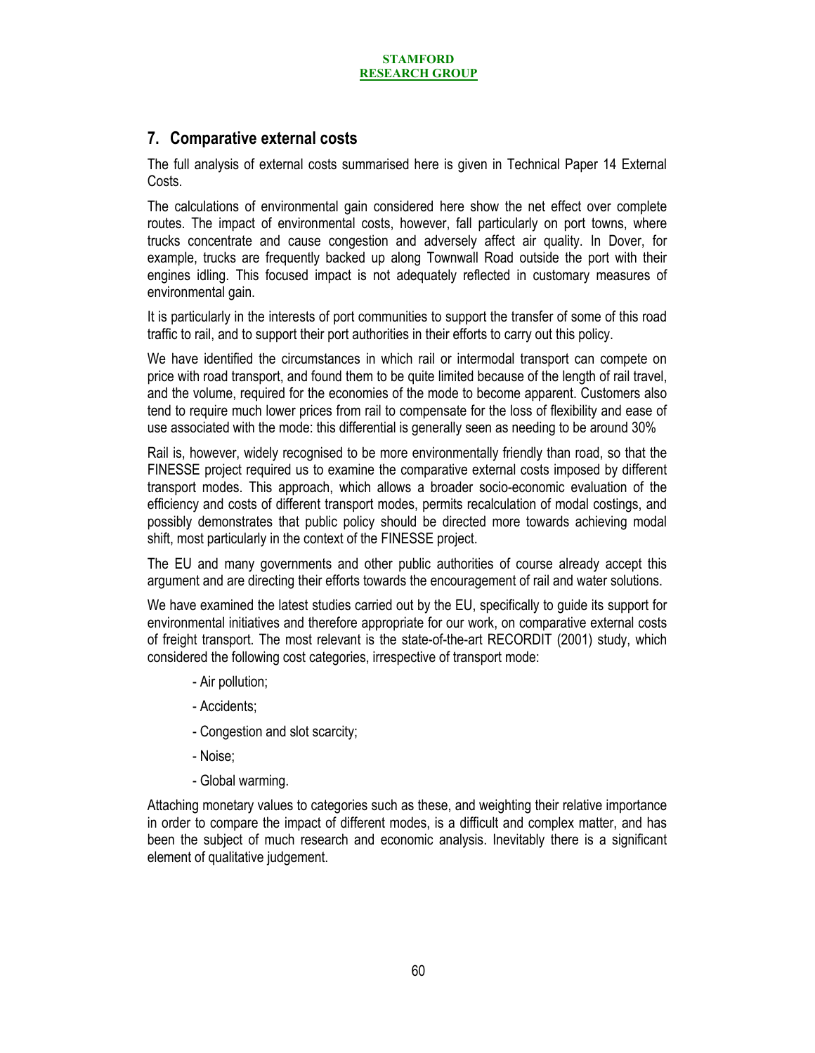## 7. Comparative external costs

The full analysis of external costs summarised here is given in Technical Paper 14 External Costs.

The calculations of environmental gain considered here show the net effect over complete routes. The impact of environmental costs, however, fall particularly on port towns, where trucks concentrate and cause congestion and adversely affect air quality. In Dover, for example, trucks are frequently backed up along Townwall Road outside the port with their engines idling. This focused impact is not adequately reflected in customary measures of environmental gain.

It is particularly in the interests of port communities to support the transfer of some of this road traffic to rail, and to support their port authorities in their efforts to carry out this policy.

We have identified the circumstances in which rail or intermodal transport can compete on price with road transport, and found them to be quite limited because of the length of rail travel, and the volume, required for the economies of the mode to become apparent. Customers also tend to require much lower prices from rail to compensate for the loss of flexibility and ease of use associated with the mode: this differential is generally seen as needing to be around 30%

Rail is, however, widely recognised to be more environmentally friendly than road, so that the FINESSE project required us to examine the comparative external costs imposed by different transport modes. This approach, which allows a broader socio-economic evaluation of the efficiency and costs of different transport modes, permits recalculation of modal costings, and possibly demonstrates that public policy should be directed more towards achieving modal shift, most particularly in the context of the FINESSE project.

The EU and many governments and other public authorities of course already accept this argument and are directing their efforts towards the encouragement of rail and water solutions.

We have examined the latest studies carried out by the EU, specifically to guide its support for environmental initiatives and therefore appropriate for our work, on comparative external costs of freight transport. The most relevant is the state-of-the-art RECORDIT (2001) study, which considered the following cost categories, irrespective of transport mode:

- Air pollution;
- Accidents;
- Congestion and slot scarcity;
- Noise;
- Global warming.

Attaching monetary values to categories such as these, and weighting their relative importance in order to compare the impact of different modes, is a difficult and complex matter, and has been the subject of much research and economic analysis. Inevitably there is a significant element of qualitative judgement.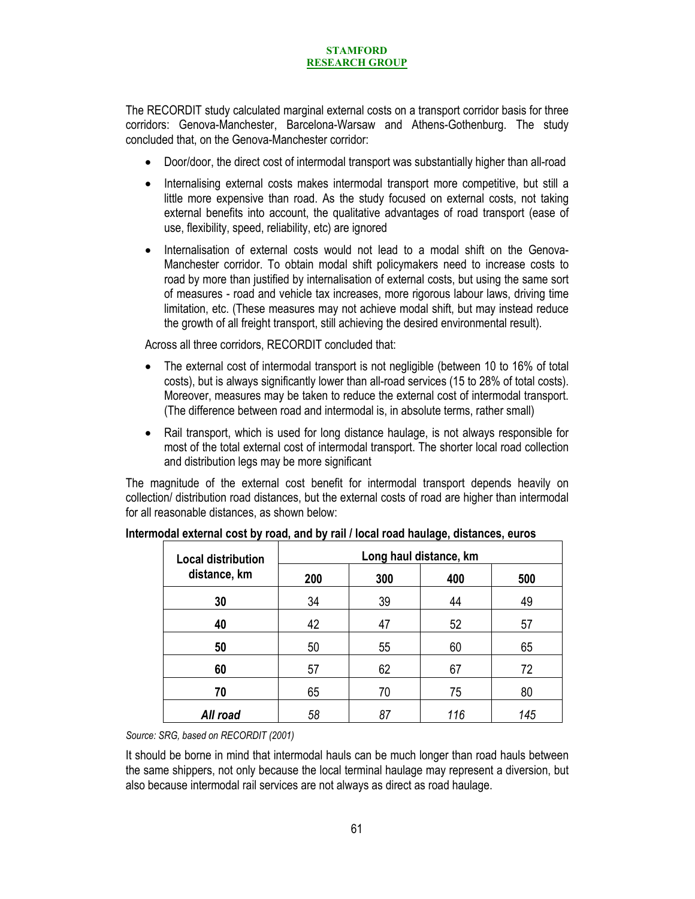The RECORDIT study calculated marginal external costs on a transport corridor basis for three corridors: Genova-Manchester, Barcelona-Warsaw and Athens-Gothenburg. The study concluded that, on the Genova-Manchester corridor:

- Door/door, the direct cost of intermodal transport was substantially higher than all-road
- Internalising external costs makes intermodal transport more competitive, but still a little more expensive than road. As the study focused on external costs, not taking external benefits into account, the qualitative advantages of road transport (ease of use, flexibility, speed, reliability, etc) are ignored
- Internalisation of external costs would not lead to a modal shift on the Genova-Manchester corridor. To obtain modal shift policymakers need to increase costs to road by more than justified by internalisation of external costs, but using the same sort of measures - road and vehicle tax increases, more rigorous labour laws, driving time limitation, etc. (These measures may not achieve modal shift, but may instead reduce the growth of all freight transport, still achieving the desired environmental result).

Across all three corridors, RECORDIT concluded that:

- The external cost of intermodal transport is not negligible (between 10 to 16% of total costs), but is always significantly lower than all-road services (15 to 28% of total costs). Moreover, measures may be taken to reduce the external cost of intermodal transport. (The difference between road and intermodal is, in absolute terms, rather small)
- Rail transport, which is used for long distance haulage, is not always responsible for most of the total external cost of intermodal transport. The shorter local road collection and distribution legs may be more significant

The magnitude of the external cost benefit for intermodal transport depends heavily on collection/ distribution road distances, but the external costs of road are higher than intermodal for all reasonable distances, as shown below:

**Intermodal external cost by road, and by rail / local road haulage, distances, euros**

| Local distribution distance, km | Long haul distance, km | | | |
|---|---|---|---|---|
| | **200** | **300** | **400** | **500** |
| **30** | 34 | 39 | 44 | 49 |
| **40** | 42 | 47 | 52 | 57 |
| **50** | 50 | 55 | 60 | 65 |
| **60** | 57 | 62 | 67 | 72 |
| **70** | 65 | 70 | 75 | 80 |
| ***All road*** | *58* | *87* | *116* | *145* |

*Source: SRG, based on RECORDIT (2001)*

It should be borne in mind that intermodal hauls can be much longer than road hauls between the same shippers, not only because the local terminal haulage may represent a diversion, but also because intermodal rail services are not always as direct as road haulage.